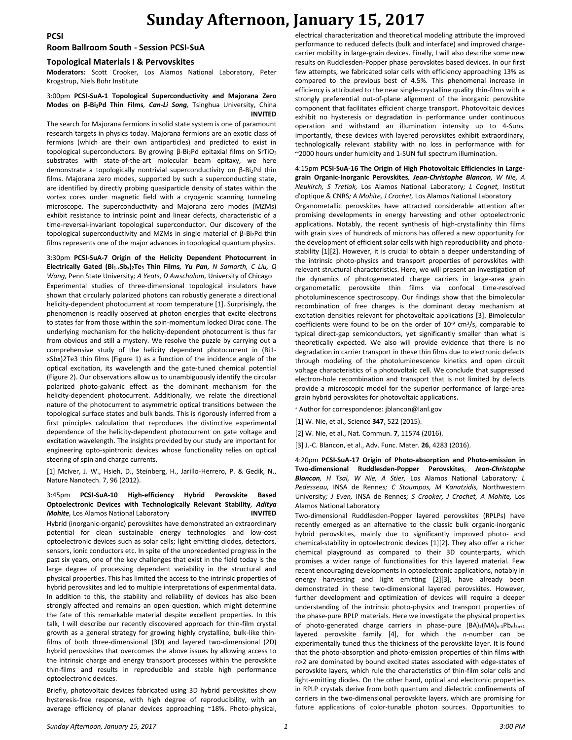# Sunday Afternoon, January 15, 2017

## PCSI

### Room Ballroom South - Session PCSI-SuA

### Topological Materials I & Pervovskites

**Moderators:** Scott Crooker, Los Alamos National Laboratory, Peter Krogstrup, Niels Bohr Institute

3:00pm **PCSI-SuA-1 Topological Superconductivity and Majorana Zero Modes on β-$Bi_2Pd$ Thin Films**, ***Can-Li Song***, Tsinghua University, China **INVITED**

The search for Majorana fermions in solid state system is one of paramount research targets in physics today. Majorana fermions are an exotic class of fermions (which are their own antiparticles) and predicted to exist in topological superconductors. By growing β-$Bi_2Pd$ epitaxial films on $SrTiO_3$ substrates with state-of-the-art molecular beam epitaxy, we here demonstrate a topologically nontrivial superconductivity on β-$Bi_2Pd$ thin films. Majorana zero modes, supported by such a superconducting state, are identified by directly probing quasiparticle density of states within the vortex cores under magnetic field with a cryogenic scanning tunneling microscope. The superconductivity and Majorana zero modes (MZMs) exhibit resistance to intrinsic point and linear defects, characteristic of a time-reversal-invariant topological superconductor. Our discovery of the topological superconductivity and MZMs in single material of β-$Bi_2Pd$ thin films represents one of the major advances in topological quantum physics.

3:30pm **PCSI-SuA-7 Origin of the Helicity Dependent Photocurrent in Electrically Gated $(Bi_{1-x}Sb_x)_2Te_3$ Thin Films**, ***Yu Pan***, *N Samarth, C Liu, Q Wang,* Penn State University*; A Yeats, D Awschalom,* University of Chicago

Experimental studies of three-dimensional topological insulators have shown that circularly polarized photons can robustly generate a directional helicity-dependent photocurrent at room temperature [1]. Surprisingly, the phenomenon is readily observed at photon energies that excite electrons to states far from those within the spin-momentum locked Dirac cone. The underlying mechanism for the helicity-dependent photocurrent is thus far from obvious and still a mystery. We resolve the puzzle by carrying out a comprehensive study of the helicity dependent photocurrent in (Bi1-xSbx)2Te3 thin films (Figure 1) as a function of the incidence angle of the optical excitation, its wavelength and the gate-tuned chemical potential (Figure 2). Our observations allow us to unambiguously identify the circular polarized photo-galvanic effect as the dominant mechanism for the helicity-dependent photocurrent. Additionally, we relate the directional nature of the photocurrent to asymmetric optical transitions between the topological surface states and bulk bands. This is rigorously inferred from a first principles calculation that reproduces the distinctive experimental dependence of the helicity-dependent photocurrent on gate voltage and excitation wavelength. The insights provided by our study are important for engineering opto-spintronic devices whose functionality relies on optical steering of spin and charge currents.

[1] McIver, J. W., Hsieh, D., Steinberg, H., Jarillo-Herrero, P. & Gedik, N., Nature Nanotech. 7, 96 (2012).

3:45pm **PCSI-SuA-10 High-efficiency Hybrid Perovskite Based Optoelectronic Devices with Technologically Relevant Stability**, ***Aditya Mohite***, Los Alamos National Laboratory **INVITED**

Hybrid (inorganic-organic) perovskites have demonstrated an extraordinary potential for clean sustainable energy technologies and low-cost optoelectronic devices such as solar cells; light emitting diodes, detectors, sensors, ionic conductors etc. In spite of the unprecedented progress in the past six years, one of the key challenges that exist in the field today is the large degree of processing dependent variability in the structural and physical properties. This has limited the access to the intrinsic properties of hybrid perovskites and led to multiple interpretations of experimental data. In addition to this, the stability and reliability of devices has also been strongly affected and remains an open question, which might determine the fate of this remarkable material despite excellent properties. In this talk, I will describe our recently discovered approach for thin-film crystal growth as a general strategy for growing highly crystalline, bulk-like thin-films of both three-dimensional (3D) and layered two-dimensional (2D) hybrid perovskites that overcomes the above issues by allowing access to the intrinsic charge and energy transport processes within the perovskite thin-films and results in reproducible and stable high performance optoelectronic devices.

Briefly, photovoltaic devices fabricated using 3D hybrid perovskites show hysteresis-free response, with high degree of reproducibility, with an average efficiency of planar devices approaching ~18%. Photo-physical, electrical characterization and theoretical modeling attribute the improved performance to reduced defects (bulk and interface) and improved charge-carrier mobility in large-grain devices. Finally, I will also describe some new results on Ruddlesden-Popper phase perovskites based devices. In our first few attempts, we fabricated solar cells with efficiency approaching 13% as compared to the previous best of 4.5%. This phenomenal increase in efficiency is attributed to the near single-crystalline quality thin-films with a strongly preferential out-of-plane alignment of the inorganic perovskite component that facilitates efficient charge transport. Photovoltaic devices exhibit no hysteresis or degradation in performance under continuous operation and withstand an illumination intensity up to 4-Suns. Importantly, these devices with layered perovskites exhibit extraordinary, technologically relevant stability with no loss in performance with for ~2000 hours under humidity and 1-SUN full spectrum illumination.

4:15pm **PCSI-SuA-16 The Origin of High Photovoltaic Efficiencies in Large-grain Organic-Inorganic Perovskites**, ***Jean-Christophe Blancon***, *W Nie, A Neukirch, S Tretiak,* Los Alamos National Laboratory*; L Cognet,* Institut d'optique & CNRS*; A Mohite, J Crochet,* Los Alamos National Laboratory

Organometallic perovskites have attracted considerable attention after promising developments in energy harvesting and other optoelectronic applications. Notably, the recent synthesis of high-crystallinity thin films with grain sizes of hundreds of microns has offered a new opportunity for the development of efficient solar cells with high reproducibility and photo-stability [1][2]. However, it is crucial to obtain a deeper understanding of the intrinsic photo-physics and transport properties of perovskites with relevant structural characteristics. Here, we will present an investigation of the dynamics of photogenerated charge carriers in large-area grain organometallic perovskite thin films via confocal time-resolved photoluminescence spectroscopy. Our findings show that the bimolecular recombination of free charges is the dominant decay mechanism at excitation densities relevant for photovoltaic applications [3]. Bimolecular coefficients were found to be on the order of $10^{-9}$ $cm^3/s$, comparable to typical direct-gap semiconductors, yet significantly smaller than what is theoretically expected. We also will provide evidence that there is no degradation in carrier transport in these thin films due to electronic defects through modeling of the photoluminescence kinetics and open circuit voltage characteristics of a photovoltaic cell. We conclude that suppressed electron-hole recombination and transport that is not limited by defects provide a microscopic model for the superior performance of large-area grain hybrid perovskites for photovoltaic applications.

[+] Author for correspondence: jblancon@lanl.gov

[1] W. Nie, et al., Science **347**, 522 (2015).

[2] W. Nie, et al., Nat. Commun. **7**, 11574 (2016).

[3] J.-C. Blancon, et al., Adv. Func. Mater. **26**, 4283 (2016).

4:20pm **PCSI-SuA-17 Origin of Photo-absorption and Photo-emission in Two-dimensional Ruddlesden-Popper Perovskites**, ***Jean-Christophe Blancon***, *H Tsai, W Nie, A Stier,* Los Alamos National Laboratory*; L Pedesseau,* INSA de Rennes*; C Stoumpos, M Kanatzidis,* Northwestern University*; J Even,* INSA de Rennes*; S Crooker, J Crochet, A Mohite,* Los Alamos National Laboratory

Two-dimensional Ruddlesden-Popper layered perovskites (RPLPs) have recently emerged as an alternative to the classic bulk organic-inorganic hybrid perovskites, mainly due to significantly improved photo- and chemical-stability in optoelectronic devices [1][2]. They also offer a richer chemical playground as compared to their 3D counterparts, which promises a wider range of functionalities for this layered material. Few recent encouraging developments in optoelectronic applications, notably in energy harvesting and light emitting [2][3], have already been demonstrated in these two-dimensional layered perovskites. However, further development and optimization of devices will require a deeper understanding of the intrinsic photo-physics and transport properties of the phase-pure RPLP materials. Here we investigate the physical properties of photo-generated charge carriers in phase-pure $(BA)_2(MA)_{n-1}Pb_nI_{3n+1}$ layered perovskite family [4], for which the *n*-number can be experimentally tuned thus the thickness of the perovskite layer. It is found that the photo-absorption and photo-emission properties of thin films with n>2 are dominated by bound excited states associated with edge-states of perovskite layers, which rule the characteristics of thin-film solar cells and light-emitting diodes. On the other hand, optical and electronic properties in RPLP crystals derive from both quantum and dielectric confinements of carriers in the two-dimensional perovskite layers, which are promising for future applications of color-tunable photon sources. Opportunities to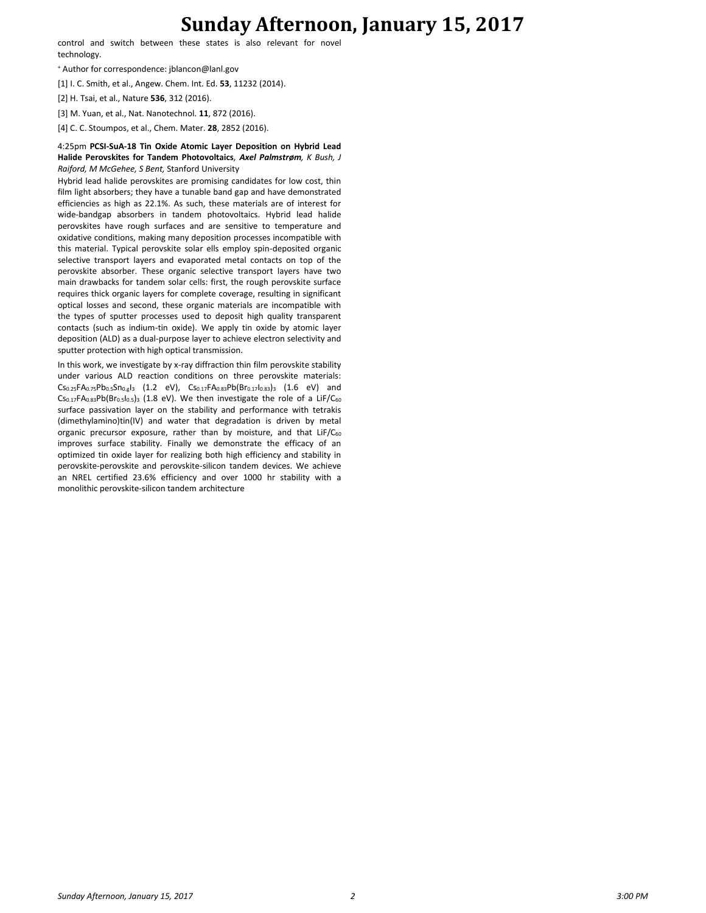control and switch between these states is also relevant for novel technology.

+ Author for correspondence: jblancon@lanl.gov

[1] I. C. Smith, et al., Angew. Chem. Int. Ed. **53**, 11232 (2014).

[2] H. Tsai, et al., Nature **536**, 312 (2016).

[3] M. Yuan, et al., Nat. Nanotechnol. **11**, 872 (2016).

[4] C. C. Stoumpos, et al., Chem. Mater. **28**, 2852 (2016).

4:25pm **PCSI-SuA-18 Tin Oxide Atomic Layer Deposition on Hybrid Lead Halide Perovskites for Tandem Photovoltaics**, ***Axel Palmstrøm***, *K Bush, J Raiford, M McGehee, S Bent,* Stanford University

Hybrid lead halide perovskites are promising candidates for low cost, thin film light absorbers; they have a tunable band gap and have demonstrated efficiencies as high as 22.1%. As such, these materials are of interest for wide-bandgap absorbers in tandem photovoltaics. Hybrid lead halide perovskites have rough surfaces and are sensitive to temperature and oxidative conditions, making many deposition processes incompatible with this material. Typical perovskite solar ells employ spin-deposited organic selective transport layers and evaporated metal contacts on top of the perovskite absorber. These organic selective transport layers have two main drawbacks for tandem solar cells: first, the rough perovskite surface requires thick organic layers for complete coverage, resulting in significant optical losses and second, these organic materials are incompatible with the types of sputter processes used to deposit high quality transparent contacts (such as indium-tin oxide). We apply tin oxide by atomic layer deposition (ALD) as a dual-purpose layer to achieve electron selectivity and sputter protection with high optical transmission.

In this work, we investigate by x-ray diffraction thin film perovskite stability under various ALD reaction conditions on three perovskite materials: $Cs_{0.25}FA_{0.75}Pb_{0.5}Sn_{0.g}I_3$ (1.2 eV), $Cs_{0.17}FA_{0.83}Pb(Br_{0.17}I_{0.83})_3$ (1.6 eV) and $Cs_{0.17}FA_{0.83}Pb(Br_{0.5}I_{0.5})_3$ (1.8 eV). We then investigate the role of a $LiF/C_{60}$ surface passivation layer on the stability and performance with tetrakis (dimethylamino)tin(IV) and water that degradation is driven by metal organic precursor exposure, rather than by moisture, and that $LiF/C_{60}$ improves surface stability. Finally we demonstrate the efficacy of an optimized tin oxide layer for realizing both high efficiency and stability in perovskite-perovskite and perovskite-silicon tandem devices. We achieve an NREL certified 23.6% efficiency and over 1000 hr stability with a monolithic perovskite-silicon tandem architecture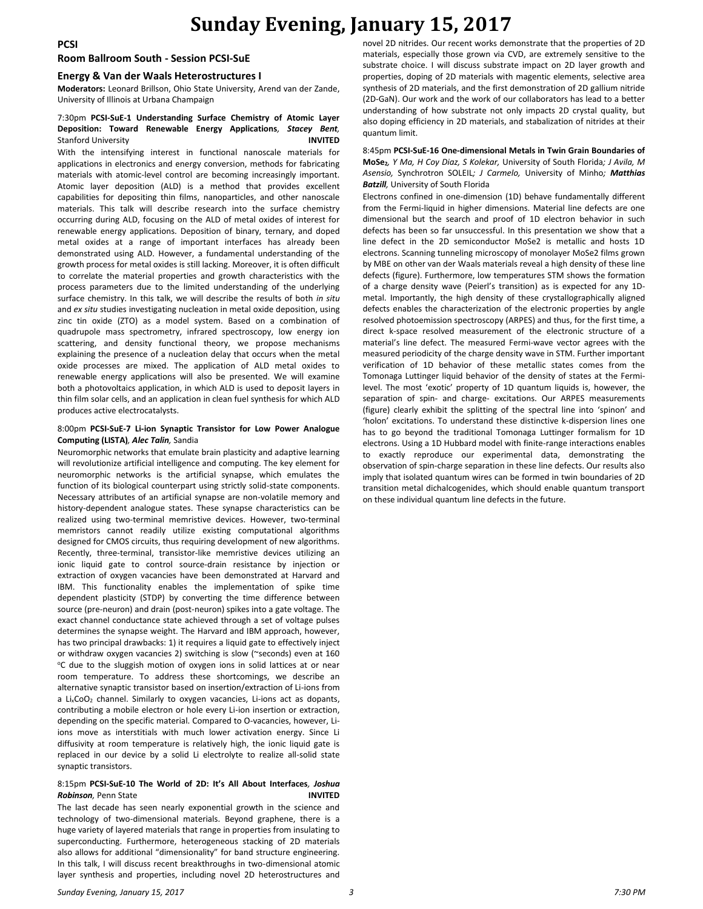# Sunday Evening, January 15, 2017

## PCSI

### Room Ballroom South - Session PCSI-SuE

### Energy & Van der Waals Heterostructures I

**Moderators:** Leonard Brillson, Ohio State University, Arend van der Zande, University of Illinois at Urbana Champaign

7:30pm **PCSI-SuE-1 Understanding Surface Chemistry of Atomic Layer Deposition: Toward Renewable Energy Applications**, ***Stacey Bent***, Stanford University **INVITED**

With the intensifying interest in functional nanoscale materials for applications in electronics and energy conversion, methods for fabricating materials with atomic-level control are becoming increasingly important. Atomic layer deposition (ALD) is a method that provides excellent capabilities for depositing thin films, nanoparticles, and other nanoscale materials. This talk will describe research into the surface chemistry occurring during ALD, focusing on the ALD of metal oxides of interest for renewable energy applications. Deposition of binary, ternary, and doped metal oxides at a range of important interfaces has already been demonstrated using ALD. However, a fundamental understanding of the growth process for metal oxides is still lacking. Moreover, it is often difficult to correlate the material properties and growth characteristics with the process parameters due to the limited understanding of the underlying surface chemistry. In this talk, we will describe the results of both *in situ* and *ex situ* studies investigating nucleation in metal oxide deposition, using zinc tin oxide (ZTO) as a model system. Based on a combination of quadrupole mass spectrometry, infrared spectroscopy, low energy ion scattering, and density functional theory, we propose mechanisms explaining the presence of a nucleation delay that occurs when the metal oxide processes are mixed. The application of ALD metal oxides to renewable energy applications will also be presented. We will examine both a photovoltaics application, in which ALD is used to deposit layers in thin film solar cells, and an application in clean fuel synthesis for which ALD produces active electrocatalysts.

8:00pm **PCSI-SuE-7 Li-ion Synaptic Transistor for Low Power Analogue Computing (LISTA)**, ***Alec Talin***, Sandia

Neuromorphic networks that emulate brain plasticity and adaptive learning will revolutionize artificial intelligence and computing. The key element for neuromorphic networks is the artificial synapse, which emulates the function of its biological counterpart using strictly solid-state components. Necessary attributes of an artificial synapse are non-volatile memory and history-dependent analogue states. These synapse characteristics can be realized using two-terminal memristive devices. However, two-terminal memristors cannot readily utilize existing computational algorithms designed for CMOS circuits, thus requiring development of new algorithms. Recently, three-terminal, transistor-like memristive devices utilizing an ionic liquid gate to control source-drain resistance by injection or extraction of oxygen vacancies have been demonstrated at Harvard and IBM. This functionality enables the implementation of spike time dependent plasticity (STDP) by converting the time difference between source (pre-neuron) and drain (post-neuron) spikes into a gate voltage. The exact channel conductance state achieved through a set of voltage pulses determines the synapse weight. The Harvard and IBM approach, however, has two principal drawbacks: 1) it requires a liquid gate to effectively inject or withdraw oxygen vacancies 2) switching is slow (~seconds) even at 160 $^{o}$C due to the sluggish motion of oxygen ions in solid lattices at or near room temperature. To address these shortcomings, we describe an alternative synaptic transistor based on insertion/extraction of Li-ions from a $Li_xCoO_2$ channel. Similarly to oxygen vacancies, Li-ions act as dopants, contributing a mobile electron or hole every Li-ion insertion or extraction, depending on the specific material. Compared to O-vacancies, however, Li-ions move as interstitials with much lower activation energy. Since Li diffusivity at room temperature is relatively high, the ionic liquid gate is replaced in our device by a solid Li electrolyte to realize all-solid state synaptic transistors.

8:15pm **PCSI-SuE-10 The World of 2D: It's All About Interfaces**, ***Joshua Robinson***, Penn State **INVITED**

The last decade has seen nearly exponential growth in the science and technology of two-dimensional materials. Beyond graphene, there is a huge variety of layered materials that range in properties from insulating to superconducting. Furthermore, heterogeneous stacking of 2D materials also allows for additional "dimensionality" for band structure engineering. In this talk, I will discuss recent breakthroughs in two-dimensional atomic layer synthesis and properties, including novel 2D heterostructures and novel 2D nitrides. Our recent works demonstrate that the properties of 2D materials, especially those grown via CVD, are extremely sensitive to the substrate choice. I will discuss substrate impact on 2D layer growth and properties, doping of 2D materials with magentic elements, selective area synthesis of 2D materials, and the first demonstration of 2D gallium nitride (2D-GaN). Our work and the work of our collaborators has lead to a better understanding of how substrate not only impacts 2D crystal quality, but also doping efficiency in 2D materials, and stabalization of nitrides at their quantum limit.

8:45pm **PCSI-SuE-16 One-dimensional Metals in Twin Grain Boundaries of $MoSe_2$**, *Y Ma, H Coy Diaz, S Kolekar,* University of South Florida*; J Avila, M Asensio,* Synchrotron SOLEIL*; J Carmelo,* University of Minho*;* ***Matthias Batzill***, University of South Florida

Electrons confined in one-dimension (1D) behave fundamentally different from the Fermi-liquid in higher dimensions. Material line defects are one dimensional but the search and proof of 1D electron behavior in such defects has been so far unsuccessful. In this presentation we show that a line defect in the 2D semiconductor MoSe2 is metallic and hosts 1D electrons. Scanning tunneling microscopy of monolayer MoSe2 films grown by MBE on other van der Waals materials reveal a high density of these line defects (figure). Furthermore, low temperatures STM shows the formation of a charge density wave (Peierl's transition) as is expected for any 1D-metal. Importantly, the high density of these crystallographically aligned defects enables the characterization of the electronic properties by angle resolved photoemission spectroscopy (ARPES) and thus, for the first time, a direct k-space resolved measurement of the electronic structure of a material's line defect. The measured Fermi-wave vector agrees with the measured periodicity of the charge density wave in STM. Further important verification of 1D behavior of these metallic states comes from the Tomonaga Luttinger liquid behavior of the density of states at the Fermi-level. The most 'exotic' property of 1D quantum liquids is, however, the separation of spin- and charge- excitations. Our ARPES measurements (figure) clearly exhibit the splitting of the spectral line into 'spinon' and 'holon' excitations. To understand these distinctive k-dispersion lines one has to go beyond the traditional Tomonaga Luttinger formalism for 1D electrons. Using a 1D Hubbard model with finite-range interactions enables to exactly reproduce our experimental data, demonstrating the observation of spin-charge separation in these line defects. Our results also imply that isolated quantum wires can be formed in twin boundaries of 2D transition metal dichalcogenides, which should enable quantum transport on these individual quantum line defects in the future.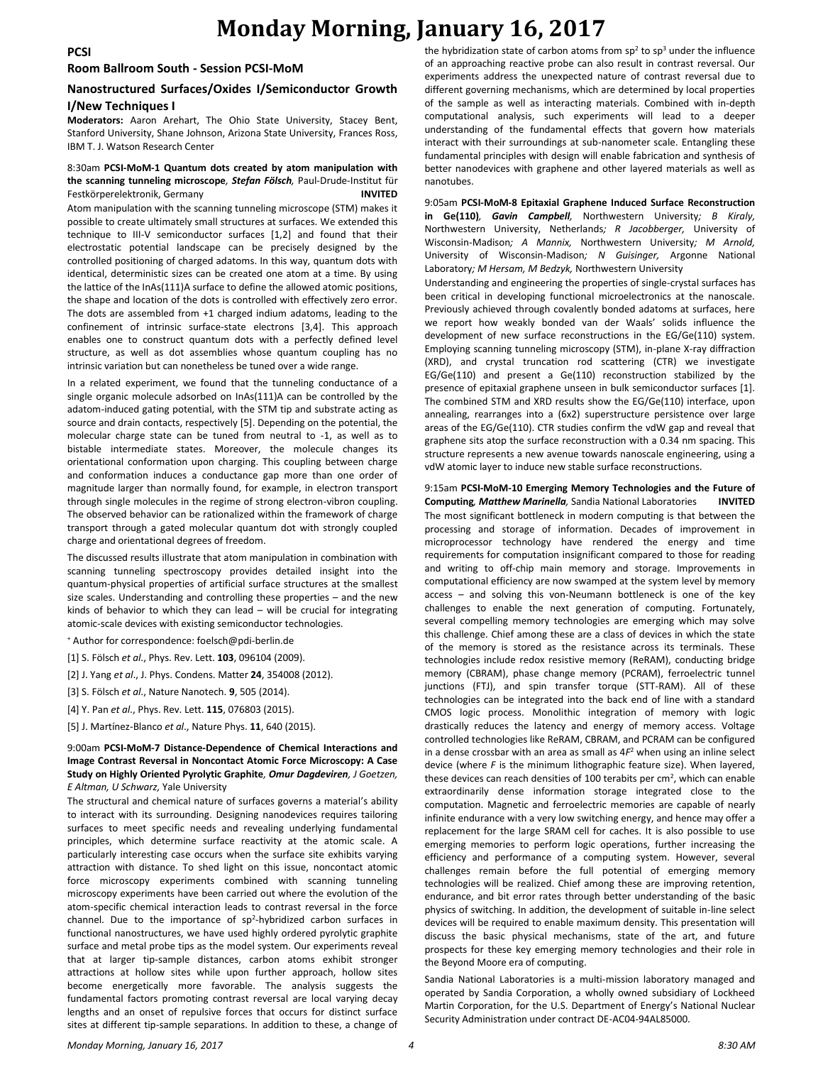# Monday Morning, January 16, 2017

## PCSI

### Room Ballroom South - Session PCSI-MoM

### Nanostructured Surfaces/Oxides I/Semiconductor Growth I/New Techniques I

**Moderators:** Aaron Arehart, The Ohio State University, Stacey Bent, Stanford University, Shane Johnson, Arizona State University, Frances Ross, IBM T. J. Watson Research Center

8:30am **PCSI-MoM-1 Quantum dots created by atom manipulation with the scanning tunneling microscope**, ***Stefan Fölsch***, Paul-Drude-Institut für Festkörperelektronik, Germany **INVITED**

Atom manipulation with the scanning tunneling microscope (STM) makes it possible to create ultimately small structures at surfaces. We extended this technique to III-V semiconductor surfaces [1,2] and found that their electrostatic potential landscape can be precisely designed by the controlled positioning of charged adatoms. In this way, quantum dots with identical, deterministic sizes can be created one atom at a time. By using the lattice of the InAs(111)A surface to define the allowed atomic positions, the shape and location of the dots is controlled with effectively zero error. The dots are assembled from +1 charged indium adatoms, leading to the confinement of intrinsic surface-state electrons [3,4]. This approach enables one to construct quantum dots with a perfectly defined level structure, as well as dot assemblies whose quantum coupling has no intrinsic variation but can nonetheless be tuned over a wide range.

In a related experiment, we found that the tunneling conductance of a single organic molecule adsorbed on InAs(111)A can be controlled by the adatom-induced gating potential, with the STM tip and substrate acting as source and drain contacts, respectively [5]. Depending on the potential, the molecular charge state can be tuned from neutral to -1, as well as to bistable intermediate states. Moreover, the molecule changes its orientational conformation upon charging. This coupling between charge and conformation induces a conductance gap more than one order of magnitude larger than normally found, for example, in electron transport through single molecules in the regime of strong electron-vibron coupling. The observed behavior can be rationalized within the framework of charge transport through a gated molecular quantum dot with strongly coupled charge and orientational degrees of freedom.

The discussed results illustrate that atom manipulation in combination with scanning tunneling spectroscopy provides detailed insight into the quantum-physical properties of artificial surface structures at the smallest size scales. Understanding and controlling these properties – and the new kinds of behavior to which they can lead – will be crucial for integrating atomic-scale devices with existing semiconductor technologies.

[+] Author for correspondence: foelsch@pdi-berlin.de

[1] S. Fölsch *et al*., Phys. Rev. Lett. **103**, 096104 (2009).

[2] J. Yang *et al*., J. Phys. Condens. Matter **24**, 354008 (2012).

[3] S. Fölsch *et al*., Nature Nanotech. **9**, 505 (2014).

[4] Y. Pan *et al*., Phys. Rev. Lett. **115**, 076803 (2015).

[5] J. Martínez-Blanco *et al*., Nature Phys. **11**, 640 (2015).

9:00am **PCSI-MoM-7 Distance-Dependence of Chemical Interactions and Image Contrast Reversal in Noncontact Atomic Force Microscopy: A Case Study on Highly Oriented Pyrolytic Graphite**, ***Omur Dagdeviren***, *J Goetzen, E Altman, U Schwarz,* Yale University

The structural and chemical nature of surfaces governs a material's ability to interact with its surrounding. Designing nanodevices requires tailoring surfaces to meet specific needs and revealing underlying fundamental principles, which determine surface reactivity at the atomic scale. A particularly interesting case occurs when the surface site exhibits varying attraction with distance. To shed light on this issue, noncontact atomic force microscopy experiments combined with scanning tunneling microscopy experiments have been carried out where the evolution of the atom-specific chemical interaction leads to contrast reversal in the force channel. Due to the importance of $sp^2$-hybridized carbon surfaces in functional nanostructures, we have used highly ordered pyrolytic graphite surface and metal probe tips as the model system. Our experiments reveal that at larger tip-sample distances, carbon atoms exhibit stronger attractions at hollow sites while upon further approach, hollow sites become energetically more favorable. The analysis suggests the fundamental factors promoting contrast reversal are local varying decay lengths and an onset of repulsive forces that occurs for distinct surface sites at different tip-sample separations. In addition to these, a change of the hybridization state of carbon atoms from $sp^2$ to $sp^3$ under the influence of an approaching reactive probe can also result in contrast reversal. Our experiments address the unexpected nature of contrast reversal due to different governing mechanisms, which are determined by local properties of the sample as well as interacting materials. Combined with in-depth computational analysis, such experiments will lead to a deeper understanding of the fundamental effects that govern how materials interact with their surroundings at sub-nanometer scale. Entangling these fundamental principles with design will enable fabrication and synthesis of better nanodevices with graphene and other layered materials as well as nanotubes.

9:05am **PCSI-MoM-8 Epitaxial Graphene Induced Surface Reconstruction in Ge(110)**, ***Gavin Campbell***, Northwestern University*; B Kiraly,* Northwestern University, Netherlands*; R Jacobberger,* University of Wisconsin-Madison*; A Mannix,* Northwestern University*; M Arnold,* University of Wisconsin-Madison*; N Guisinger,* Argonne National Laboratory*; M Hersam, M Bedzyk,* Northwestern University

Understanding and engineering the properties of single-crystal surfaces has been critical in developing functional microelectronics at the nanoscale. Previously achieved through covalently bonded adatoms at surfaces, here we report how weakly bonded van der Waals' solids influence the development of new surface reconstructions in the EG/Ge(110) system. Employing scanning tunneling microscopy (STM), in-plane X-ray diffraction (XRD), and crystal truncation rod scattering (CTR) we investigate EG/Ge(110) and present a Ge(110) reconstruction stabilized by the presence of epitaxial graphene unseen in bulk semiconductor surfaces [1]. The combined STM and XRD results show the EG/Ge(110) interface, upon annealing, rearranges into a (6x2) superstructure persistence over large areas of the EG/Ge(110). CTR studies confirm the vdW gap and reveal that graphene sits atop the surface reconstruction with a 0.34 nm spacing. This structure represents a new avenue towards nanoscale engineering, using a vdW atomic layer to induce new stable surface reconstructions.

9:15am **PCSI-MoM-10 Emerging Memory Technologies and the Future of Computing**, ***Matthew Marinella***, Sandia National Laboratories **INVITED**

The most significant bottleneck in modern computing is that between the processing and storage of information. Decades of improvement in microprocessor technology have rendered the energy and time requirements for computation insignificant compared to those for reading and writing to off-chip main memory and storage. Improvements in computational efficiency are now swamped at the system level by memory access – and solving this von-Neumann bottleneck is one of the key challenges to enable the next generation of computing. Fortunately, several compelling memory technologies are emerging which may solve this challenge. Chief among these are a class of devices in which the state of the memory is stored as the resistance across its terminals. These technologies include redox resistive memory (ReRAM), conducting bridge memory (CBRAM), phase change memory (PCRAM), ferroelectric tunnel junctions (FTJ), and spin transfer torque (STT-RAM). All of these technologies can be integrated into the back end of line with a standard CMOS logic process. Monolithic integration of memory with logic drastically reduces the latency and energy of memory access. Voltage controlled technologies like ReRAM, CBRAM, and PCRAM can be configured in a dense crossbar with an area as small as $4F^2$ when using an inline select device (where $F$ is the minimum lithographic feature size). When layered, these devices can reach densities of 100 terabits per $cm^2$, which can enable extraordinarily dense information storage integrated close to the computation. Magnetic and ferroelectric memories are capable of nearly infinite endurance with a very low switching energy, and hence may offer a replacement for the large SRAM cell for caches. It is also possible to use emerging memories to perform logic operations, further increasing the efficiency and performance of a computing system. However, several challenges remain before the full potential of emerging memory technologies will be realized. Chief among these are improving retention, endurance, and bit error rates through better understanding of the basic physics of switching. In addition, the development of suitable in-line select devices will be required to enable maximum density. This presentation will discuss the basic physical mechanisms, state of the art, and future prospects for these key emerging memory technologies and their role in the Beyond Moore era of computing.

Sandia National Laboratories is a multi-mission laboratory managed and operated by Sandia Corporation, a wholly owned subsidiary of Lockheed Martin Corporation, for the U.S. Department of Energy's National Nuclear Security Administration under contract DE-AC04-94AL85000.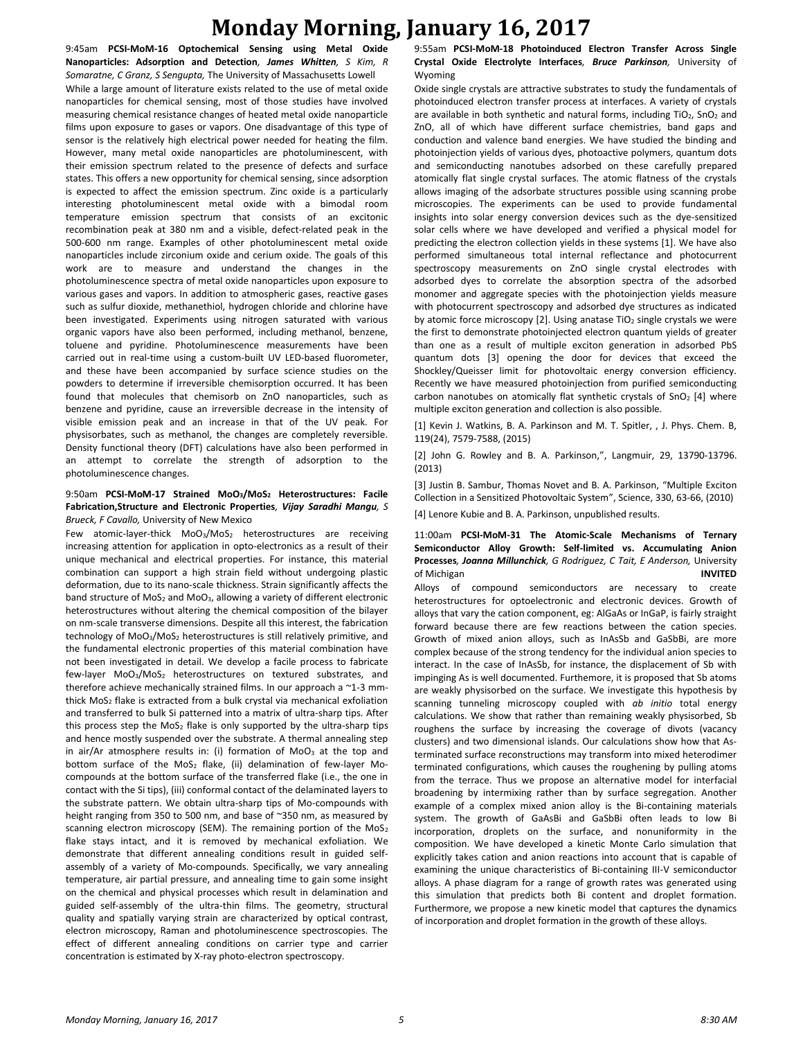# Monday Morning, January 16, 2017

9:45am **PCSI-MoM-16 Optochemical Sensing using Metal Oxide Nanoparticles: Adsorption and Detection**, ***James Whitten****, S Kim, R Somaratne, C Granz, S Sengupta,* The University of Massachusetts Lowell

While a large amount of literature exists related to the use of metal oxide nanoparticles for chemical sensing, most of those studies have involved measuring chemical resistance changes of heated metal oxide nanoparticle films upon exposure to gases or vapors. One disadvantage of this type of sensor is the relatively high electrical power needed for heating the film. However, many metal oxide nanoparticles are photoluminescent, with their emission spectrum related to the presence of defects and surface states. This offers a new opportunity for chemical sensing, since adsorption is expected to affect the emission spectrum. Zinc oxide is a particularly interesting photoluminescent metal oxide with a bimodal room temperature emission spectrum that consists of an excitonic recombination peak at 380 nm and a visible, defect-related peak in the 500-600 nm range. Examples of other photoluminescent metal oxide nanoparticles include zirconium oxide and cerium oxide. The goals of this work are to measure and understand the changes in the photoluminescence spectra of metal oxide nanoparticles upon exposure to various gases and vapors. In addition to atmospheric gases, reactive gases such as sulfur dioxide, methanethiol, hydrogen chloride and chlorine have been investigated. Experiments using nitrogen saturated with various organic vapors have also been performed, including methanol, benzene, toluene and pyridine. Photoluminescence measurements have been carried out in real-time using a custom-built UV LED-based fluorometer, and these have been accompanied by surface science studies on the powders to determine if irreversible chemisorption occurred. It has been found that molecules that chemisorb on ZnO nanoparticles, such as benzene and pyridine, cause an irreversible decrease in the intensity of visible emission peak and an increase in that of the UV peak. For physisorbates, such as methanol, the changes are completely reversible. Density functional theory (DFT) calculations have also been performed in an attempt to correlate the strength of adsorption to the photoluminescence changes.

9:50am **PCSI-MoM-17 Strained $MoO_3$/$MoS_2$ Heterostructures: Facile Fabrication,Structure and Electronic Properties**, ***Vijay Saradhi Mangu****, S Brueck, F Cavallo,* University of New Mexico

Few atomic-layer-thick $MoO_3$/$MoS_2$ heterostructures are receiving increasing attention for application in opto-electronics as a result of their unique mechanical and electrical properties. For instance, this material combination can support a high strain field without undergoing plastic deformation, due to its nano-scale thickness. Strain significantly affects the band structure of $MoS_2$ and $MoO_3$, allowing a variety of different electronic heterostructures without altering the chemical composition of the bilayer on nm-scale transverse dimensions. Despite all this interest, the fabrication technology of $MoO_3$/$MoS_2$ heterostructures is still relatively primitive, and the fundamental electronic properties of this material combination have not been investigated in detail. We develop a facile process to fabricate few-layer $MoO_3$/$MoS_2$ heterostructures on textured substrates, and therefore achieve mechanically strained films. In our approach a ~1-3 mm-thick $MoS_2$ flake is extracted from a bulk crystal via mechanical exfoliation and transferred to bulk Si patterned into a matrix of ultra-sharp tips. After this process step the $MoS_2$ flake is only supported by the ultra-sharp tips and hence mostly suspended over the substrate. A thermal annealing step in air/Ar atmosphere results in: (i) formation of $MoO_3$ at the top and bottom surface of the $MoS_2$ flake, (ii) delamination of few-layer Mo-compounds at the bottom surface of the transferred flake (i.e., the one in contact with the Si tips), (iii) conformal contact of the delaminated layers to the substrate pattern. We obtain ultra-sharp tips of Mo-compounds with height ranging from 350 to 500 nm, and base of ~350 nm, as measured by scanning electron microscopy (SEM). The remaining portion of the $MoS_2$ flake stays intact, and it is removed by mechanical exfoliation. We demonstrate that different annealing conditions result in guided self-assembly of a variety of Mo-compounds. Specifically, we vary annealing temperature, air partial pressure, and annealing time to gain some insight on the chemical and physical processes which result in delamination and guided self-assembly of the ultra-thin films. The geometry, structural quality and spatially varying strain are characterized by optical contrast, electron microscopy, Raman and photoluminescence spectroscopies. The effect of different annealing conditions on carrier type and carrier concentration is estimated by X-ray photo-electron spectroscopy.

9:55am **PCSI-MoM-18 Photoinduced Electron Transfer Across Single Crystal Oxide Electrolyte Interfaces**, ***Bruce Parkinson****,* University of Wyoming

Oxide single crystals are attractive substrates to study the fundamentals of photoinduced electron transfer process at interfaces. A variety of crystals are available in both synthetic and natural forms, including $TiO_2$, $SnO_2$ and ZnO, all of which have different surface chemistries, band gaps and conduction and valence band energies. We have studied the binding and photoinjection yields of various dyes, photoactive polymers, quantum dots and semiconducting nanotubes adsorbed on these carefully prepared atomically flat single crystal surfaces. The atomic flatness of the crystals allows imaging of the adsorbate structures possible using scanning probe microscopies. The experiments can be used to provide fundamental insights into solar energy conversion devices such as the dye-sensitized solar cells where we have developed and verified a physical model for predicting the electron collection yields in these systems [1]. We have also performed simultaneous total internal reflectance and photocurrent spectroscopy measurements on ZnO single crystal electrodes with adsorbed dyes to correlate the absorption spectra of the adsorbed monomer and aggregate species with the photoinjection yields measure with photocurrent spectroscopy and adsorbed dye structures as indicated by atomic force microscopy [2]. Using anatase $TiO_2$ single crystals we were the first to demonstrate photoinjected electron quantum yields of greater than one as a result of multiple exciton generation in adsorbed PbS quantum dots [3] opening the door for devices that exceed the Shockley/Queisser limit for photovoltaic energy conversion efficiency. Recently we have measured photoinjection from purified semiconducting carbon nanotubes on atomically flat synthetic crystals of $SnO_2$ [4] where multiple exciton generation and collection is also possible.

[1] Kevin J. Watkins, B. A. Parkinson and M. T. Spitler, , J. Phys. Chem. B, 119(24), 7579-7588, (2015)

[2] John G. Rowley and B. A. Parkinson,", Langmuir, 29, 13790-13796. (2013)

[3] Justin B. Sambur, Thomas Novet and B. A. Parkinson, "Multiple Exciton Collection in a Sensitized Photovoltaic System", Science, 330, 63-66, (2010)

[4] Lenore Kubie and B. A. Parkinson, unpublished results.

11:00am **PCSI-MoM-31 The Atomic-Scale Mechanisms of Ternary Semiconductor Alloy Growth: Self-limited vs. Accumulating Anion Processes**, ***Joanna Millunchick****, G Rodriguez, C Tait, E Anderson,* University of Michigan **INVITED**

Alloys of compound semiconductors are necessary to create heterostructures for optoelectronic and electronic devices. Growth of alloys that vary the cation component, eg: AlGaAs or InGaP, is fairly straight forward because there are few reactions between the cation species. Growth of mixed anion alloys, such as InAsSb and GaSbBi, are more complex because of the strong tendency for the individual anion species to interact. In the case of InAsSb, for instance, the displacement of Sb with impinging As is well documented. Furthermore, it is proposed that Sb atoms are weakly physisorbed on the surface. We investigate this hypothesis by scanning tunneling microscopy coupled with *ab initio* total energy calculations. We show that rather than remaining weakly physisorbed, Sb roughens the surface by increasing the coverage of divots (vacancy clusters) and two dimensional islands. Our calculations show how that As-terminated surface reconstructions may transform into mixed heterodimer terminated configurations, which causes the roughening by pulling atoms from the terrace. Thus we propose an alternative model for interfacial broadening by intermixing rather than by surface segregation. Another example of a complex mixed anion alloy is the Bi-containing materials system. The growth of GaAsBi and GaSbBi often leads to low Bi incorporation, droplets on the surface, and nonuniformity in the composition. We have developed a kinetic Monte Carlo simulation that explicitly takes cation and anion reactions into account that is capable of examining the unique characteristics of Bi-containing III-V semiconductor alloys. A phase diagram for a range of growth rates was generated using this simulation that predicts both Bi content and droplet formation. Furthermore, we propose a new kinetic model that captures the dynamics of incorporation and droplet formation in the growth of these alloys.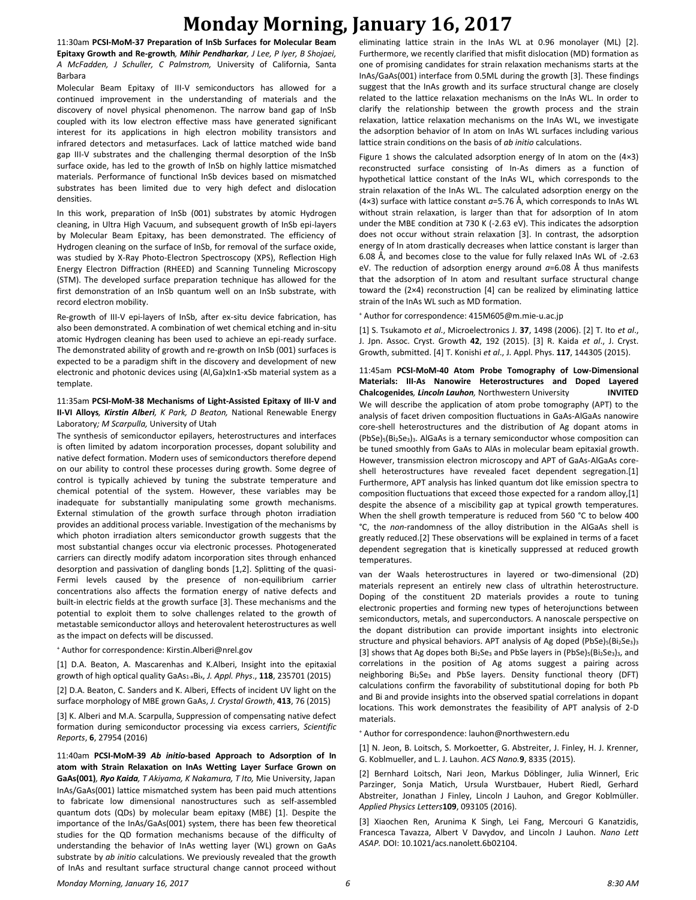# Monday Morning, January 16, 2017

11:30am **PCSI-MoM-37 Preparation of InSb Surfaces for Molecular Beam Epitaxy Growth and Re-growth**, ***Mihir Pendharkar**, J Lee, P Iyer, B Shojaei, A McFadden, J Schuller, C Palmstrom,* University of California, Santa Barbara

Molecular Beam Epitaxy of III-V semiconductors has allowed for a continued improvement in the understanding of materials and the discovery of novel physical phenomenon. The narrow band gap of InSb coupled with its low electron effective mass have generated significant interest for its applications in high electron mobility transistors and infrared detectors and metasurfaces. Lack of lattice matched wide band gap III-V substrates and the challenging thermal desorption of the InSb surface oxide, has led to the growth of InSb on highly lattice mismatched materials. Performance of functional InSb devices based on mismatched substrates has been limited due to very high defect and dislocation densities.

In this work, preparation of InSb (001) substrates by atomic Hydrogen cleaning, in Ultra High Vacuum, and subsequent growth of InSb epi-layers by Molecular Beam Epitaxy, has been demonstrated. The efficiency of Hydrogen cleaning on the surface of InSb, for removal of the surface oxide, was studied by X-Ray Photo-Electron Spectroscopy (XPS), Reflection High Energy Electron Diffraction (RHEED) and Scanning Tunneling Microscopy (STM). The developed surface preparation technique has allowed for the first demonstration of an InSb quantum well on an InSb substrate, with record electron mobility.

Re-growth of III-V epi-layers of InSb, after ex-situ device fabrication, has also been demonstrated. A combination of wet chemical etching and in-situ atomic Hydrogen cleaning has been used to achieve an epi-ready surface. The demonstrated ability of growth and re-growth on InSb (001) surfaces is expected to be a paradigm shift in the discovery and development of new electronic and photonic devices using (Al,Ga)xIn1-xSb material system as a template.

11:35am **PCSI-MoM-38 Mechanisms of Light-Assisted Epitaxy of III-V and II-VI Alloys**, ***Kirstin Alberi**, K Park, D Beaton,* National Renewable Energy Laboratory*; M Scarpulla,* University of Utah

The synthesis of semiconductor epilayers, heterostructures and interfaces is often limited by adatom incorporation processes, dopant solubility and native defect formation. Modern uses of semiconductors therefore depend on our ability to control these processes during growth. Some degree of control is typically achieved by tuning the substrate temperature and chemical potential of the system. However, these variables may be inadequate for substantially manipulating some growth mechanisms. External stimulation of the growth surface through photon irradiation provides an additional process variable. Investigation of the mechanisms by which photon irradiation alters semiconductor growth suggests that the most substantial changes occur via electronic processes. Photogenerated carriers can directly modify adatom incorporation sites through enhanced desorption and passivation of dangling bonds [1,2]. Splitting of the quasi-Fermi levels caused by the presence of non-equilibrium carrier concentrations also affects the formation energy of native defects and built-in electric fields at the growth surface [3]. These mechanisms and the potential to exploit them to solve challenges related to the growth of metastable semiconductor alloys and heterovalent heterostructures as well as the impact on defects will be discussed.

[+] Author for correspondence: Kirstin.Alberi@nrel.gov

[1] D.A. Beaton, A. Mascarenhas and K.Alberi, Insight into the epitaxial growth of high optical quality $GaAs_{1-x}Bi_x$, *J. Appl. Phys*., **118**, 235701 (2015)

[2] D.A. Beaton, C. Sanders and K. Alberi, Effects of incident UV light on the surface morphology of MBE grown GaAs, *J. Crystal Growth*, **413**, 76 (2015)

[3] K. Alberi and M.A. Scarpulla, Suppression of compensating native defect formation during semiconductor processing via excess carriers, *Scientific Reports*, **6**, 27954 (2016)

11:40am **PCSI-MoM-39 *Ab initio*-based Approach to Adsorption of In atom with Strain Relaxation on InAs Wetting Layer Surface Grown on GaAs(001)**, ***Ryo Kaida**, T Akiyama, K Nakamura, T Ito,* Mie University, Japan

InAs/GaAs(001) lattice mismatched system has been paid much attentions to fabricate low dimensional nanostructures such as self-assembled quantum dots (QDs) by molecular beam epitaxy (MBE) [1]. Despite the importance of the InAs/GaAs(001) system, there has been few theoretical studies for the QD formation mechanisms because of the difficulty of understanding the behavior of InAs wetting layer (WL) grown on GaAs substrate by *ab initio* calculations. We previously revealed that the growth of InAs and resultant surface structural change cannot proceed without eliminating lattice strain in the InAs WL at 0.96 monolayer (ML) [2]. Furthermore, we recently clarified that misfit dislocation (MD) formation as one of promising candidates for strain relaxation mechanisms starts at the InAs/GaAs(001) interface from 0.5ML during the growth [3]. These findings suggest that the InAs growth and its surface structural change are closely related to the lattice relaxation mechanisms on the InAs WL. In order to clarify the relationship between the growth process and the strain relaxation, lattice relaxation mechanisms on the InAs WL, we investigate the adsorption behavior of In atom on InAs WL surfaces including various lattice strain conditions on the basis of *ab initio* calculations.

Figure 1 shows the calculated adsorption energy of In atom on the (4×3) reconstructed surface consisting of In-As dimers as a function of hypothetical lattice constant of the InAs WL, which corresponds to the strain relaxation of the InAs WL. The calculated adsorption energy on the (4×3) surface with lattice constant $a$=5.76 Å, which corresponds to InAs WL without strain relaxation, is larger than that for adsorption of In atom under the MBE condition at 730 K (-2.63 eV). This indicates the adsorption does not occur without strain relaxation [3]. In contrast, the adsorption energy of In atom drastically decreases when lattice constant is larger than 6.08 Å, and becomes close to the value for fully relaxed InAs WL of -2.63 eV. The reduction of adsorption energy around $a$=6.08 Å thus manifests that the adsorption of In atom and resultant surface structural change toward the (2×4) reconstruction [4] can be realized by eliminating lattice strain of the InAs WL such as MD formation.

[+] Author for correspondence: 415M605@m.mie-u.ac.jp

[1] S. Tsukamoto *et al*., Microelectronics J. **37**, 1498 (2006). [2] T. Ito *et al*., J. Jpn. Assoc. Cryst. Growth **42**, 192 (2015). [3] R. Kaida *et al*., J. Cryst. Growth, submitted. [4] T. Konishi *et al*., J. Appl. Phys. **117**, 144305 (2015).

11:45am **PCSI-MoM-40 Atom Probe Tomography of Low-Dimensional Materials: III-As Nanowire Heterostructures and Doped Layered Chalcogenides**, ***Lincoln Lauhon**,* Northwestern University **INVITED**

We will describe the application of atom probe tomography (APT) to the analysis of facet driven composition fluctuations in GaAs-AlGaAs nanowire core-shell heterostructures and the distribution of Ag dopant atoms in $(PbSe)_5(Bi_2Se_3)_3$. AlGaAs is a ternary semiconductor whose composition can be tuned smoothly from GaAs to AlAs in molecular beam epitaxial growth. However, transmission electron microscopy and APT of GaAs-AlGaAs core-shell heterostructures have revealed facet dependent segregation.[1] Furthermore, APT analysis has linked quantum dot like emission spectra to composition fluctuations that exceed those expected for a random alloy,[1] despite the absence of a miscibility gap at typical growth temperatures. When the shell growth temperature is reduced from 560 °C to below 400 °C, the *non*-randomness of the alloy distribution in the AlGaAs shell is greatly reduced.[2] These observations will be explained in terms of a facet dependent segregation that is kinetically suppressed at reduced growth temperatures.

van der Waals heterostructures in layered or two-dimensional (2D) materials represent an entirely new class of ultrathin heterostructure. Doping of the constituent 2D materials provides a route to tuning electronic properties and forming new types of heterojunctions between semiconductors, metals, and superconductors. A nanoscale perspective on the dopant distribution can provide important insights into electronic structure and physical behaviors. APT analysis of Ag doped $(PbSe)_5(Bi_2Se_3)_3$ [3] shows that Ag dopes both $Bi_2Se_3$ and PbSe layers in $(PbSe)_5(Bi_2Se_3)_3$, and correlations in the position of Ag atoms suggest a pairing across neighboring $Bi_2Se_3$ and PbSe layers. Density functional theory (DFT) calculations confirm the favorability of substitutional doping for both Pb and Bi and provide insights into the observed spatial correlations in dopant locations. This work demonstrates the feasibility of APT analysis of 2-D materials.

[+] Author for correspondence: lauhon@northwestern.edu

[1] N. Jeon, B. Loitsch, S. Morkoetter, G. Abstreiter, J. Finley, H. J. Krenner, G. Koblmueller, and L. J. Lauhon. *ACS Nano.***9**, 8335 (2015).

[2] Bernhard Loitsch, Nari Jeon, Markus Döblinger, Julia Winnerl, Eric Parzinger, Sonja Matich, Ursula Wurstbauer, Hubert Riedl, Gerhard Abstreiter, Jonathan J Finley, Lincoln J Lauhon, and Gregor Koblmüller. *Applied Physics Letters***109**, 093105 (2016).

[3] Xiaochen Ren, Arunima K Singh, Lei Fang, Mercouri G Kanatzidis, Francesca Tavazza, Albert V Davydov, and Lincoln J Lauhon. *Nano Lett ASAP.* DOI: 10.1021/acs.nanolett.6b02104.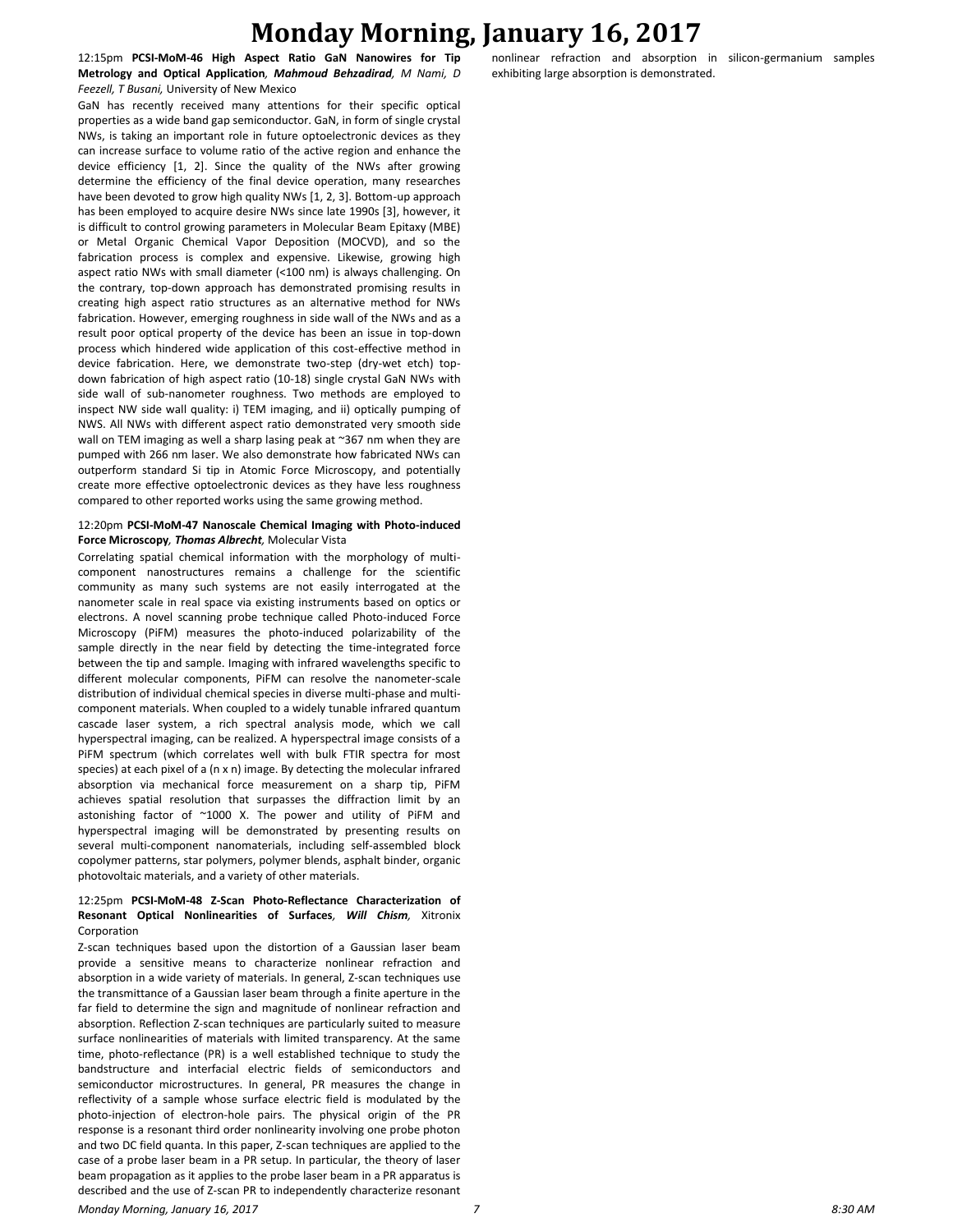**12:15pm PCSI-MoM-46 High Aspect Ratio GaN Nanowires for Tip Metrology and Optical Application**, ***Mahmoud Behzadirad**, M Nami, D Feezell, T Busani,* University of New Mexico

GaN has recently received many attentions for their specific optical properties as a wide band gap semiconductor. GaN, in form of single crystal NWs, is taking an important role in future optoelectronic devices as they can increase surface to volume ratio of the active region and enhance the device efficiency [1, 2]. Since the quality of the NWs after growing determine the efficiency of the final device operation, many researches have been devoted to grow high quality NWs [1, 2, 3]. Bottom-up approach has been employed to acquire desire NWs since late 1990s [3], however, it is difficult to control growing parameters in Molecular Beam Epitaxy (MBE) or Metal Organic Chemical Vapor Deposition (MOCVD), and so the fabrication process is complex and expensive. Likewise, growing high aspect ratio NWs with small diameter (<100 nm) is always challenging. On the contrary, top-down approach has demonstrated promising results in creating high aspect ratio structures as an alternative method for NWs fabrication. However, emerging roughness in side wall of the NWs and as a result poor optical property of the device has been an issue in top-down process which hindered wide application of this cost-effective method in device fabrication. Here, we demonstrate two-step (dry-wet etch) top-down fabrication of high aspect ratio (10-18) single crystal GaN NWs with side wall of sub-nanometer roughness. Two methods are employed to inspect NW side wall quality: i) TEM imaging, and ii) optically pumping of NWS. All NWs with different aspect ratio demonstrated very smooth side wall on TEM imaging as well a sharp lasing peak at ~367 nm when they are pumped with 266 nm laser. We also demonstrate how fabricated NWs can outperform standard Si tip in Atomic Force Microscopy, and potentially create more effective optoelectronic devices as they have less roughness compared to other reported works using the same growing method.

**12:20pm PCSI-MoM-47 Nanoscale Chemical Imaging with Photo-induced Force Microscopy**, ***Thomas Albrecht**,* Molecular Vista

Correlating spatial chemical information with the morphology of multi-component nanostructures remains a challenge for the scientific community as many such systems are not easily interrogated at the nanometer scale in real space via existing instruments based on optics or electrons. A novel scanning probe technique called Photo-induced Force Microscopy (PiFM) measures the photo-induced polarizability of the sample directly in the near field by detecting the time-integrated force between the tip and sample. Imaging with infrared wavelengths specific to different molecular components, PiFM can resolve the nanometer-scale distribution of individual chemical species in diverse multi-phase and multi-component materials. When coupled to a widely tunable infrared quantum cascade laser system, a rich spectral analysis mode, which we call hyperspectral imaging, can be realized. A hyperspectral image consists of a PiFM spectrum (which correlates well with bulk FTIR spectra for most species) at each pixel of a (n x n) image. By detecting the molecular infrared absorption via mechanical force measurement on a sharp tip, PiFM achieves spatial resolution that surpasses the diffraction limit by an astonishing factor of ~1000 X. The power and utility of PiFM and hyperspectral imaging will be demonstrated by presenting results on several multi-component nanomaterials, including self-assembled block copolymer patterns, star polymers, polymer blends, asphalt binder, organic photovoltaic materials, and a variety of other materials.

**12:25pm PCSI-MoM-48 Z-Scan Photo-Reflectance Characterization of Resonant Optical Nonlinearities of Surfaces**, ***Will Chism**,* Xitronix Corporation

Z-scan techniques based upon the distortion of a Gaussian laser beam provide a sensitive means to characterize nonlinear refraction and absorption in a wide variety of materials. In general, Z-scan techniques use the transmittance of a Gaussian laser beam through a finite aperture in the far field to determine the sign and magnitude of nonlinear refraction and absorption. Reflection Z-scan techniques are particularly suited to measure surface nonlinearities of materials with limited transparency. At the same time, photo-reflectance (PR) is a well established technique to study the bandstructure and interfacial electric fields of semiconductors and semiconductor microstructures. In general, PR measures the change in reflectivity of a sample whose surface electric field is modulated by the photo-injection of electron-hole pairs. The physical origin of the PR response is a resonant third order nonlinearity involving one probe photon and two DC field quanta. In this paper, Z-scan techniques are applied to the case of a probe laser beam in a PR setup. In particular, the theory of laser beam propagation as it applies to the probe laser beam in a PR apparatus is described and the use of Z-scan PR to independently characterize resonant nonlinear refraction and absorption in silicon-germanium samples exhibiting large absorption is demonstrated.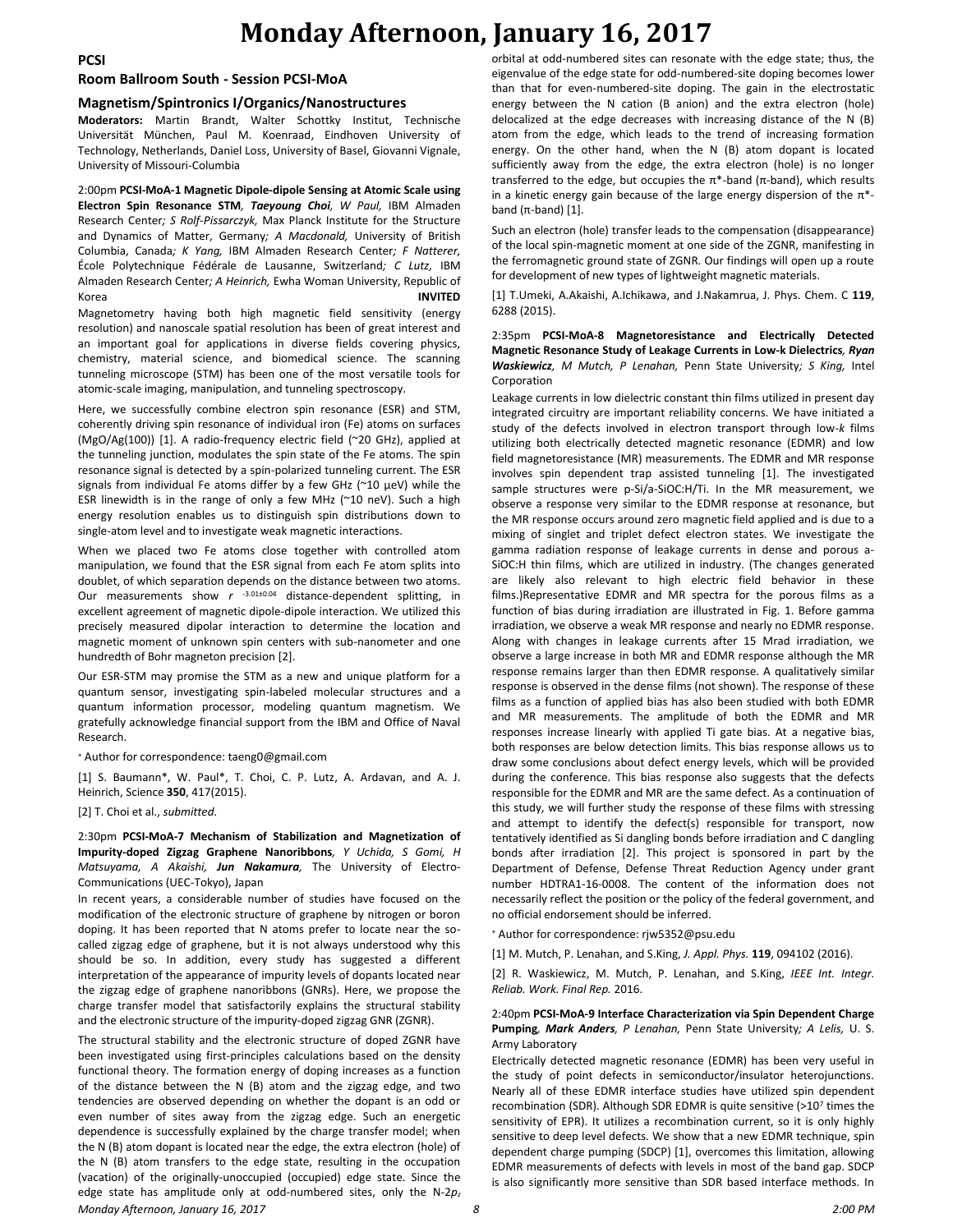## PCSI

### Room Ballroom South - Session PCSI-MoA

### Magnetism/Spintronics I/Organics/Nanostructures

**Moderators:** Martin Brandt, Walter Schottky Institut, Technische Universität München, Paul M. Koenraad, Eindhoven University of Technology, Netherlands, Daniel Loss, University of Basel, Giovanni Vignale, University of Missouri-Columbia

2:00pm **PCSI-MoA-1 Magnetic Dipole-dipole Sensing at Atomic Scale using Electron Spin Resonance STM**, ***Taeyoung Choi**, W Paul,* IBM Almaden Research Center*; S Rolf-Pissarczyk,* Max Planck Institute for the Structure and Dynamics of Matter, Germany*; A Macdonald,* University of British Columbia, Canada*; K Yang,* IBM Almaden Research Center*; F Natterer,* École Polytechnique Fédérale de Lausanne, Switzerland*; C Lutz,* IBM Almaden Research Center*; A Heinrich,* Ewha Woman University, Republic of Korea **INVITED**

Magnetometry having both high magnetic field sensitivity (energy resolution) and nanoscale spatial resolution has been of great interest and an important goal for applications in diverse fields covering physics, chemistry, material science, and biomedical science. The scanning tunneling microscope (STM) has been one of the most versatile tools for atomic-scale imaging, manipulation, and tunneling spectroscopy.

Here, we successfully combine electron spin resonance (ESR) and STM, coherently driving spin resonance of individual iron (Fe) atoms on surfaces (MgO/Ag(100)) [1]. A radio-frequency electric field (~20 GHz), applied at the tunneling junction, modulates the spin state of the Fe atoms. The spin resonance signal is detected by a spin-polarized tunneling current. The ESR signals from individual Fe atoms differ by a few GHz (~10 μeV) while the ESR linewidth is in the range of only a few MHz (~10 neV). Such a high energy resolution enables us to distinguish spin distributions down to single-atom level and to investigate weak magnetic interactions.

When we placed two Fe atoms close together with controlled atom manipulation, we found that the ESR signal from each Fe atom splits into doublet, of which separation depends on the distance between two atoms. Our measurements show $r^{-3.01\pm0.04}$ distance-dependent splitting, in excellent agreement of magnetic dipole-dipole interaction. We utilized this precisely measured dipolar interaction to determine the location and magnetic moment of unknown spin centers with sub-nanometer and one hundredth of Bohr magneton precision [2].

Our ESR-STM may promise the STM as a new and unique platform for a quantum sensor, investigating spin-labeled molecular structures and a quantum information processor, modeling quantum magnetism. We gratefully acknowledge financial support from the IBM and Office of Naval Research.

[+] Author for correspondence: taeng0@gmail.com

[1] S. Baumann*, W. Paul*, T. Choi, C. P. Lutz, A. Ardavan, and A. J. Heinrich, Science **350**, 417(2015).

[2] T. Choi et al., *submitted*.

2:30pm **PCSI-MoA-7 Mechanism of Stabilization and Magnetization of Impurity-doped Zigzag Graphene Nanoribbons***, Y Uchida, S Gomi, H Matsuyama, A Akaishi,* ***Jun Nakamura**,* The University of Electro-Communications (UEC-Tokyo), Japan

In recent years, a considerable number of studies have focused on the modification of the electronic structure of graphene by nitrogen or boron doping. It has been reported that N atoms prefer to locate near the so-called zigzag edge of graphene, but it is not always understood why this should be so. In addition, every study has suggested a different interpretation of the appearance of impurity levels of dopants located near the zigzag edge of graphene nanoribbons (GNRs). Here, we propose the charge transfer model that satisfactorily explains the structural stability and the electronic structure of the impurity-doped zigzag GNR (ZGNR).

The structural stability and the electronic structure of doped ZGNR have been investigated using first-principles calculations based on the density functional theory. The formation energy of doping increases as a function of the distance between the N (B) atom and the zigzag edge, and two tendencies are observed depending on whether the dopant is an odd or even number of sites away from the zigzag edge. Such an energetic dependence is successfully explained by the charge transfer model; when the N (B) atom dopant is located near the edge, the extra electron (hole) of the N (B) atom transfers to the edge state, resulting in the occupation (vacation) of the originally-unoccupied (occupied) edge state. Since the edge state has amplitude only at odd-numbered sites, only the N-2$p_z$ orbital at odd-numbered sites can resonate with the edge state; thus, the eigenvalue of the edge state for odd-numbered-site doping becomes lower than that for even-numbered-site doping. The gain in the electrostatic energy between the N cation (B anion) and the extra electron (hole) delocalized at the edge decreases with increasing distance of the N (B) atom from the edge, which leads to the trend of increasing formation energy. On the other hand, when the N (B) atom dopant is located sufficiently away from the edge, the extra electron (hole) is no longer transferred to the edge, but occupies the π*-band (π-band), which results in a kinetic energy gain because of the large energy dispersion of the π*-band (π-band) [1].

Such an electron (hole) transfer leads to the compensation (disappearance) of the local spin-magnetic moment at one side of the ZGNR, manifesting in the ferromagnetic ground state of ZGNR. Our findings will open up a route for development of new types of lightweight magnetic materials.

[1] T.Umeki, A.Akaishi, A.Ichikawa, and J.Nakamrua, J. Phys. Chem. C **119**, 6288 (2015).

2:35pm **PCSI-MoA-8 Magnetoresistance and Electrically Detected Magnetic Resonance Study of Leakage Currents in Low-k Dielectrics***,* ***Ryan Waskiewicz**, M Mutch, P Lenahan,* Penn State University*; S King,* Intel Corporation

Leakage currents in low dielectric constant thin films utilized in present day integrated circuitry are important reliability concerns. We have initiated a study of the defects involved in electron transport through low-*k* films utilizing both electrically detected magnetic resonance (EDMR) and low field magnetoresistance (MR) measurements. The EDMR and MR response involves spin dependent trap assisted tunneling [1]. The investigated sample structures were p-Si/a-SiOC:H/Ti. In the MR measurement, we observe a response very similar to the EDMR response at resonance, but the MR response occurs around zero magnetic field applied and is due to a mixing of singlet and triplet defect electron states. We investigate the gamma radiation response of leakage currents in dense and porous a-SiOC:H thin films, which are utilized in industry. (The changes generated are likely also relevant to high electric field behavior in these films.)Representative EDMR and MR spectra for the porous films as a function of bias during irradiation are illustrated in Fig. 1. Before gamma irradiation, we observe a weak MR response and nearly no EDMR response. Along with changes in leakage currents after 15 Mrad irradiation, we observe a large increase in both MR and EDMR response although the MR response remains larger than then EDMR response. A qualitatively similar response is observed in the dense films (not shown). The response of these films as a function of applied bias has also been studied with both EDMR and MR measurements. The amplitude of both the EDMR and MR responses increase linearly with applied Ti gate bias. At a negative bias, both responses are below detection limits. This bias response allows us to draw some conclusions about defect energy levels, which will be provided during the conference. This bias response also suggests that the defects responsible for the EDMR and MR are the same defect. As a continuation of this study, we will further study the response of these films with stressing and attempt to identify the defect(s) responsible for transport, now tentatively identified as Si dangling bonds before irradiation and C dangling bonds after irradiation [2]. This project is sponsored in part by the Department of Defense, Defense Threat Reduction Agency under grant number HDTRA1-16-0008. The content of the information does not necessarily reflect the position or the policy of the federal government, and no official endorsement should be inferred.

[+] Author for correspondence: rjw5352@psu.edu

[1] M. Mutch, P. Lenahan, and S.King, *J. Appl. Phys.* **119**, 094102 (2016).

[2] R. Waskiewicz, M. Mutch, P. Lenahan, and S.King, *IEEE Int. Integr. Reliab. Work. Final Rep.* 2016.

2:40pm **PCSI-MoA-9 Interface Characterization via Spin Dependent Charge Pumping***,* ***Mark Anders**, P Lenahan,* Penn State University*; A Lelis,* U. S. Army Laboratory

Electrically detected magnetic resonance (EDMR) has been very useful in the study of point defects in semiconductor/insulator heterojunctions. Nearly all of these EDMR interface studies have utilized spin dependent recombination (SDR). Although SDR EDMR is quite sensitive (>$10^7$ times the sensitivity of EPR). It utilizes a recombination current, so it is only highly sensitive to deep level defects. We show that a new EDMR technique, spin dependent charge pumping (SDCP) [1], overcomes this limitation, allowing EDMR measurements of defects with levels in most of the band gap. SDCP is also significantly more sensitive than SDR based interface methods. In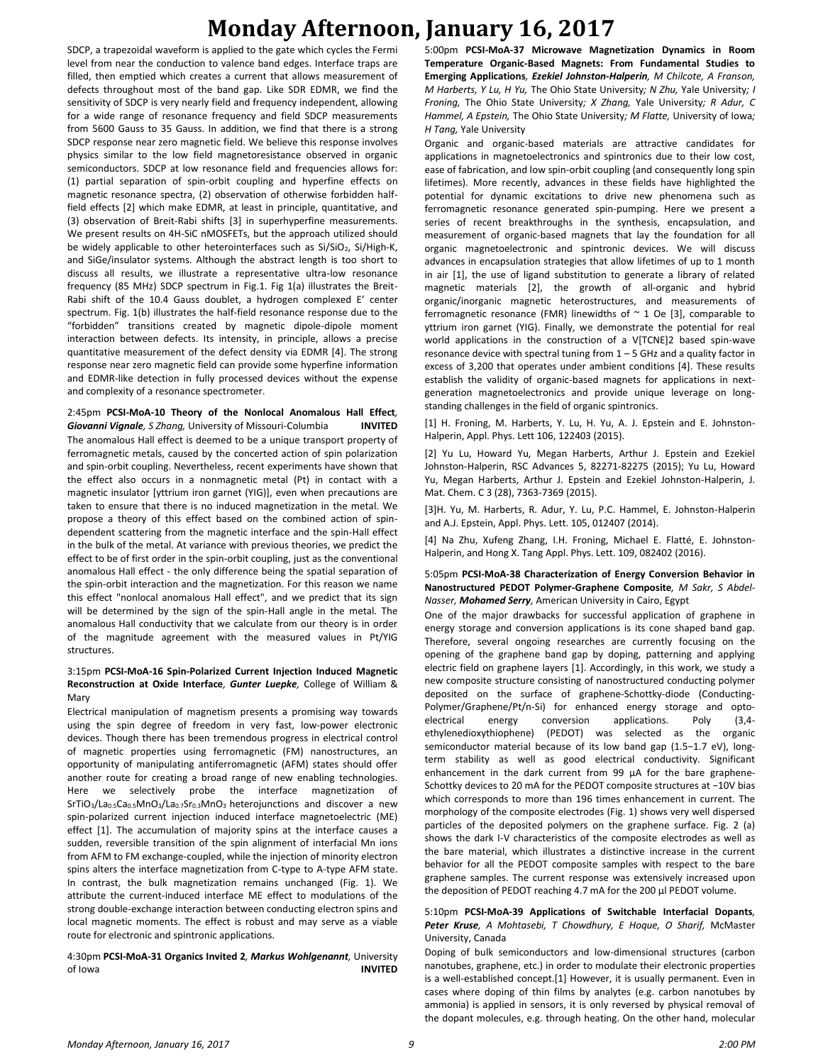SDCP, a trapezoidal waveform is applied to the gate which cycles the Fermi level from near the conduction to valence band edges. Interface traps are filled, then emptied which creates a current that allows measurement of defects throughout most of the band gap. Like SDR EDMR, we find the sensitivity of SDCP is very nearly field and frequency independent, allowing for a wide range of resonance frequency and field SDCP measurements from 5600 Gauss to 35 Gauss. In addition, we find that there is a strong SDCP response near zero magnetic field. We believe this response involves physics similar to the low field magnetoresistance observed in organic semiconductors. SDCP at low resonance field and frequencies allows for: (1) partial separation of spin-orbit coupling and hyperfine effects on magnetic resonance spectra, (2) observation of otherwise forbidden half-field effects [2] which make EDMR, at least in principle, quantitative, and (3) observation of Breit-Rabi shifts [3] in superhyperfine measurements. We present results on 4H-SiC nMOSFETs, but the approach utilized should be widely applicable to other heterointerfaces such as $Si/SiO_2$, Si/High-K, and SiGe/insulator systems. Although the abstract length is too short to discuss all results, we illustrate a representative ultra-low resonance frequency (85 MHz) SDCP spectrum in Fig.1. Fig 1(a) illustrates the Breit-Rabi shift of the 10.4 Gauss doublet, a hydrogen complexed E' center spectrum. Fig. 1(b) illustrates the half-field resonance response due to the "forbidden" transitions created by magnetic dipole-dipole moment interaction between defects. Its intensity, in principle, allows a precise quantitative measurement of the defect density via EDMR [4]. The strong response near zero magnetic field can provide some hyperfine information and EDMR-like detection in fully processed devices without the expense and complexity of a resonance spectrometer.

### 2:45pm **PCSI-MoA-10 Theory of the Nonlocal Anomalous Hall Effect**, ***Giovanni Vignale***, *S Zhang*, University of Missouri-Columbia **INVITED**

The anomalous Hall effect is deemed to be a unique transport property of ferromagnetic metals, caused by the concerted action of spin polarization and spin-orbit coupling. Nevertheless, recent experiments have shown that the effect also occurs in a nonmagnetic metal (Pt) in contact with a magnetic insulator [yttrium iron garnet (YIG)], even when precautions are taken to ensure that there is no induced magnetization in the metal. We propose a theory of this effect based on the combined action of spin-dependent scattering from the magnetic interface and the spin-Hall effect in the bulk of the metal. At variance with previous theories, we predict the effect to be of first order in the spin-orbit coupling, just as the conventional anomalous Hall effect - the only difference being the spatial separation of the spin-orbit interaction and the magnetization. For this reason we name this effect "nonlocal anomalous Hall effect", and we predict that its sign will be determined by the sign of the spin-Hall angle in the metal. The anomalous Hall conductivity that we calculate from our theory is in order of the magnitude agreement with the measured values in Pt/YIG structures.

### 3:15pm **PCSI-MoA-16 Spin-Polarized Current Injection Induced Magnetic Reconstruction at Oxide Interface**, ***Gunter Luepke***, College of William & Mary

Electrical manipulation of magnetism presents a promising way towards using the spin degree of freedom in very fast, low-power electronic devices. Though there has been tremendous progress in electrical control of magnetic properties using ferromagnetic (FM) nanostructures, an opportunity of manipulating antiferromagnetic (AFM) states should offer another route for creating a broad range of new enabling technologies. Here we selectively probe the interface magnetization of $SrTiO_3/La_{0.5}Ca_{0.5}MnO_3/La_{0.7}Sr_{0.3}MnO_3$ heterojunctions and discover a new spin-polarized current injection induced interface magnetoelectric (ME) effect [1]. The accumulation of majority spins at the interface causes a sudden, reversible transition of the spin alignment of interfacial Mn ions from AFM to FM exchange-coupled, while the injection of minority electron spins alters the interface magnetization from C-type to A-type AFM state. In contrast, the bulk magnetization remains unchanged (Fig. 1). We attribute the current-induced interface ME effect to modulations of the strong double-exchange interaction between conducting electron spins and local magnetic moments. The effect is robust and may serve as a viable route for electronic and spintronic applications.

### 4:30pm **PCSI-MoA-31 Organics Invited 2**, ***Markus Wohlgenannt***, University of Iowa **INVITED**

### 5:00pm **PCSI-MoA-37 Microwave Magnetization Dynamics in Room Temperature Organic-Based Magnets: From Fundamental Studies to Emerging Applications**, ***Ezekiel Johnston-Halperin***, *M Chilcote, A Franson, M Harberts, Y Lu, H Yu*, The Ohio State University; *N Zhu*, Yale University; *I Froning*, The Ohio State University; *X Zhang*, Yale University; *R Adur, C Hammel, A Epstein*, The Ohio State University; *M Flatte*, University of Iowa; *H Tang*, Yale University

Organic and organic-based materials are attractive candidates for applications in magnetoelectronics and spintronics due to their low cost, ease of fabrication, and low spin-orbit coupling (and consequently long spin lifetimes). More recently, advances in these fields have highlighted the potential for dynamic excitations to drive new phenomena such as ferromagnetic resonance generated spin-pumping. Here we present a series of recent breakthroughs in the synthesis, encapsulation, and measurement of organic-based magnets that lay the foundation for all organic magnetoelectronic and spintronic devices. We will discuss advances in encapsulation strategies that allow lifetimes of up to 1 month in air [1], the use of ligand substitution to generate a library of related magnetic materials [2], the growth of all-organic and hybrid organic/inorganic magnetic heterostructures, and measurements of ferromagnetic resonance (FMR) linewidths of ~ 1 Oe [3], comparable to yttrium iron garnet (YIG). Finally, we demonstrate the potential for real world applications in the construction of a $V[TCNE]_2$ based spin-wave resonance device with spectral tuning from 1 – 5 GHz and a quality factor in excess of 3,200 that operates under ambient conditions [4]. These results establish the validity of organic-based magnets for applications in next-generation magnetoelectronics and provide unique leverage on long-standing challenges in the field of organic spintronics.

[1] H. Froning, M. Harberts, Y. Lu, H. Yu, A. J. Epstein and E. Johnston-Halperin, Appl. Phys. Lett 106, 122403 (2015).

[2] Yu Lu, Howard Yu, Megan Harberts, Arthur J. Epstein and Ezekiel Johnston-Halperin, RSC Advances 5, 82271-82275 (2015); Yu Lu, Howard Yu, Megan Harberts, Arthur J. Epstein and Ezekiel Johnston-Halperin, J. Mat. Chem. C 3 (28), 7363-7369 (2015).

[3]H. Yu, M. Harberts, R. Adur, Y. Lu, P.C. Hammel, E. Johnston-Halperin and A.J. Epstein, Appl. Phys. Lett. 105, 012407 (2014).

[4] Na Zhu, Xufeng Zhang, I.H. Froning, Michael E. Flatté, E. Johnston-Halperin, and Hong X. Tang Appl. Phys. Lett. 109, 082402 (2016).

### 5:05pm **PCSI-MoA-38 Characterization of Energy Conversion Behavior in Nanostructured PEDOT Polymer-Graphene Composite**, *M Sakr, S Abdel-Nasser*, ***Mohamed Serry***, American University in Cairo, Egypt

One of the major drawbacks for successful application of graphene in energy storage and conversion applications is its cone shaped band gap. Therefore, several ongoing researches are currently focusing on the opening of the graphene band gap by doping, patterning and applying electric field on graphene layers [1]. Accordingly, in this work, we study a new composite structure consisting of nanostructured conducting polymer deposited on the surface of graphene-Schottky-diode (Conducting-Polymer/Graphene/Pt/n-Si) for enhanced energy storage and opto-electrical energy conversion applications. Poly (3,4-ethylenedioxythiophene) (PEDOT) was selected as the organic semiconductor material because of its low band gap (1.5−1.7 eV), long-term stability as well as good electrical conductivity. Significant enhancement in the dark current from 99 μA for the bare graphene-Schottky devices to 20 mA for the PEDOT composite structures at −10V bias which corresponds to more than 196 times enhancement in current. The morphology of the composite electrodes (Fig. 1) shows very well dispersed particles of the deposited polymers on the graphene surface. Fig. 2 (a) shows the dark I-V characteristics of the composite electrodes as well as the bare material, which illustrates a distinctive increase in the current behavior for all the PEDOT composite samples with respect to the bare graphene samples. The current response was extensively increased upon the deposition of PEDOT reaching 4.7 mA for the 200 μl PEDOT volume.

### 5:10pm **PCSI-MoA-39 Applications of Switchable Interfacial Dopants**, ***Peter Kruse***, *A Mohtasebi, T Chowdhury, E Hoque, O Sharif*, McMaster University, Canada

Doping of bulk semiconductors and low-dimensional structures (carbon nanotubes, graphene, etc.) in order to modulate their electronic properties is a well-established concept.[1] However, it is usually permanent. Even in cases where doping of thin films by analytes (e.g. carbon nanotubes by ammonia) is applied in sensors, it is only reversed by physical removal of the dopant molecules, e.g. through heating. On the other hand, molecular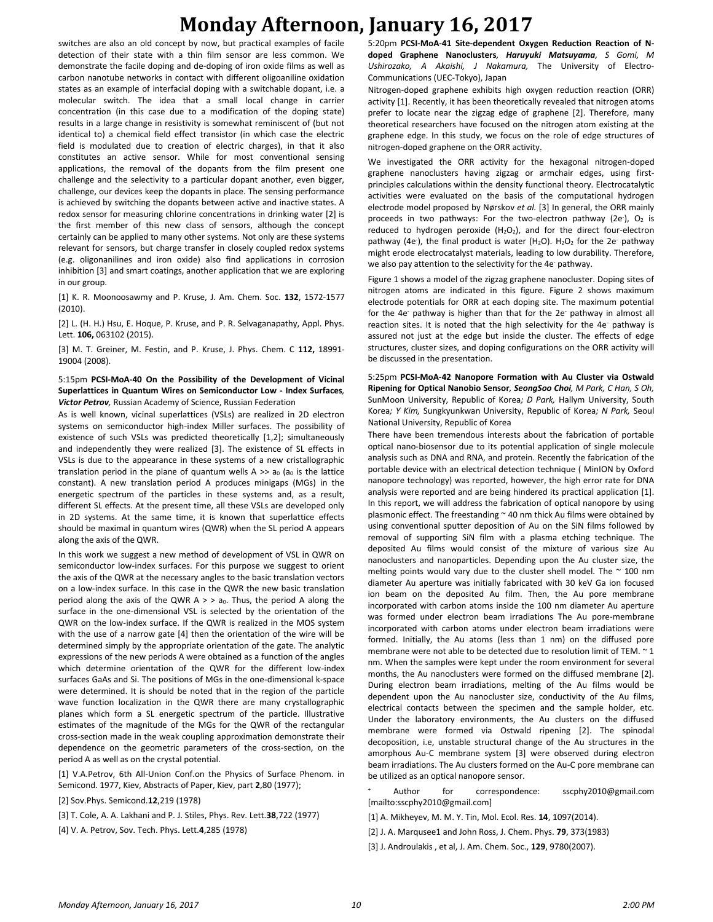switches are also an old concept by now, but practical examples of facile detection of their state with a thin film sensor are less common. We demonstrate the facile doping and de-doping of iron oxide films as well as carbon nanotube networks in contact with different oligoaniline oxidation states as an example of interfacial doping with a switchable dopant, i.e. a molecular switch. The idea that a small local change in carrier concentration (in this case due to a modification of the doping state) results in a large change in resistivity is somewhat reminiscent of (but not identical to) a chemical field effect transistor (in which case the electric field is modulated due to creation of electric charges), in that it also constitutes an active sensor. While for most conventional sensing applications, the removal of the dopants from the film present one challenge and the selectivity to a particular dopant another, even bigger, challenge, our devices keep the dopants in place. The sensing performance is achieved by switching the dopants between active and inactive states. A redox sensor for measuring chlorine concentrations in drinking water [2] is the first member of this new class of sensors, although the concept certainly can be applied to many other systems. Not only are these systems relevant for sensors, but charge transfer in closely coupled redox systems (e.g. oligoanilines and iron oxide) also find applications in corrosion inhibition [3] and smart coatings, another application that we are exploring in our group.

[1] K. R. Moonoosawmy and P. Kruse, J. Am. Chem. Soc. **132**, 1572-1577 (2010).

[2] L. (H. H.) Hsu, E. Hoque, P. Kruse, and P. R. Selvaganapathy, Appl. Phys. Lett. **106,** 063102 (2015).

[3] M. T. Greiner, M. Festin, and P. Kruse, J. Phys. Chem. C **112,** 18991-19004 (2008).

5:15pm **PCSI-MoA-40 On the Possibility of the Development of Vicinal Superlattices in Quantum Wires on Semiconductor Low - Index Surfaces***,* ***Victor Petrov,*** Russian Academy of Science, Russian Federation

As is well known, vicinal superlattices (VSLs) are realized in 2D electron systems on semiconductor high-index Miller surfaces. The possibility of existence of such VSLs was predicted theoretically [1,2]; simultaneously and independently they were realized [3]. The existence of SL effects in VSLs is due to the appearance in these systems of a new cristallographic translation period in the plane of quantum wells A >> $a_0$ ($a_0$ is the lattice constant). A new translation period A produces minigaps (MGs) in the energetic spectrum of the particles in these systems and, as a result, different SL effects. At the present time, all these VSLs are developed only in 2D systems. At the same time, it is known that superlattice effects should be maximal in quantum wires (QWR) when the SL period A appears along the axis of the QWR.

In this work we suggest a new method of development of VSL in QWR on semiconductor low-index surfaces. For this purpose we suggest to orient the axis of the QWR at the necessary angles to the basic translation vectors on a low-index surface. In this case in the QWR the new basic translation period along the axis of the QWR A > > $a_0$. Thus, the period A along the surface in the one-dimensional VSL is selected by the orientation of the QWR on the low-index surface. If the QWR is realized in the MOS system with the use of a narrow gate [4] then the orientation of the wire will be determined simply by the appropriate orientation of the gate. The analytic expressions of the new periods A were obtained as a function of the angles which determine orientation of the QWR for the different low-index surfaces GaAs and Si. The positions of MGs in the one-dimensional k-space were determined. It is should be noted that in the region of the particle wave function localization in the QWR there are many crystallographic planes which form a SL energetic spectrum of the particle. Illustrative estimates of the magnitude of the MGs for the QWR of the rectangular cross-section made in the weak coupling approximation demonstrate their dependence on the geometric parameters of the cross-section, on the period A as well as on the crystal potential.

[1] V.A.Petrov, 6th All-Union Conf.on the Physics of Surface Phenom. in Semicond. 1977, Kiev, Abstracts of Paper, Kiev, part **2**,80 (1977);

[2] Sov.Phys. Semicond.**12**,219 (1978)

[3] T. Cole, A. A. Lakhani and P. J. Stiles, Phys. Rev. Lett.**38**,722 (1977)

[4] V. A. Petrov, Sov. Tech. Phys. Lett.**4**,285 (1978)

5:20pm **PCSI-MoA-41 Site-dependent Oxygen Reduction Reaction of N-doped Graphene Nanoclusters***,* ***Haruyuki Matsuyama****, S Gomi, M Ushirozako, A Akaishi, J Nakamura,* The University of Electro-Communications (UEC-Tokyo), Japan

Nitrogen-doped graphene exhibits high oxygen reduction reaction (ORR) activity [1]. Recently, it has been theoretically revealed that nitrogen atoms prefer to locate near the zigzag edge of graphene [2]. Therefore, many theoretical researchers have focused on the nitrogen atom existing at the graphene edge. In this study, we focus on the role of edge structures of nitrogen-doped graphene on the ORR activity.

We investigated the ORR activity for the hexagonal nitrogen-doped graphene nanoclusters having zigzag or armchair edges, using first-principles calculations within the density functional theory. Electrocatalytic activities were evaluated on the basis of the computational hydrogen electrode model proposed by Nørskov *et al.* [3] In general, the ORR mainly proceeds in two pathways: For the two-electron pathway (2$e^-$), $O_2$ is reduced to hydrogen peroxide ($H_2O_2$), and for the direct four-electron pathway (4$e^-$), the final product is water ($H_2O$). $H_2O_2$ for the 2$e^-$ pathway might erode electrocatalyst materials, leading to low durability. Therefore, we also pay attention to the selectivity for the 4$e^-$ pathway.

Figure 1 shows a model of the zigzag graphene nanocluster. Doping sites of nitrogen atoms are indicated in this figure. Figure 2 shows maximum electrode potentials for ORR at each doping site. The maximum potential for the 4$e^-$ pathway is higher than that for the 2$e^-$ pathway in almost all reaction sites. It is noted that the high selectivity for the 4$e^-$ pathway is assured not just at the edge but inside the cluster. The effects of edge structures, cluster sizes, and doping configurations on the ORR activity will be discussed in the presentation.

5:25pm **PCSI-MoA-42 Nanopore Formation with Au Cluster via Ostwald Ripening for Optical Nanobio Sensor***,* ***SeongSoo Choi****, M Park, C Han, S Oh,* SunMoon University, Republic of Korea*; D Park,* Hallym University, South Korea*; Y Kim,* Sungkyunkwan University, Republic of Korea*; N Park,* Seoul National University, Republic of Korea

There have been tremendous interests about the fabrication of portable optical nano-biosensor due to its potential application of single molecule analysis such as DNA and RNA, and protein. Recently the fabrication of the portable device with an electrical detection technique ( MinION by Oxford nanopore technology) was reported, however, the high error rate for DNA analysis were reported and are being hindered its practical application [1]. In this report, we will address the fabrication of optical nanopore by using plasmonic effect. The freestanding ~ 40 nm thick Au films were obtained by using conventional sputter deposition of Au on the SiN films followed by removal of supporting SiN film with a plasma etching technique. The deposited Au films would consist of the mixture of various size Au nanoclusters and nanoparticles. Depending upon the Au cluster size, the melting points would vary due to the cluster shell model. The ~ 100 nm diameter Au aperture was initially fabricated with 30 keV Ga ion focused ion beam on the deposited Au film. Then, the Au pore membrane incorporated with carbon atoms inside the 100 nm diameter Au aperture was formed under electron beam irradiations The Au pore-membrane incorporated with carbon atoms under electron beam irradiations were formed. Initially, the Au atoms (less than 1 nm) on the diffused pore membrane were not able to be detected due to resolution limit of TEM. ~ 1 nm. When the samples were kept under the room environment for several months, the Au nanoclusters were formed on the diffused membrane [2]. During electron beam irradiations, melting of the Au films would be dependent upon the Au nanocluster size, conductivity of the Au films, electrical contacts between the specimen and the sample holder, etc. Under the laboratory environments, the Au clusters on the diffused membrane were formed via Ostwald ripening [2]. The spinodal decoposition, i.e, unstable structural change of the Au structures in the amorphous Au-C membrane system [3] were observed during electron beam irradiations. The Au clusters formed on the Au-C pore membrane can be utilized as an optical nanopore sensor.

+ Author for correspondence: sscphy2010@gmail.com [mailto:sscphy2010@gmail.com]

[1] A. Mikheyev, M. M. Y. Tin, Mol. Ecol. Res. **14**, 1097(2014).

[2] J. A. Marqusee1 and John Ross, J. Chem. Phys. **79**, 373(1983)

[3] J. Androulakis , et al, J. Am. Chem. Soc., **129**, 9780(2007).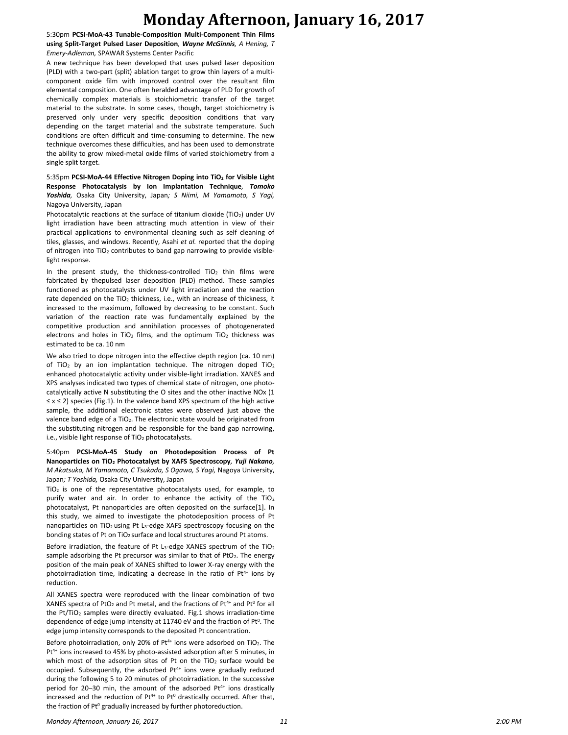5:30pm **PCSI-MoA-43 Tunable-Composition Multi-Component Thin Films using Split-Target Pulsed Laser Deposition**, ***Wayne McGinnis***, *A Hening, T Emery-Adleman,* SPAWAR Systems Center Pacific

A new technique has been developed that uses pulsed laser deposition (PLD) with a two-part (split) ablation target to grow thin layers of a multi-component oxide film with improved control over the resultant film elemental composition. One often heralded advantage of PLD for growth of chemically complex materials is stoichiometric transfer of the target material to the substrate. In some cases, though, target stoichiometry is preserved only under very specific deposition conditions that vary depending on the target material and the substrate temperature. Such conditions are often difficult and time-consuming to determine. The new technique overcomes these difficulties, and has been used to demonstrate the ability to grow mixed-metal oxide films of varied stoichiometry from a single split target.

5:35pm **PCSI-MoA-44 Effective Nitrogen Doping into $TiO_2$ for Visible Light Response Photocatalysis by Ion Implantation Technique**, ***Tomoko Yoshida***, Osaka City University, Japan*; S Niimi, M Yamamoto, S Yagi,* Nagoya University, Japan

Photocatalytic reactions at the surface of titanium dioxide ($TiO_2$) under UV light irradiation have been attracting much attention in view of their practical applications to environmental cleaning such as self cleaning of tiles, glasses, and windows. Recently, Asahi *et al.* reported that the doping of nitrogen into $TiO_2$ contributes to band gap narrowing to provide visible-light response.

In the present study, the thickness-controlled $TiO_2$ thin films were fabricated by thepulsed laser deposition (PLD) method. These samples functioned as photocatalysts under UV light irradiation and the reaction rate depended on the $TiO_2$ thickness, i.e., with an increase of thickness, it increased to the maximum, followed by decreasing to be constant. Such variation of the reaction rate was fundamentally explained by the competitive production and annihilation processes of photogenerated electrons and holes in $TiO_2$ films, and the optimum $TiO_2$ thickness was estimated to be ca. 10 nm

We also tried to dope nitrogen into the effective depth region (ca. 10 nm) of $TiO_2$ by an ion implantation technique. The nitrogen doped $TiO_2$ enhanced photocatalytic activity under visible-light irradiation. XANES and XPS analyses indicated two types of chemical state of nitrogen, one photo-catalytically active N substituting the O sites and the other inactive NOx ($1 \le x \le 2$) species (Fig.1). In the valence band XPS spectrum of the high active sample, the additional electronic states were observed just above the valence band edge of a $TiO_2$. The electronic state would be originated from the substituting nitrogen and be responsible for the band gap narrowing, i.e., visible light response of $TiO_2$ photocatalysts.

5:40pm **PCSI-MoA-45 Study on Photodeposition Process of Pt Nanoparticles on $TiO_2$ Photocatalyst by XAFS Spectroscopy**, ***Yuji Nakano***, *M Akatsuka, M Yamamoto, C Tsukada, S Ogawa, S Yagi,* Nagoya University, Japan*; T Yoshida,* Osaka City University, Japan

$TiO_2$ is one of the representative photocatalysts used, for example, to purify water and air. In order to enhance the activity of the $TiO_2$ photocatalyst, Pt nanoparticles are often deposited on the surface[1]. In this study, we aimed to investigate the photodeposition process of Pt nanoparticles on $TiO_2$ using Pt $L_3$-edge XAFS spectroscopy focusing on the bonding states of Pt on $TiO_2$ surface and local structures around Pt atoms.

Before irradiation, the feature of Pt $L_3$-edge XANES spectrum of the $TiO_2$ sample adsorbing the Pt precursor was similar to that of $PtO_2$. The energy position of the main peak of XANES shifted to lower X-ray energy with the photoirradiation time, indicating a decrease in the ratio of $Pt^{4+}$ ions by reduction.

All XANES spectra were reproduced with the linear combination of two XANES spectra of $PtO_2$ and Pt metal, and the fractions of $Pt^{4+}$ and $Pt^0$ for all the Pt/$TiO_2$ samples were directly evaluated. Fig.1 shows irradiation-time dependence of edge jump intensity at 11740 eV and the fraction of $Pt^0$. The edge jump intensity corresponds to the deposited Pt concentration.

Before photoirradiation, only 20% of $Pt^{4+}$ ions were adsorbed on $TiO_2$. The $Pt^{4+}$ ions increased to 45% by photo-assisted adsorption after 5 minutes, in which most of the adsorption sites of Pt on the $TiO_2$ surface would be occupied. Subsequently, the adsorbed $Pt^{4+}$ ions were gradually reduced during the following 5 to 20 minutes of photoirradiation. In the successive period for 20–30 min, the amount of the adsorbed $Pt^{4+}$ ions drastically increased and the reduction of $Pt^{4+}$ to $Pt^0$ drastically occurred. After that, the fraction of $Pt^0$ gradually increased by further photoreduction.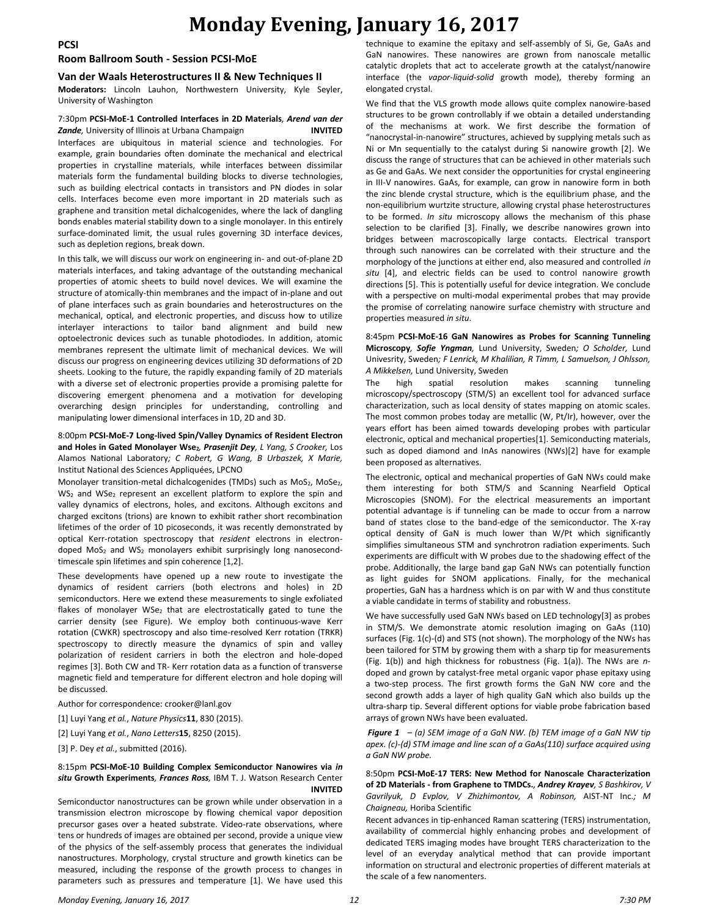# Monday Evening, January 16, 2017

## PCSI

### Room Ballroom South - Session PCSI-MoE

### Van der Waals Heterostructures II & New Techniques II

**Moderators:** Lincoln Lauhon, Northwestern University, Kyle Seyler, University of Washington

7:30pm **PCSI-MoE-1 Controlled Interfaces in 2D Materials**, ***Arend van der Zande***, University of Illinois at Urbana Champaign **INVITED**

Interfaces are ubiquitous in material science and technologies. For example, grain boundaries often dominate the mechanical and electrical properties in crystalline materials, while interfaces between dissimilar materials form the fundamental building blocks to diverse technologies, such as building electrical contacts in transistors and PN diodes in solar cells. Interfaces become even more important in 2D materials such as graphene and transition metal dichalcogenides, where the lack of dangling bonds enables material stability down to a single monolayer. In this entirely surface-dominated limit, the usual rules governing 3D interface devices, such as depletion regions, break down.

In this talk, we will discuss our work on engineering in- and out-of-plane 2D materials interfaces, and taking advantage of the outstanding mechanical properties of atomic sheets to build novel devices. We will examine the structure of atomically-thin membranes and the impact of in-plane and out of plane interfaces such as grain boundaries and heterostructures on the mechanical, optical, and electronic properties, and discuss how to utilize interlayer interactions to tailor band alignment and build new optoelectronic devices such as tunable photodiodes. In addition, atomic membranes represent the ultimate limit of mechanical devices. We will discuss our progress on engineering devices utilizing 3D deformations of 2D sheets. Looking to the future, the rapidly expanding family of 2D materials with a diverse set of electronic properties provide a promising palette for discovering emergent phenomena and a motivation for developing overarching design principles for understanding, controlling and manipulating lower dimensional interfaces in 1D, 2D and 3D.

8:00pm **PCSI-MoE-7 Long-lived Spin/Valley Dynamics of Resident Electron and Holes in Gated Monolayer $WSe_2$**, ***Prasenjit Dey***, *L Yang, S Crooker,* Los Alamos National Laboratory*; C Robert, G Wang, B Urbaszek, X Marie,* Institut National des Sciences Appliquées, LPCNO

Monolayer transition-metal dichalcogenides (TMDs) such as $MoS_2$, $MoSe_2$, $WS_2$ and $WSe_2$ represent an excellent platform to explore the spin and valley dynamics of electrons, holes, and excitons. Although excitons and charged excitons (trions) are known to exhibit rather short recombination lifetimes of the order of 10 picoseconds, it was recently demonstrated by optical Kerr-rotation spectroscopy that *resident* electrons in electron-doped $MoS_2$ and $WS_2$ monolayers exhibit surprisingly long nanosecond-timescale spin lifetimes and spin coherence [1,2].

These developments have opened up a new route to investigate the dynamics of resident carriers (both electrons and holes) in 2D semiconductors. Here we extend these measurements to single exfoliated flakes of monolayer $WSe_2$ that are electrostatically gated to tune the carrier density (see Figure). We employ both continuous-wave Kerr rotation (CWKR) spectroscopy and also time-resolved Kerr rotation (TRKR) spectroscopy to directly measure the dynamics of spin and valley polarization of resident carriers in both the electron and hole-doped regimes [3]. Both CW and TR- Kerr rotation data as a function of transverse magnetic field and temperature for different electron and hole doping will be discussed.

Author for correspondence: crooker@lanl.gov

[1] Luyi Yang *et al.*, *Nature Physics* **11**, 830 (2015).

[2] Luyi Yang *et al.*, *Nano Letters* **15**, 8250 (2015).

[3] P. Dey *et al.*, submitted (2016).

8:15pm **PCSI-MoE-10 Building Complex Semiconductor Nanowires via *in situ* Growth Experiments**, ***Frances Ross***, IBM T. J. Watson Research Center **INVITED**

Semiconductor nanostructures can be grown while under observation in a transmission electron microscope by flowing chemical vapor deposition precursor gases over a heated substrate. Video-rate observations, where tens or hundreds of images are obtained per second, provide a unique view of the physics of the self-assembly process that generates the individual nanostructures. Morphology, crystal structure and growth kinetics can be measured, including the response of the growth process to changes in parameters such as pressures and temperature [1]. We have used this technique to examine the epitaxy and self-assembly of Si, Ge, GaAs and GaN nanowires. These nanowires are grown from nanoscale metallic catalytic droplets that act to accelerate growth at the catalyst/nanowire interface (the *vapor-liquid-solid* growth mode), thereby forming an elongated crystal.

We find that the VLS growth mode allows quite complex nanowire-based structures to be grown controllably if we obtain a detailed understanding of the mechanisms at work. We first describe the formation of "nanocrystal-in-nanowire" structures, achieved by supplying metals such as Ni or Mn sequentially to the catalyst during Si nanowire growth [2]. We discuss the range of structures that can be achieved in other materials such as Ge and GaAs. We next consider the opportunities for crystal engineering in III-V nanowires. GaAs, for example, can grow in nanowire form in both the zinc blende crystal structure, which is the equilibrium phase, and the non-equilibrium wurtzite structure, allowing crystal phase heterostructures to be formed. *In situ* microscopy allows the mechanism of this phase selection to be clarified [3]. Finally, we describe nanowires grown into bridges between macroscopically large contacts. Electrical transport through such nanowires can be correlated with their structure and the morphology of the junctions at either end, also measured and controlled *in situ* [4], and electric fields can be used to control nanowire growth directions [5]. This is potentially useful for device integration. We conclude with a perspective on multi-modal experimental probes that may provide the promise of correlating nanowire surface chemistry with structure and properties measured *in situ*.

8:45pm **PCSI-MoE-16 GaN Nanowires as Probes for Scanning Tunneling Microscopy**, ***Sofie Yngman***, Lund University, Sweden*; O Scholder,* Lund Univesrity, Sweden*; F Lenrick, M Khalilian, R Timm, L Samuelson, J Ohlsson, A Mikkelsen,* Lund University, Sweden

The high spatial resolution makes scanning tunneling microscopy/spectroscopy (STM/S) an excellent tool for advanced surface characterization, such as local density of states mapping on atomic scales. The most common probes today are metallic (W, Pt/Ir), however, over the years effort has been aimed towards developing probes with particular electronic, optical and mechanical properties[1]. Semiconducting materials, such as doped diamond and InAs nanowires (NWs)[2] have for example been proposed as alternatives.

The electronic, optical and mechanical properties of GaN NWs could make them interesting for both STM/S and Scanning Nearfield Optical Microscopies (SNOM). For the electrical measurements an important potential advantage is if tunneling can be made to occur from a narrow band of states close to the band-edge of the semiconductor. The X-ray optical density of GaN is much lower than W/Pt which significantly simplifies simultaneous STM and synchrotron radiation experiments. Such experiments are difficult with W probes due to the shadowing effect of the probe. Additionally, the large band gap GaN NWs can potentially function as light guides for SNOM applications. Finally, for the mechanical properties, GaN has a hardness which is on par with W and thus constitute a viable candidate in terms of stability and robustness.

We have successfully used GaN NWs based on LED technology[3] as probes in STM/S. We demonstrate atomic resolution imaging on GaAs (110) surfaces (Fig. 1(c)-(d) and STS (not shown). The morphology of the NWs has been tailored for STM by growing them with a sharp tip for measurements (Fig. 1(b)) and high thickness for robustness (Fig. 1(a)). The NWs are *n*-doped and grown by catalyst-free metal organic vapor phase epitaxy using a two-step process. The first growth forms the GaN NW core and the second growth adds a layer of high quality GaN which also builds up the ultra-sharp tip. Several different options for viable probe fabrication based arrays of grown NWs have been evaluated.

***Figure 1*** *– (a) SEM image of a GaN NW. (b) TEM image of a GaN NW tip apex. (c)-(d) STM image and line scan of a GaAs(110) surface acquired using a GaN NW probe.*

8:50pm **PCSI-MoE-17 TERS: New Method for Nanoscale Characterization of 2D Materials - from Graphene to TMDCs.**, ***Andrey Krayev***, *S Bashkirov, V Gavrilyuk, D Evplov, V Zhizhimontov, A Robinson,* AIST-NT Inc.*; M Chaigneau,* Horiba Scientific

Recent advances in tip-enhanced Raman scattering (TERS) instrumentation, availability of commercial highly enhancing probes and development of dedicated TERS imaging modes have brought TERS characterization to the level of an everyday analytical method that can provide important information on structural and electronic properties of different materials at the scale of a few nanometers.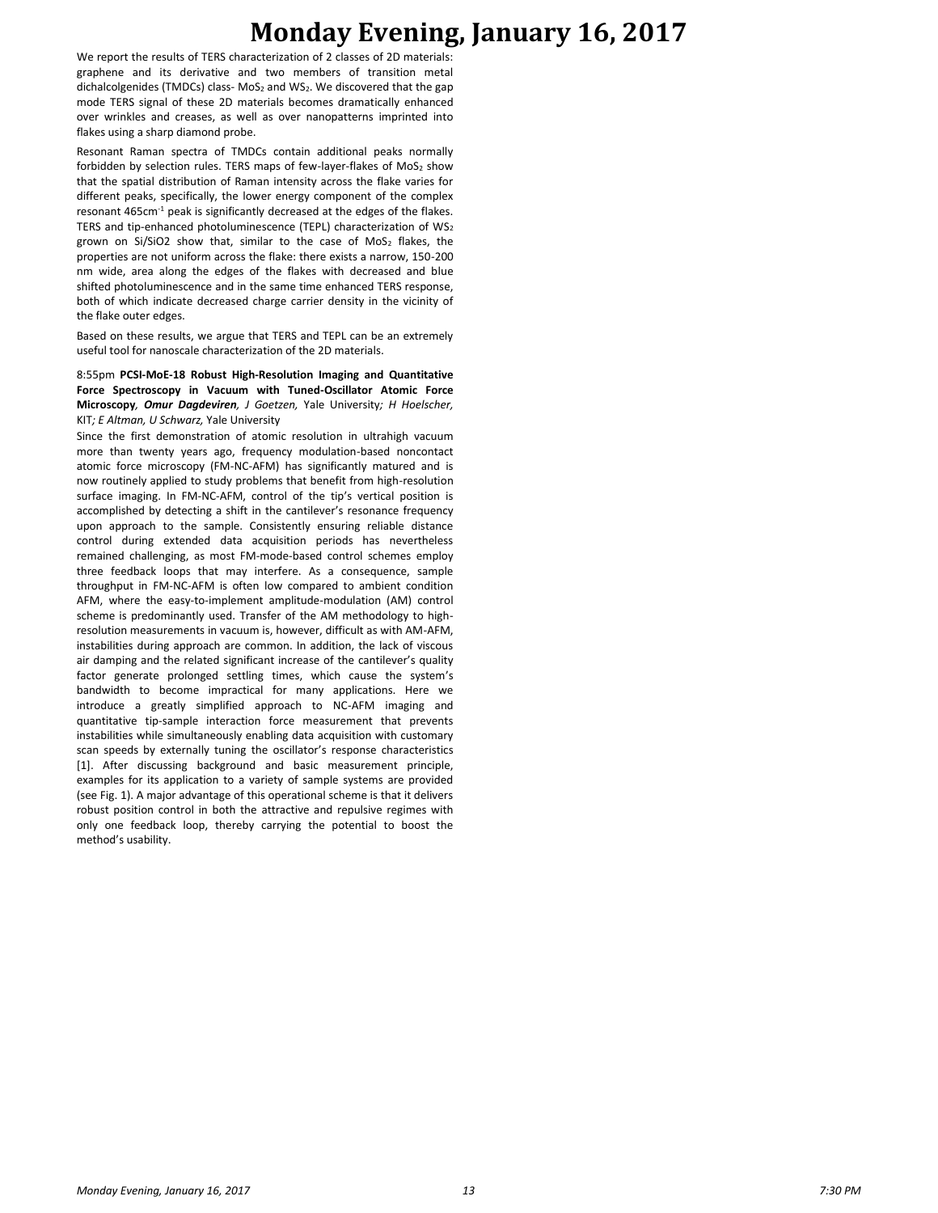We report the results of TERS characterization of 2 classes of 2D materials: graphene and its derivative and two members of transition metal dichalcolgenides (TMDCs) class- $MoS_2$ and $WS_2$. We discovered that the gap mode TERS signal of these 2D materials becomes dramatically enhanced over wrinkles and creases, as well as over nanopatterns imprinted into flakes using a sharp diamond probe.

Resonant Raman spectra of TMDCs contain additional peaks normally forbidden by selection rules. TERS maps of few-layer-flakes of $MoS_2$ show that the spatial distribution of Raman intensity across the flake varies for different peaks, specifically, the lower energy component of the complex resonant 465cm$^{-1}$ peak is significantly decreased at the edges of the flakes. TERS and tip-enhanced photoluminescence (TEPL) characterization of $WS_2$ grown on Si/SiO2 show that, similar to the case of $MoS_2$ flakes, the properties are not uniform across the flake: there exists a narrow, 150-200 nm wide, area along the edges of the flakes with decreased and blue shifted photoluminescence and in the same time enhanced TERS response, both of which indicate decreased charge carrier density in the vicinity of the flake outer edges.

Based on these results, we argue that TERS and TEPL can be an extremely useful tool for nanoscale characterization of the 2D materials.

8:55pm **PCSI-MoE-18 Robust High-Resolution Imaging and Quantitative Force Spectroscopy in Vacuum with Tuned-Oscillator Atomic Force Microscopy**, ***Omur Dagdeviren**, J Goetzen,* Yale University*; H Hoelscher,* KIT*; E Altman, U Schwarz,* Yale University

Since the first demonstration of atomic resolution in ultrahigh vacuum more than twenty years ago, frequency modulation-based noncontact atomic force microscopy (FM-NC-AFM) has significantly matured and is now routinely applied to study problems that benefit from high-resolution surface imaging. In FM-NC-AFM, control of the tip's vertical position is accomplished by detecting a shift in the cantilever's resonance frequency upon approach to the sample. Consistently ensuring reliable distance control during extended data acquisition periods has nevertheless remained challenging, as most FM-mode-based control schemes employ three feedback loops that may interfere. As a consequence, sample throughput in FM-NC-AFM is often low compared to ambient condition AFM, where the easy-to-implement amplitude-modulation (AM) control scheme is predominantly used. Transfer of the AM methodology to high-resolution measurements in vacuum is, however, difficult as with AM-AFM, instabilities during approach are common. In addition, the lack of viscous air damping and the related significant increase of the cantilever's quality factor generate prolonged settling times, which cause the system's bandwidth to become impractical for many applications. Here we introduce a greatly simplified approach to NC-AFM imaging and quantitative tip-sample interaction force measurement that prevents instabilities while simultaneously enabling data acquisition with customary scan speeds by externally tuning the oscillator's response characteristics [1]. After discussing background and basic measurement principle, examples for its application to a variety of sample systems are provided (see Fig. 1). A major advantage of this operational scheme is that it delivers robust position control in both the attractive and repulsive regimes with only one feedback loop, thereby carrying the potential to boost the method's usability.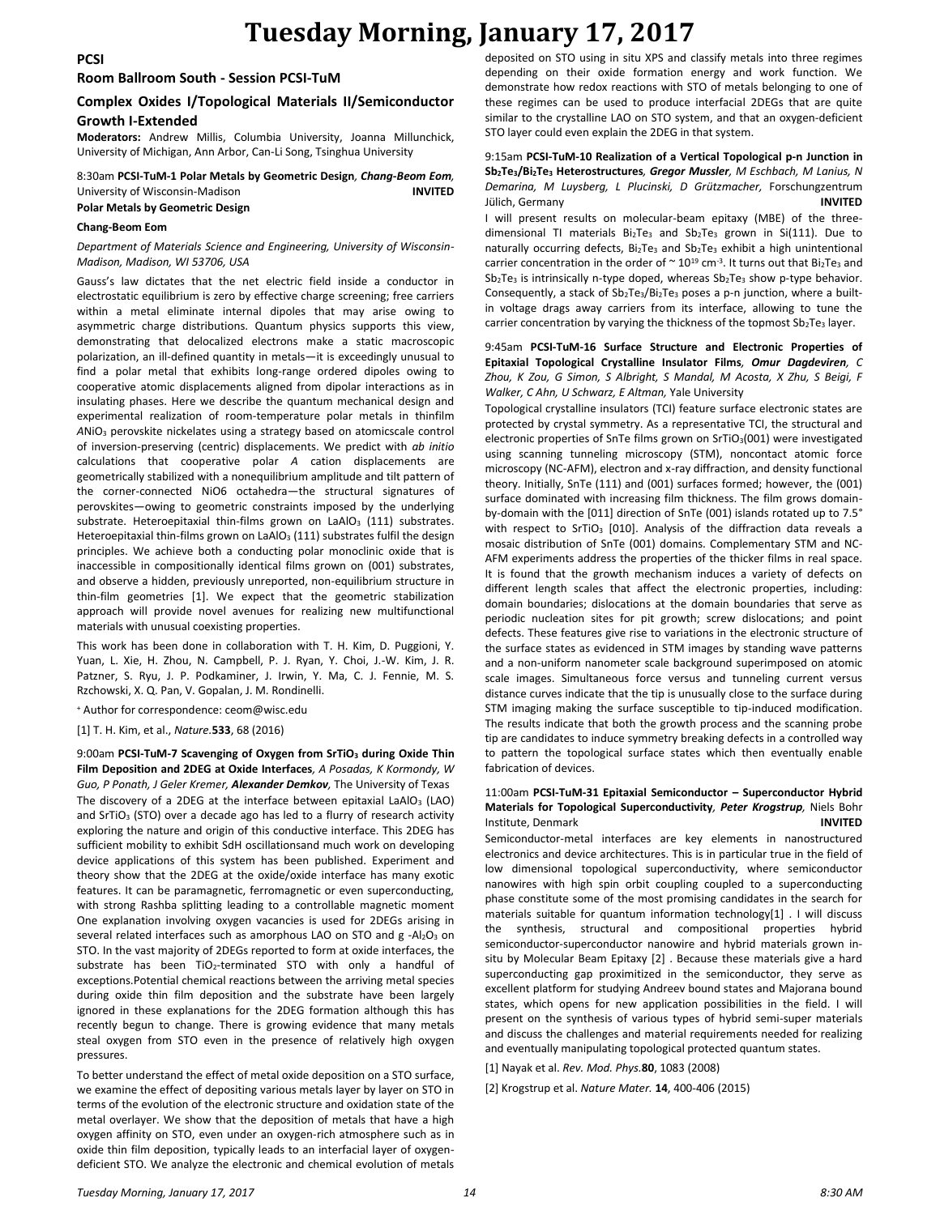# Tuesday Morning, January 17, 2017

## PCSI

### Room Ballroom South - Session PCSI-TuM

### Complex Oxides I/Topological Materials II/Semiconductor Growth I-Extended

**Moderators:** Andrew Millis, Columbia University, Joanna Millunchick, University of Michigan, Ann Arbor, Can-Li Song, Tsinghua University

8:30am **PCSI-TuM-1 Polar Metals by Geometric Design**, ***Chang-Beom Eom***, University of Wisconsin-Madison **INVITED**

**Polar Metals by Geometric Design**

**Chang-Beom Eom**

*Department of Materials Science and Engineering, University of Wisconsin-Madison, Madison, WI 53706, USA*

Gauss's law dictates that the net electric field inside a conductor in electrostatic equilibrium is zero by effective charge screening; free carriers within a metal eliminate internal dipoles that may arise owing to asymmetric charge distributions. Quantum physics supports this view, demonstrating that delocalized electrons make a static macroscopic polarization, an ill-defined quantity in metals—it is exceedingly unusual to find a polar metal that exhibits long-range ordered dipoles owing to cooperative atomic displacements aligned from dipolar interactions as in insulating phases. Here we describe the quantum mechanical design and experimental realization of room-temperature polar metals in thinfilm *A*$NiO_3$ perovskite nickelates using a strategy based on atomicscale control of inversion-preserving (centric) displacements. We predict with *ab initio* calculations that cooperative polar *A* cation displacements are geometrically stabilized with a nonequilibrium amplitude and tilt pattern of the corner-connected NiO6 octahedra—the structural signatures of perovskites—owing to geometric constraints imposed by the underlying substrate. Heteroepitaxial thin-films grown on $LaAlO_3$ (111) substrates. Heteroepitaxial thin-films grown on $LaAlO_3$ (111) substrates fulfil the design principles. We achieve both a conducting polar monoclinic oxide that is inaccessible in compositionally identical films grown on (001) substrates, and observe a hidden, previously unreported, non-equilibrium structure in thin-film geometries [1]. We expect that the geometric stabilization approach will provide novel avenues for realizing new multifunctional materials with unusual coexisting properties.

This work has been done in collaboration with T. H. Kim, D. Puggioni, Y. Yuan, L. Xie, H. Zhou, N. Campbell, P. J. Ryan, Y. Choi, J.-W. Kim, J. R. Patzner, S. Ryu, J. P. Podkaminer, J. Irwin, Y. Ma, C. J. Fennie, M. S. Rzchowski, X. Q. Pan, V. Gopalan, J. M. Rondinelli.

[+] Author for correspondence: ceom@wisc.edu

[1] T. H. Kim, et al., *Nature.***533**, 68 (2016)

9:00am **PCSI-TuM-7 Scavenging of Oxygen from $SrTiO_3$ during Oxide Thin Film Deposition and 2DEG at Oxide Interfaces**, *A Posadas, K Kormondy, W Guo, P Ponath, J Geler Kremer,* ***Alexander Demkov***, The University of Texas

The discovery of a 2DEG at the interface between epitaxial $LaAlO_3$ (LAO) and $SrTiO_3$ (STO) over a decade ago has led to a flurry of research activity exploring the nature and origin of this conductive interface. This 2DEG has sufficient mobility to exhibit SdH oscillationsand much work on developing device applications of this system has been published. Experiment and theory show that the 2DEG at the oxide/oxide interface has many exotic features. It can be paramagnetic, ferromagnetic or even superconducting, with strong Rashba splitting leading to a controllable magnetic moment One explanation involving oxygen vacancies is used for 2DEGs arising in several related interfaces such as amorphous LAO on STO and g -$Al_2O_3$ on STO. In the vast majority of 2DEGs reported to form at oxide interfaces, the substrate has been $TiO_2$-terminated STO with only a handful of exceptions.Potential chemical reactions between the arriving metal species during oxide thin film deposition and the substrate have been largely ignored in these explanations for the 2DEG formation although this has recently begun to change. There is growing evidence that many metals steal oxygen from STO even in the presence of relatively high oxygen pressures.

To better understand the effect of metal oxide deposition on a STO surface, we examine the effect of depositing various metals layer by layer on STO in terms of the evolution of the electronic structure and oxidation state of the metal overlayer. We show that the deposition of metals that have a high oxygen affinity on STO, even under an oxygen-rich atmosphere such as in oxide thin film deposition, typically leads to an interfacial layer of oxygen-deficient STO. We analyze the electronic and chemical evolution of metals deposited on STO using in situ XPS and classify metals into three regimes depending on their oxide formation energy and work function. We demonstrate how redox reactions with STO of metals belonging to one of these regimes can be used to produce interfacial 2DEGs that are quite similar to the crystalline LAO on STO system, and that an oxygen-deficient STO layer could even explain the 2DEG in that system.

9:15am **PCSI-TuM-10 Realization of a Vertical Topological p-n Junction in $Sb_2Te_3$/$Bi_2Te_3$ Heterostructures**, ***Gregor Mussler***, *M Eschbach, M Lanius, N Demarina, M Luysberg, L Plucinski, D Grützmacher,* Forschungzentrum Jülich, Germany **INVITED**

I will present results on molecular-beam epitaxy (MBE) of the three-dimensional TI materials $Bi_2Te_3$ and $Sb_2Te_3$ grown in Si(111). Due to naturally occurring defects, $Bi_2Te_3$ and $Sb_2Te_3$ exhibit a high unintentional carrier concentration in the order of $\sim 10^{19}$ cm$^{-3}$. It turns out that $Bi_2Te_3$ and $Sb_2Te_3$ is intrinsically n-type doped, whereas $Sb_2Te_3$ show p-type behavior. Consequently, a stack of $Sb_2Te_3$/$Bi_2Te_3$ poses a p-n junction, where a built-in voltage drags away carriers from its interface, allowing to tune the carrier concentration by varying the thickness of the topmost $Sb_2Te_3$ layer.

9:45am **PCSI-TuM-16 Surface Structure and Electronic Properties of Epitaxial Topological Crystalline Insulator Films**, ***Omur Dagdeviren***, *C Zhou, K Zou, G Simon, S Albright, S Mandal, M Acosta, X Zhu, S Beigi, F Walker, C Ahn, U Schwarz, E Altman,* Yale University

Topological crystalline insulators (TCI) feature surface electronic states are protected by crystal symmetry. As a representative TCI, the structural and electronic properties of SnTe films grown on $SrTiO_3$(001) were investigated using scanning tunneling microscopy (STM), noncontact atomic force microscopy (NC-AFM), electron and x-ray diffraction, and density functional theory. Initially, SnTe (111) and (001) surfaces formed; however, the (001) surface dominated with increasing film thickness. The film grows domain-by-domain with the [011] direction of SnTe (001) islands rotated up to 7.5° with respect to $SrTiO_3$ [010]. Analysis of the diffraction data reveals a mosaic distribution of SnTe (001) domains. Complementary STM and NC-AFM experiments address the properties of the thicker films in real space. It is found that the growth mechanism induces a variety of defects on different length scales that affect the electronic properties, including: domain boundaries; dislocations at the domain boundaries that serve as periodic nucleation sites for pit growth; screw dislocations; and point defects. These features give rise to variations in the electronic structure of the surface states as evidenced in STM images by standing wave patterns and a non-uniform nanometer scale background superimposed on atomic scale images. Simultaneous force versus and tunneling current versus distance curves indicate that the tip is unusually close to the surface during STM imaging making the surface susceptible to tip-induced modification. The results indicate that both the growth process and the scanning probe tip are candidates to induce symmetry breaking defects in a controlled way to pattern the topological surface states which then eventually enable fabrication of devices.

11:00am **PCSI-TuM-31 Epitaxial Semiconductor – Superconductor Hybrid Materials for Topological Superconductivity**, ***Peter Krogstrup***, Niels Bohr Institute, Denmark **INVITED**

Semiconductor-metal interfaces are key elements in nanostructured electronics and device architectures. This is in particular true in the field of low dimensional topological superconductivity, where semiconductor nanowires with high spin orbit coupling coupled to a superconducting phase constitute some of the most promising candidates in the search for materials suitable for quantum information technology[1] . I will discuss the synthesis, structural and compositional properties hybrid semiconductor-superconductor nanowire and hybrid materials grown in-situ by Molecular Beam Epitaxy [2] . Because these materials give a hard superconducting gap proximitized in the semiconductor, they serve as excellent platform for studying Andreev bound states and Majorana bound states, which opens for new application possibilities in the field. I will present on the synthesis of various types of hybrid semi-super materials and discuss the challenges and material requirements needed for realizing and eventually manipulating topological protected quantum states.

[1] Nayak et al. *Rev. Mod. Phys.***80**, 1083 (2008)

[2] Krogstrup et al. *Nature Mater.* **14**, 400-406 (2015)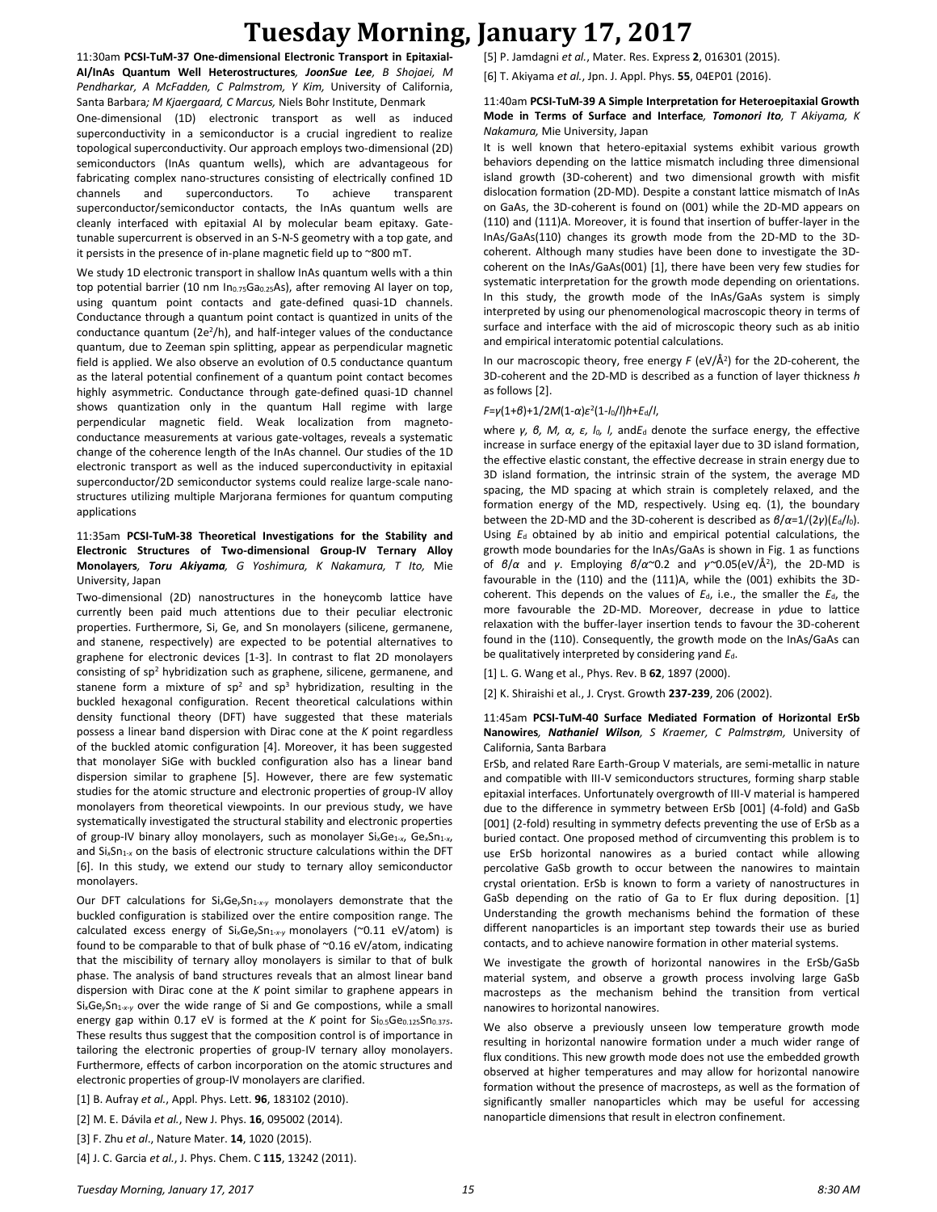# Tuesday Morning, January 17, 2017

11:30am **PCSI-TuM-37 One-dimensional Electronic Transport in Epitaxial-Al/InAs Quantum Well Heterostructures**, ***JoonSue Lee***, *B Shojaei, M Pendharkar, A McFadden, C Palmstrom, Y Kim,* University of California, Santa Barbara*; M Kjaergaard, C Marcus,* Niels Bohr Institute, Denmark

One-dimensional (1D) electronic transport as well as induced superconductivity in a semiconductor is a crucial ingredient to realize topological superconductivity. Our approach employs two-dimensional (2D) semiconductors (InAs quantum wells), which are advantageous for fabricating complex nano-structures consisting of electrically confined 1D channels and superconductors. To achieve transparent superconductor/semiconductor contacts, the InAs quantum wells are cleanly interfaced with epitaxial Al by molecular beam epitaxy. Gate-tunable supercurrent is observed in an S-N-S geometry with a top gate, and it persists in the presence of in-plane magnetic field up to ~800 mT.

We study 1D electronic transport in shallow InAs quantum wells with a thin top potential barrier (10 nm $In_{0.75}Ga_{0.25}As$), after removing Al layer on top, using quantum point contacts and gate-defined quasi-1D channels. Conductance through a quantum point contact is quantized in units of the conductance quantum ($2e^2/h$), and half-integer values of the conductance quantum, due to Zeeman spin splitting, appear as perpendicular magnetic field is applied. We also observe an evolution of 0.5 conductance quantum as the lateral potential confinement of a quantum point contact becomes highly asymmetric. Conductance through gate-defined quasi-1D channel shows quantization only in the quantum Hall regime with large perpendicular magnetic field. Weak localization from magneto-conductance measurements at various gate-voltages, reveals a systematic change of the coherence length of the InAs channel. Our studies of the 1D electronic transport as well as the induced superconductivity in epitaxial superconductor/2D semiconductor systems could realize large-scale nano-structures utilizing multiple Marjorana fermiones for quantum computing applications

11:35am **PCSI-TuM-38 Theoretical Investigations for the Stability and Electronic Structures of Two-dimensional Group-IV Ternary Alloy Monolayers**, ***Toru Akiyama***, *G Yoshimura, K Nakamura, T Ito,* Mie University, Japan

Two-dimensional (2D) nanostructures in the honeycomb lattice have currently been paid much attentions due to their peculiar electronic properties. Furthermore, Si, Ge, and Sn monolayers (silicene, germanene, and stanene, respectively) are expected to be potential alternatives to graphene for electronic devices [1-3]. In contrast to flat 2D monolayers consisting of $sp^2$ hybridization such as graphene, silicene, germanene, and stanene form a mixture of $sp^2$ and $sp^3$ hybridization, resulting in the buckled hexagonal configuration. Recent theoretical calculations within density functional theory (DFT) have suggested that these materials possess a linear band dispersion with Dirac cone at the *K* point regardless of the buckled atomic configuration [4]. Moreover, it has been suggested that monolayer SiGe with buckled configuration also has a linear band dispersion similar to graphene [5]. However, there are few systematic studies for the atomic structure and electronic properties of group-IV alloy monolayers from theoretical viewpoints. In our previous study, we have systematically investigated the structural stability and electronic properties of group-IV binary alloy monolayers, such as monolayer $Si_xGe_{1-x}$, $Ge_xSn_{1-x}$, and $Si_xSn_{1-x}$ on the basis of electronic structure calculations within the DFT [6]. In this study, we extend our study to ternary alloy semiconductor monolayers.

Our DFT calculations for $Si_xGe_ySn_{1-x-y}$ monolayers demonstrate that the buckled configuration is stabilized over the entire composition range. The calculated excess energy of $Si_xGe_ySn_{1-x-y}$ monolayers (~0.11 eV/atom) is found to be comparable to that of bulk phase of ~0.16 eV/atom, indicating that the miscibility of ternary alloy monolayers is similar to that of bulk phase. The analysis of band structures reveals that an almost linear band dispersion with Dirac cone at the *K* point similar to graphene appears in $Si_xGe_ySn_{1-x-y}$ over the wide range of Si and Ge compostions, while a small energy gap within 0.17 eV is formed at the *K* point for $Si_{0.5}Ge_{0.125}Sn_{0.375}$. These results thus suggest that the composition control is of importance in tailoring the electronic properties of group-IV ternary alloy monolayers. Furthermore, effects of carbon incorporation on the atomic structures and electronic properties of group-IV monolayers are clarified.

[1] B. Aufray *et al.*, Appl. Phys. Lett. **96**, 183102 (2010).

[2] M. E. Dávila *et al.*, New J. Phys. **16**, 095002 (2014).

[3] F. Zhu *et al*., Nature Mater. **14**, 1020 (2015).

[4] J. C. Garcia *et al.*, J. Phys. Chem. C **115**, 13242 (2011).

[5] P. Jamdagni *et al.*, Mater. Res. Express **2**, 016301 (2015).

[6] T. Akiyama *et al.*, Jpn. J. Appl. Phys. **55**, 04EP01 (2016).

11:40am **PCSI-TuM-39 A Simple Interpretation for Heteroepitaxial Growth Mode in Terms of Surface and Interface**, ***Tomonori Ito***, *T Akiyama, K Nakamura,* Mie University, Japan

It is well known that hetero-epitaxial systems exhibit various growth behaviors depending on the lattice mismatch including three dimensional island growth (3D-coherent) and two dimensional growth with misfit dislocation formation (2D-MD). Despite a constant lattice mismatch of InAs on GaAs, the 3D-coherent is found on (001) while the 2D-MD appears on (110) and (111)A. Moreover, it is found that insertion of buffer-layer in the InAs/GaAs(110) changes its growth mode from the 2D-MD to the 3D-coherent. Although many studies have been done to investigate the 3D-coherent on the InAs/GaAs(001) [1], there have been very few studies for systematic interpretation for the growth mode depending on orientations. In this study, the growth mode of the InAs/GaAs system is simply interpreted by using our phenomenological macroscopic theory in terms of surface and interface with the aid of microscopic theory such as ab initio and empirical interatomic potential calculations.

In our macroscopic theory, free energy *F* (eV/$Å^2$) for the 2D-coherent, the 3D-coherent and the 2D-MD is described as a function of layer thickness *h* as follows [2].

$F = \gamma(1+\beta) + 1/2M(1-\alpha)\varepsilon^2(1-l_0/l)h + E_d/l,$

where $\gamma$, $\beta$, $M$, $\alpha$, $\varepsilon$, $l_0$, $l$, and $E_d$ denote the surface energy, the effective increase in surface energy of the epitaxial layer due to 3D island formation, the effective elastic constant, the effective decrease in strain energy due to 3D island formation, the intrinsic strain of the system, the average MD spacing, the MD spacing at which strain is completely relaxed, and the formation energy of the MD, respectively. Using eq. (1), the boundary between the 2D-MD and the 3D-coherent is described as $\beta/\alpha = 1/(2\gamma)(E_d/l_0)$. Using $E_d$ obtained by ab initio and empirical potential calculations, the growth mode boundaries for the InAs/GaAs is shown in Fig. 1 as functions of $\beta/\alpha$ and $\gamma$. Employing $\beta/\alpha$~0.2 and $\gamma$~0.05(eV/$Å^2$), the 2D-MD is favourable in the (110) and the (111)A, while the (001) exhibits the 3D-coherent. This depends on the values of $E_d$, i.e., the smaller the $E_d$, the more favourable the 2D-MD. Moreover, decrease in $\gamma$ due to lattice relaxation with the buffer-layer insertion tends to favour the 3D-coherent found in the (110). Consequently, the growth mode on the InAs/GaAs can be qualitatively interpreted by considering $\gamma$ and $E_d$.

[1] L. G. Wang et al., Phys. Rev. B **62**, 1897 (2000).

[2] K. Shiraishi et al., J. Cryst. Growth **237-239**, 206 (2002).

11:45am **PCSI-TuM-40 Surface Mediated Formation of Horizontal ErSb Nanowires**, ***Nathaniel Wilson***, *S Kraemer, C Palmstrøm,* University of California, Santa Barbara

ErSb, and related Rare Earth-Group V materials, are semi-metallic in nature and compatible with III-V semiconductors structures, forming sharp stable epitaxial interfaces. Unfortunately overgrowth of III-V material is hampered due to the difference in symmetry between ErSb [001] (4-fold) and GaSb [001] (2-fold) resulting in symmetry defects preventing the use of ErSb as a buried contact. One proposed method of circumventing this problem is to use ErSb horizontal nanowires as a buried contact while allowing percolative GaSb growth to occur between the nanowires to maintain crystal orientation. ErSb is known to form a variety of nanostructures in GaSb depending on the ratio of Ga to Er flux during deposition. [1] Understanding the growth mechanisms behind the formation of these different nanoparticles is an important step towards their use as buried contacts, and to achieve nanowire formation in other material systems.

We investigate the growth of horizontal nanowires in the ErSb/GaSb material system, and observe a growth process involving large GaSb macrosteps as the mechanism behind the transition from vertical nanowires to horizontal nanowires.

We also observe a previously unseen low temperature growth mode resulting in horizontal nanowire formation under a much wider range of flux conditions. This new growth mode does not use the embedded growth observed at higher temperatures and may allow for horizontal nanowire formation without the presence of macrosteps, as well as the formation of significantly smaller nanoparticles which may be useful for accessing nanoparticle dimensions that result in electron confinement.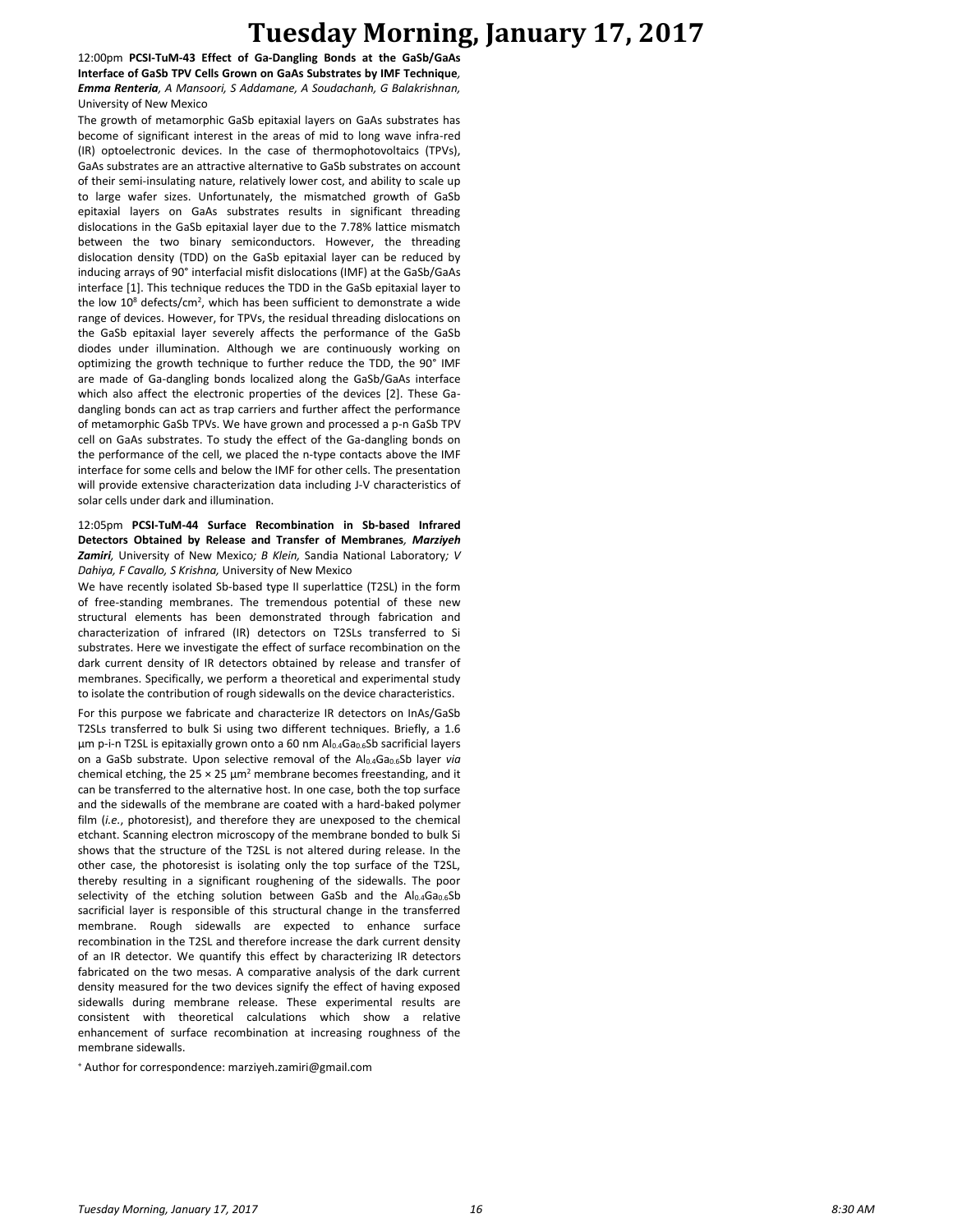12:00pm **PCSI-TuM-43 Effect of Ga-Dangling Bonds at the GaSb/GaAs Interface of GaSb TPV Cells Grown on GaAs Substrates by IMF Technique**, ***Emma Renteria***, *A Mansoori, S Addamane, A Soudachanh, G Balakrishnan,* University of New Mexico

The growth of metamorphic GaSb epitaxial layers on GaAs substrates has become of significant interest in the areas of mid to long wave infra-red (IR) optoelectronic devices. In the case of thermophotovoltaics (TPVs), GaAs substrates are an attractive alternative to GaSb substrates on account of their semi-insulating nature, relatively lower cost, and ability to scale up to large wafer sizes. Unfortunately, the mismatched growth of GaSb epitaxial layers on GaAs substrates results in significant threading dislocations in the GaSb epitaxial layer due to the 7.78% lattice mismatch between the two binary semiconductors. However, the threading dislocation density (TDD) on the GaSb epitaxial layer can be reduced by inducing arrays of 90° interfacial misfit dislocations (IMF) at the GaSb/GaAs interface [1]. This technique reduces the TDD in the GaSb epitaxial layer to the low $10^8$ defects/cm$^2$, which has been sufficient to demonstrate a wide range of devices. However, for TPVs, the residual threading dislocations on the GaSb epitaxial layer severely affects the performance of the GaSb diodes under illumination. Although we are continuously working on optimizing the growth technique to further reduce the TDD, the 90° IMF are made of Ga-dangling bonds localized along the GaSb/GaAs interface which also affect the electronic properties of the devices [2]. These Ga-dangling bonds can act as trap carriers and further affect the performance of metamorphic GaSb TPVs. We have grown and processed a p-n GaSb TPV cell on GaAs substrates. To study the effect of the Ga-dangling bonds on the performance of the cell, we placed the n-type contacts above the IMF interface for some cells and below the IMF for other cells. The presentation will provide extensive characterization data including J-V characteristics of solar cells under dark and illumination.

12:05pm **PCSI-TuM-44 Surface Recombination in Sb-based Infrared Detectors Obtained by Release and Transfer of Membranes**, ***Marziyeh Zamiri***, University of New Mexico*; B Klein,* Sandia National Laboratory*; V Dahiya, F Cavallo, S Krishna,* University of New Mexico

We have recently isolated Sb-based type II superlattice (T2SL) in the form of free-standing membranes. The tremendous potential of these new structural elements has been demonstrated through fabrication and characterization of infrared (IR) detectors on T2SLs transferred to Si substrates. Here we investigate the effect of surface recombination on the dark current density of IR detectors obtained by release and transfer of membranes. Specifically, we perform a theoretical and experimental study to isolate the contribution of rough sidewalls on the device characteristics.

For this purpose we fabricate and characterize IR detectors on InAs/GaSb T2SLs transferred to bulk Si using two different techniques. Briefly, a 1.6 µm p-i-n T2SL is epitaxially grown onto a 60 nm $Al_{0.4}Ga_{0.6}Sb$ sacrificial layers on a GaSb substrate. Upon selective removal of the $Al_{0.4}Ga_{0.6}Sb$ layer *via* chemical etching, the 25 × 25 µm$^2$ membrane becomes freestanding, and it can be transferred to the alternative host. In one case, both the top surface and the sidewalls of the membrane are coated with a hard-baked polymer film (*i.e.*, photoresist), and therefore they are unexposed to the chemical etchant. Scanning electron microscopy of the membrane bonded to bulk Si shows that the structure of the T2SL is not altered during release. In the other case, the photoresist is isolating only the top surface of the T2SL, thereby resulting in a significant roughening of the sidewalls. The poor selectivity of the etching solution between GaSb and the $Al_{0.4}Ga_{0.6}Sb$ sacrificial layer is responsible of this structural change in the transferred membrane. Rough sidewalls are expected to enhance surface recombination in the T2SL and therefore increase the dark current density of an IR detector. We quantify this effect by characterizing IR detectors fabricated on the two mesas. A comparative analysis of the dark current density measured for the two devices signify the effect of having exposed sidewalls during membrane release. These experimental results are consistent with theoretical calculations which show a relative enhancement of surface recombination at increasing roughness of the membrane sidewalls.

[+] Author for correspondence: marziyeh.zamiri@gmail.com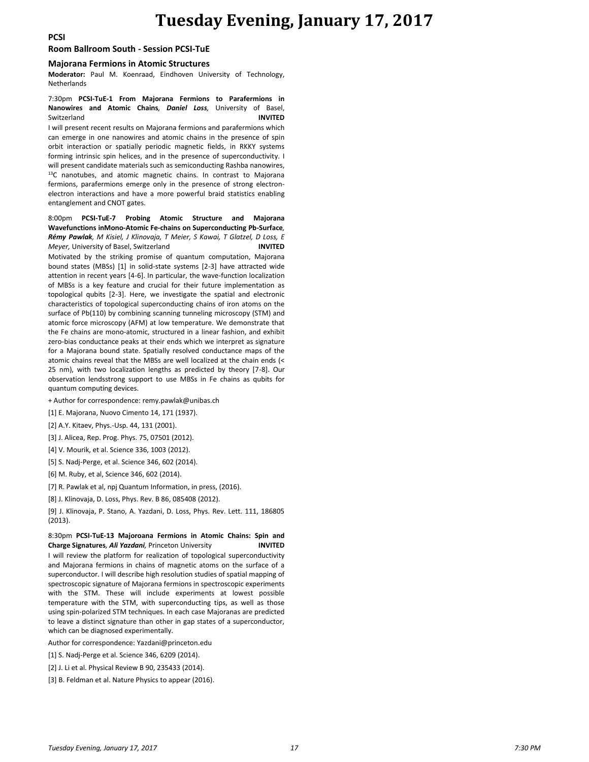# Tuesday Evening, January 17, 2017

## PCSI

### Room Ballroom South - Session PCSI-TuE

### Majorana Fermions in Atomic Structures

**Moderator:** Paul M. Koenraad, Eindhoven University of Technology, Netherlands

7:30pm **PCSI-TuE-1 From Majorana Fermions to Parafermions in Nanowires and Atomic Chains**, ***Daniel Loss***, University of Basel, Switzerland **INVITED**

I will present recent results on Majorana fermions and parafermions which can emerge in one nanowires and atomic chains in the presence of spin orbit interaction or spatially periodic magnetic fields, in RKKY systems forming intrinsic spin helices, and in the presence of superconductivity. I will present candidate materials such as semiconducting Rashba nanowires, $^{13}C$ nanotubes, and atomic magnetic chains. In contrast to Majorana fermions, parafermions emerge only in the presence of strong electron-electron interactions and have a more powerful braid statistics enabling entanglement and CNOT gates.

8:00pm **PCSI-TuE-7 Probing Atomic Structure and Majorana Wavefunctions inMono-Atomic Fe-chains on Superconducting Pb-Surface**, ***Rémy Pawlak***, *M Kisiel, J Klinovaja, T Meier, S Kawai, T Glatzel, D Loss, E Meyer,* University of Basel, Switzerland **INVITED**

Motivated by the striking promise of quantum computation, Majorana bound states (MBSs) [1] in solid-state systems [2-3] have attracted wide attention in recent years [4-6]. In particular, the wave-function localization of MBSs is a key feature and crucial for their future implementation as topological qubits [2-3]. Here, we investigate the spatial and electronic characteristics of topological superconducting chains of iron atoms on the surface of Pb(110) by combining scanning tunneling microscopy (STM) and atomic force microscopy (AFM) at low temperature. We demonstrate that the Fe chains are mono-atomic, structured in a linear fashion, and exhibit zero-bias conductance peaks at their ends which we interpret as signature for a Majorana bound state. Spatially resolved conductance maps of the atomic chains reveal that the MBSs are well localized at the chain ends (< 25 nm), with two localization lengths as predicted by theory [7-8]. Our observation lendsstrong support to use MBSs in Fe chains as qubits for quantum computing devices.

+ Author for correspondence: remy.pawlak@unibas.ch

[1] E. Majorana, Nuovo Cimento 14, 171 (1937).

[2] A.Y. Kitaev, Phys.-Usp. 44, 131 (2001).

[3] J. Alicea, Rep. Prog. Phys. 75, 07501 (2012).

[4] V. Mourik, et al. Science 336, 1003 (2012).

[5] S. Nadj-Perge, et al. Science 346, 602 (2014).

[6] M. Ruby, et al, Science 346, 602 (2014).

[7] R. Pawlak et al, npj Quantum Information, in press, (2016).

[8] J. Klinovaja, D. Loss, Phys. Rev. B 86, 085408 (2012).

[9] J. Klinovaja, P. Stano, A. Yazdani, D. Loss, Phys. Rev. Lett. 111, 186805 (2013).

8:30pm **PCSI-TuE-13 Majoroana Fermions in Atomic Chains: Spin and Charge Signatures**, ***Ali Yazdani***, Princeton University **INVITED**

I will review the platform for realization of topological superconductivity and Majorana fermions in chains of magnetic atoms on the surface of a superconductor. I will describe high resolution studies of spatial mapping of spectroscopic signature of Majorana fermions in spectroscopic experiments with the STM. These will include experiments at lowest possible temperature with the STM, with superconducting tips, as well as those using spin-polarized STM techniques. In each case Majoranas are predicted to leave a distinct signature than other in gap states of a superconductor, which can be diagnosed experimentally.

Author for correspondence: Yazdani@princeton.edu

[1] S. Nadj-Perge et al. Science 346, 6209 (2014).

[2] J. Li et al. Physical Review B 90, 235433 (2014).

[3] B. Feldman et al. Nature Physics to appear (2016).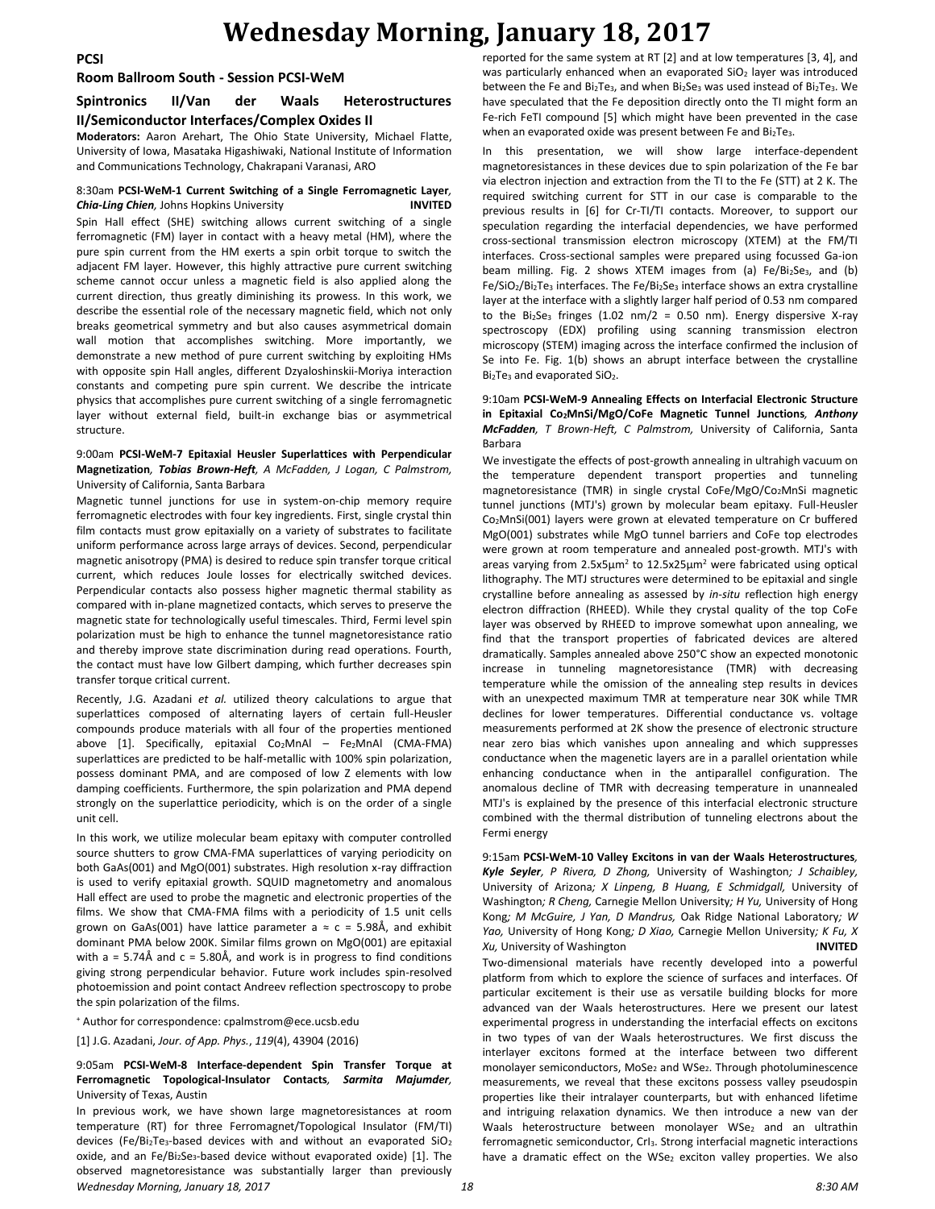## PCSI

### Room Ballroom South - Session PCSI-WeM

### Spintronics II/Van der Waals Heterostructures II/Semiconductor Interfaces/Complex Oxides II

**Moderators:** Aaron Arehart, The Ohio State University, Michael Flatte, University of Iowa, Masataka Higashiwaki, National Institute of Information and Communications Technology, Chakrapani Varanasi, ARO

**8:30am PCSI-WeM-1 Current Switching of a Single Ferromagnetic Layer*, Chia-Ling Chien,* Johns Hopkins University INVITED**

Spin Hall effect (SHE) switching allows current switching of a single ferromagnetic (FM) layer in contact with a heavy metal (HM), where the pure spin current from the HM exerts a spin orbit torque to switch the adjacent FM layer. However, this highly attractive pure current switching scheme cannot occur unless a magnetic field is also applied along the current direction, thus greatly diminishing its prowess. In this work, we describe the essential role of the necessary magnetic field, which not only breaks geometrical symmetry and but also causes asymmetrical domain wall motion that accomplishes switching. More importantly, we demonstrate a new method of pure current switching by exploiting HMs with opposite spin Hall angles, different Dzyaloshinskii-Moriya interaction constants and competing pure spin current. We describe the intricate physics that accomplishes pure current switching of a single ferromagnetic layer without external field, built-in exchange bias or asymmetrical structure.

**9:00am PCSI-WeM-7 Epitaxial Heusler Superlattices with Perpendicular Magnetization*, Tobias Brown-Heft*, A McFadden, J Logan, C Palmstrom,** University of California, Santa Barbara

Magnetic tunnel junctions for use in system-on-chip memory require ferromagnetic electrodes with four key ingredients. First, single crystal thin film contacts must grow epitaxially on a variety of substrates to facilitate uniform performance across large arrays of devices. Second, perpendicular magnetic anisotropy (PMA) is desired to reduce spin transfer torque critical current, which reduces Joule losses for electrically switched devices. Perpendicular contacts also possess higher magnetic thermal stability as compared with in-plane magnetized contacts, which serves to preserve the magnetic state for technologically useful timescales. Third, Fermi level spin polarization must be high to enhance the tunnel magnetoresistance ratio and thereby improve state discrimination during read operations. Fourth, the contact must have low Gilbert damping, which further decreases spin transfer torque critical current.

Recently, J.G. Azadani *et al.* utilized theory calculations to argue that superlattices composed of alternating layers of certain full-Heusler compounds produce materials with all four of the properties mentioned above [1]. Specifically, epitaxial $Co_2MnAl$ – $Fe_2MnAl$ (CMA-FMA) superlattices are predicted to be half-metallic with 100% spin polarization, possess dominant PMA, and are composed of low Z elements with low damping coefficients. Furthermore, the spin polarization and PMA depend strongly on the superlattice periodicity, which is on the order of a single unit cell.

In this work, we utilize molecular beam epitaxy with computer controlled source shutters to grow CMA-FMA superlattices of varying periodicity on both GaAs(001) and MgO(001) substrates. High resolution x-ray diffraction is used to verify epitaxial growth. SQUID magnetometry and anomalous Hall effect are used to probe the magnetic and electronic properties of the films. We show that CMA-FMA films with a periodicity of 1.5 unit cells grown on GaAs(001) have lattice parameter $a \approx c = 5.98$Å, and exhibit dominant PMA below 200K. Similar films grown on MgO(001) are epitaxial with $a = 5.74$Å and $c = 5.80$Å, and work is in progress to find conditions giving strong perpendicular behavior. Future work includes spin-resolved photoemission and point contact Andreev reflection spectroscopy to probe the spin polarization of the films.

[+] Author for correspondence: cpalmstrom@ece.ucsb.edu

[1] J.G. Azadani, *Jour. of App. Phys.*, *119*(4), 43904 (2016)

**9:05am PCSI-WeM-8 Interface-dependent Spin Transfer Torque at Ferromagnetic Topological-Insulator Contacts*, Sarmita Majumder,*** University of Texas, Austin

In previous work, we have shown large magnetoresistances at room temperature (RT) for three Ferromagnet/Topological Insulator (FM/TI) devices ($Fe/Bi_2Te_3$-based devices with and without an evaporated $SiO_2$ oxide, and an $Fe/Bi_2Se_3$-based device without evaporated oxide) [1]. The observed magnetoresistance was substantially larger than previously reported for the same system at RT [2] and at low temperatures [3, 4], and was particularly enhanced when an evaporated $SiO_2$ layer was introduced between the Fe and $Bi_2Te_3$, and when $Bi_2Se_3$ was used instead of $Bi_2Te_3$. We have speculated that the Fe deposition directly onto the TI might form an Fe-rich FeTI compound [5] which might have been prevented in the case when an evaporated oxide was present between Fe and $Bi_2Te_3$.

In this presentation, we will show large interface-dependent magnetoresistances in these devices due to spin polarization of the Fe bar via electron injection and extraction from the TI to the Fe (STT) at 2 K. The required switching current for STT in our case is comparable to the previous results in [6] for Cr-TI/TI contacts. Moreover, to support our speculation regarding the interfacial dependencies, we have performed cross-sectional transmission electron microscopy (XTEM) at the FM/TI interfaces. Cross-sectional samples were prepared using focussed Ga-ion beam milling. Fig. 2 shows XTEM images from (a) $Fe/Bi_2Se_3$, and (b) $Fe/SiO_2/Bi_2Te_3$ interfaces. The $Fe/Bi_2Se_3$ interface shows an extra crystalline layer at the interface with a slightly larger half period of 0.53 nm compared to the $Bi_2Se_3$ fringes (1.02 nm/2 = 0.50 nm). Energy dispersive X-ray spectroscopy (EDX) profiling using scanning transmission electron microscopy (STEM) imaging across the interface confirmed the inclusion of Se into Fe. Fig. 1(b) shows an abrupt interface between the crystalline $Bi_2Te_3$ and evaporated $SiO_2$.

**9:10am PCSI-WeM-9 Annealing Effects on Interfacial Electronic Structure in Epitaxial $Co_2MnSi$/MgO/CoFe Magnetic Tunnel Junctions*, Anthony McFadden*, T Brown-Heft, C Palmstrom,** University of California, Santa Barbara

We investigate the effects of post-growth annealing in ultrahigh vacuum on the temperature dependent transport properties and tunneling magnetoresistance (TMR) in single crystal CoFe/MgO/$Co_2MnSi$ magnetic tunnel junctions (MTJ's) grown by molecular beam epitaxy. Full-Heusler $Co_2MnSi$(001) layers were grown at elevated temperature on Cr buffered MgO(001) substrates while MgO tunnel barriers and CoFe top electrodes were grown at room temperature and annealed post-growth. MTJ's with areas varying from $2.5x5\mu m^2$ to $12.5x25\mu m^2$ were fabricated using optical lithography. The MTJ structures were determined to be epitaxial and single crystalline before annealing as assessed by *in-situ* reflection high energy electron diffraction (RHEED). While they crystal quality of the top CoFe layer was observed by RHEED to improve somewhat upon annealing, we find that the transport properties of fabricated devices are altered dramatically. Samples annealed above 250°C show an expected monotonic increase in tunneling magnetoresistance (TMR) with decreasing temperature while the omission of the annealing step results in devices with an unexpected maximum TMR at temperature near 30K while TMR declines for lower temperatures. Differential conductance vs. voltage measurements performed at 2K show the presence of electronic structure near zero bias which vanishes upon annealing and which suppresses conductance when the magenetic layers are in a parallel orientation while enhancing conductance when in the antiparallel configuration. The anomalous decline of TMR with decreasing temperature in unannealed MTJ's is explained by the presence of this interfacial electronic structure combined with the thermal distribution of tunneling electrons about the Fermi energy

**9:15am PCSI-WeM-10 Valley Excitons in van der Waals Heterostructures*, Kyle Seyler*, P Rivera, D Zhong,** University of Washington*; J Schaibley,* University of Arizona*; X Linpeng, B Huang, E Schmidgall,* University of Washington*; R Cheng,* Carnegie Mellon University*; H Yu,* University of Hong Kong*; M McGuire, J Yan, D Mandrus,* Oak Ridge National Laboratory*; W Yao,* University of Hong Kong*; D Xiao,* Carnegie Mellon University*; K Fu, X Xu,* University of Washington **INVITED**

Two-dimensional materials have recently developed into a powerful platform from which to explore the science of surfaces and interfaces. Of particular excitement is their use as versatile building blocks for more advanced van der Waals heterostructures. Here we present our latest experimental progress in understanding the interfacial effects on excitons in two types of van der Waals heterostructures. We first discuss the interlayer excitons formed at the interface between two different monolayer semiconductors, $MoSe_2$ and $WSe_2$. Through photoluminescence measurements, we reveal that these excitons possess valley pseudospin properties like their intralayer counterparts, but with enhanced lifetime and intriguing relaxation dynamics. We then introduce a new van der Waals heterostructure between monolayer $WSe_2$ and an ultrathin ferromagnetic semiconductor, $CrI_3$. Strong interfacial magnetic interactions have a dramatic effect on the $WSe_2$ exciton valley properties. We also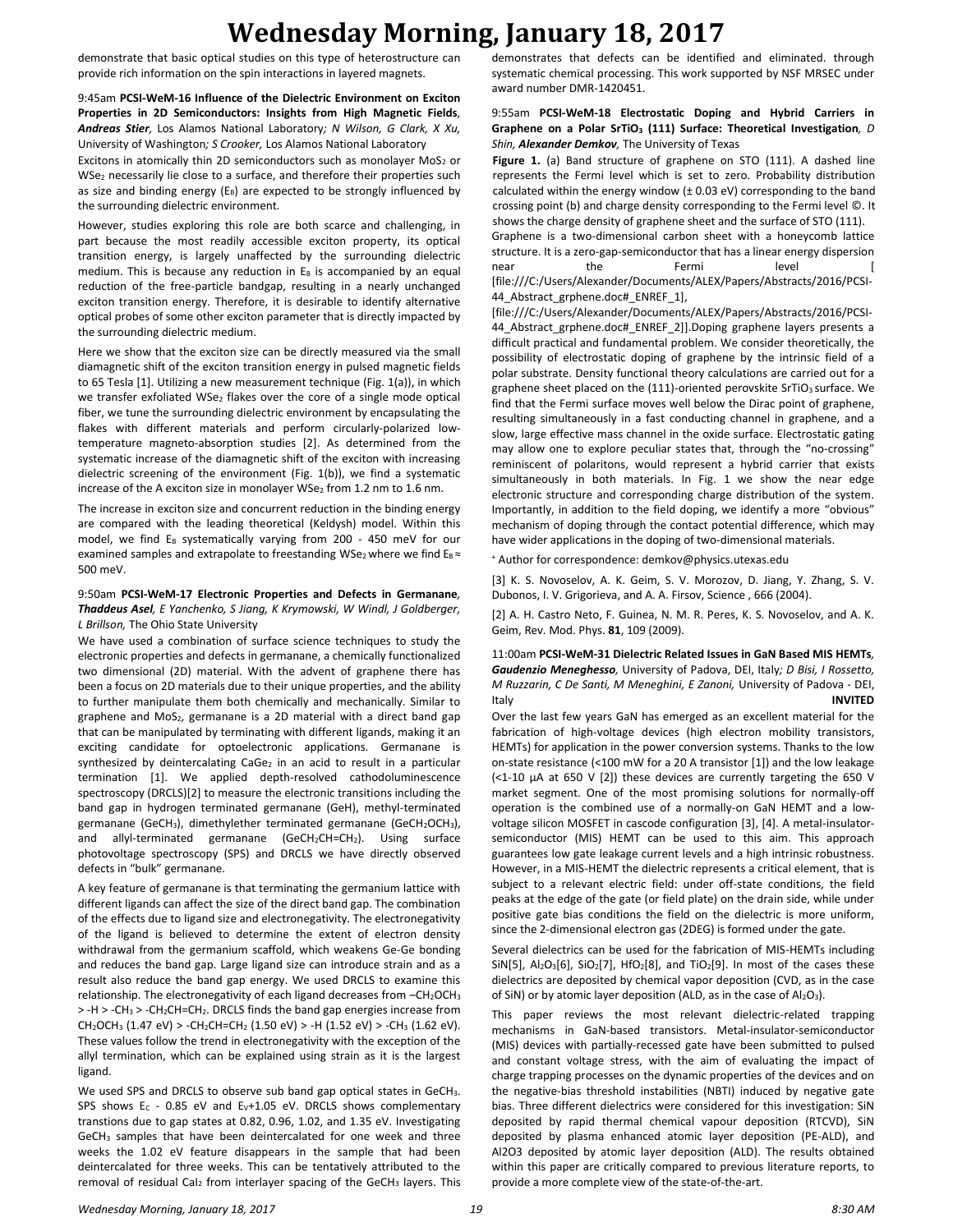demonstrate that basic optical studies on this type of heterostructure can provide rich information on the spin interactions in layered magnets.

### 9:45am **PCSI-WeM-16 Influence of the Dielectric Environment on Exciton Properties in 2D Semiconductors: Insights from High Magnetic Fields**, ***Andreas Stier***, Los Alamos National Laboratory; *N Wilson, G Clark, X Xu,* University of Washington; *S Crooker,* Los Alamos National Laboratory

Excitons in atomically thin 2D semiconductors such as monolayer $MoS_2$ or $WSe_2$ necessarily lie close to a surface, and therefore their properties such as size and binding energy ($E_B$) are expected to be strongly influenced by the surrounding dielectric environment.

However, studies exploring this role are both scarce and challenging, in part because the most readily accessible exciton property, its optical transition energy, is largely unaffected by the surrounding dielectric medium. This is because any reduction in $E_B$ is accompanied by an equal reduction of the free-particle bandgap, resulting in a nearly unchanged exciton transition energy. Therefore, it is desirable to identify alternative optical probes of some other exciton parameter that is directly impacted by the surrounding dielectric medium.

Here we show that the exciton size can be directly measured via the small diamagnetic shift of the exciton transition energy in pulsed magnetic fields to 65 Tesla [1]. Utilizing a new measurement technique (Fig. 1(a)), in which we transfer exfoliated $WSe_2$ flakes over the core of a single mode optical fiber, we tune the surrounding dielectric environment by encapsulating the flakes with different materials and perform circularly-polarized low-temperature magneto-absorption studies [2]. As determined from the systematic increase of the diamagnetic shift of the exciton with increasing dielectric screening of the environment (Fig. 1(b)), we find a systematic increase of the A exciton size in monolayer $WSe_2$ from 1.2 nm to 1.6 nm.

The increase in exciton size and concurrent reduction in the binding energy are compared with the leading theoretical (Keldysh) model. Within this model, we find $E_B$ systematically varying from 200 - 450 meV for our examined samples and extrapolate to freestanding $WSe_2$ where we find $E_B \approx$ 500 meV.

### 9:50am **PCSI-WeM-17 Electronic Properties and Defects in Germanane**, ***Thaddeus Asel***, *E Yanchenko, S Jiang, K Krymowski, W Windl, J Goldberger, L Brillson,* The Ohio State University

We have used a combination of surface science techniques to study the electronic properties and defects in germanane, a chemically functionalized two dimensional (2D) material. With the advent of graphene there has been a focus on 2D materials due to their unique properties, and the ability to further manipulate them both chemically and mechanically. Similar to graphene and $MoS_2$, germanane is a 2D material with a direct band gap that can be manipulated by terminating with different ligands, making it an exciting candidate for optoelectronic applications. Germanane is synthesized by deintercalating $CaGe_2$ in an acid to result in a particular termination [1]. We applied depth-resolved cathodoluminescence spectroscopy (DRCLS)[2] to measure the electronic transitions including the band gap in hydrogen terminated germanane (GeH), methyl-terminated germanane ($GeCH_3$), dimethylether terminated germanane ($GeCH_2OCH_3$), and allyl-terminated germanane ($GeCH_2CH{=}CH_2$). Using surface photovoltage spectroscopy (SPS) and DRCLS we have directly observed defects in "bulk" germanane.

A key feature of germanane is that terminating the germanium lattice with different ligands can affect the size of the direct band gap. The combination of the effects due to ligand size and electronegativity. The electronegativity of the ligand is believed to determine the extent of electron density withdrawal from the germanium scaffold, which weakens Ge-Ge bonding and reduces the band gap. Large ligand size can introduce strain and as a result also reduce the band gap energy. We used DRCLS to examine this relationship. The electronegativity of each ligand decreases from $-CH_2OCH_3$ > -H > $-CH_3$ > $-CH_2CH{=}CH_2$. DRCLS finds the band gap energies increase from $CH_2OCH_3$ (1.47 eV) > $-CH_2CH{=}CH_2$ (1.50 eV) > -H (1.52 eV) > $-CH_3$ (1.62 eV). These values follow the trend in electronegativity with the exception of the allyl termination, which can be explained using strain as it is the largest ligand.

We used SPS and DRCLS to observe sub band gap optical states in $GeCH_3$. SPS shows $E_C$ - 0.85 eV and $E_V$+1.05 eV. DRCLS shows complementary transtions due to gap states at 0.82, 0.96, 1.02, and 1.35 eV. Investigating $GeCH_3$ samples that have been deintercalated for one week and three weeks the 1.02 eV feature disappears in the sample that had been deintercalated for three weeks. This can be tentatively attributed to the removal of residual $CaI_2$ from interlayer spacing of the $GeCH_3$ layers. This demonstrates that defects can be identified and eliminated. through systematic chemical processing. This work supported by NSF MRSEC under award number DMR-1420451.

### 9:55am **PCSI-WeM-18 Electrostatic Doping and Hybrid Carriers in Graphene on a Polar $SrTiO_3$ (111) Surface: Theoretical Investigation**, *D Shin,* ***Alexander Demkov***, The University of Texas

**Figure 1.** (a) Band structure of graphene on STO (111). A dashed line represents the Fermi level which is set to zero. Probability distribution calculated within the energy window (± 0.03 eV) corresponding to the band crossing point (b) and charge density corresponding to the Fermi level ©. It shows the charge density of graphene sheet and the surface of STO (111).

Graphene is a two-dimensional carbon sheet with a honeycomb lattice structure. It is a zero-gap-semiconductor that has a linear energy dispersion near the Fermi level [ [file:///C:/Users/Alexander/Documents/ALEX/Papers/Abstracts/2016/PCSI-44_Abstract_grphene.doc#_ENREF_1], [file:///C:/Users/Alexander/Documents/ALEX/Papers/Abstracts/2016/PCSI-44_Abstract_grphene.doc#_ENREF_2]].Doping graphene layers presents a difficult practical and fundamental problem. We consider theoretically, the possibility of electrostatic doping of graphene by the intrinsic field of a polar substrate. Density functional theory calculations are carried out for a graphene sheet placed on the (111)-oriented perovskite $SrTiO_3$ surface. We find that the Fermi surface moves well below the Dirac point of graphene, resulting simultaneously in a fast conducting channel in graphene, and a slow, large effective mass channel in the oxide surface. Electrostatic gating may allow one to explore peculiar states that, through the "no-crossing" reminiscent of polaritons, would represent a hybrid carrier that exists simultaneously in both materials. In Fig. 1 we show the near edge electronic structure and corresponding charge distribution of the system. Importantly, in addition to the field doping, we identify a more "obvious" mechanism of doping through the contact potential difference, which may have wider applications in the doping of two-dimensional materials.

[+] Author for correspondence: demkov@physics.utexas.edu

[3] K. S. Novoselov, A. K. Geim, S. V. Morozov, D. Jiang, Y. Zhang, S. V. Dubonos, I. V. Grigorieva, and A. A. Firsov, Science , 666 (2004).

[2] A. H. Castro Neto, F. Guinea, N. M. R. Peres, K. S. Novoselov, and A. K. Geim, Rev. Mod. Phys. **81**, 109 (2009).

### 11:00am **PCSI-WeM-31 Dielectric Related Issues in GaN Based MIS HEMTs**, ***Gaudenzio Meneghesso***, University of Padova, DEI, Italy; *D Bisi, I Rossetto, M Ruzzarin, C De Santi, M Meneghini, E Zanoni,* University of Padova - DEI, Italy **INVITED**

Over the last few years GaN has emerged as an excellent material for the fabrication of high-voltage devices (high electron mobility transistors, HEMTs) for application in the power conversion systems. Thanks to the low on-state resistance (<100 mW for a 20 A transistor [1]) and the low leakage (<1-10 µA at 650 V [2]) these devices are currently targeting the 650 V market segment. One of the most promising solutions for normally-off operation is the combined use of a normally-on GaN HEMT and a low-voltage silicon MOSFET in cascode configuration [3], [4]. A metal-insulator-semiconductor (MIS) HEMT can be used to this aim. This approach guarantees low gate leakage current levels and a high intrinsic robustness. However, in a MIS-HEMT the dielectric represents a critical element, that is subject to a relevant electric field: under off-state conditions, the field peaks at the edge of the gate (or field plate) on the drain side, while under positive gate bias conditions the field on the dielectric is more uniform, since the 2-dimensional electron gas (2DEG) is formed under the gate.

Several dielectrics can be used for the fabrication of MIS-HEMTs including SiN[5], $Al_2O_3$[6], $SiO_2$[7], $HfO_2$[8], and $TiO_2$[9]. In most of the cases these dielectrics are deposited by chemical vapor deposition (CVD, as in the case of SiN) or by atomic layer deposition (ALD, as in the case of $Al_2O_3$).

This paper reviews the most relevant dielectric-related trapping mechanisms in GaN-based transistors. Metal-insulator-semiconductor (MIS) devices with partially-recessed gate have been submitted to pulsed and constant voltage stress, with the aim of evaluating the impact of charge trapping processes on the dynamic properties of the devices and on the negative-bias threshold instabilities (NBTI) induced by negative gate bias. Three different dielectrics were considered for this investigation: SiN deposited by rapid thermal chemical vapour deposition (RTCVD), SiN deposited by plasma enhanced atomic layer deposition (PE-ALD), and Al2O3 deposited by atomic layer deposition (ALD). The results obtained within this paper are critically compared to previous literature reports, to provide a more complete view of the state-of-the-art.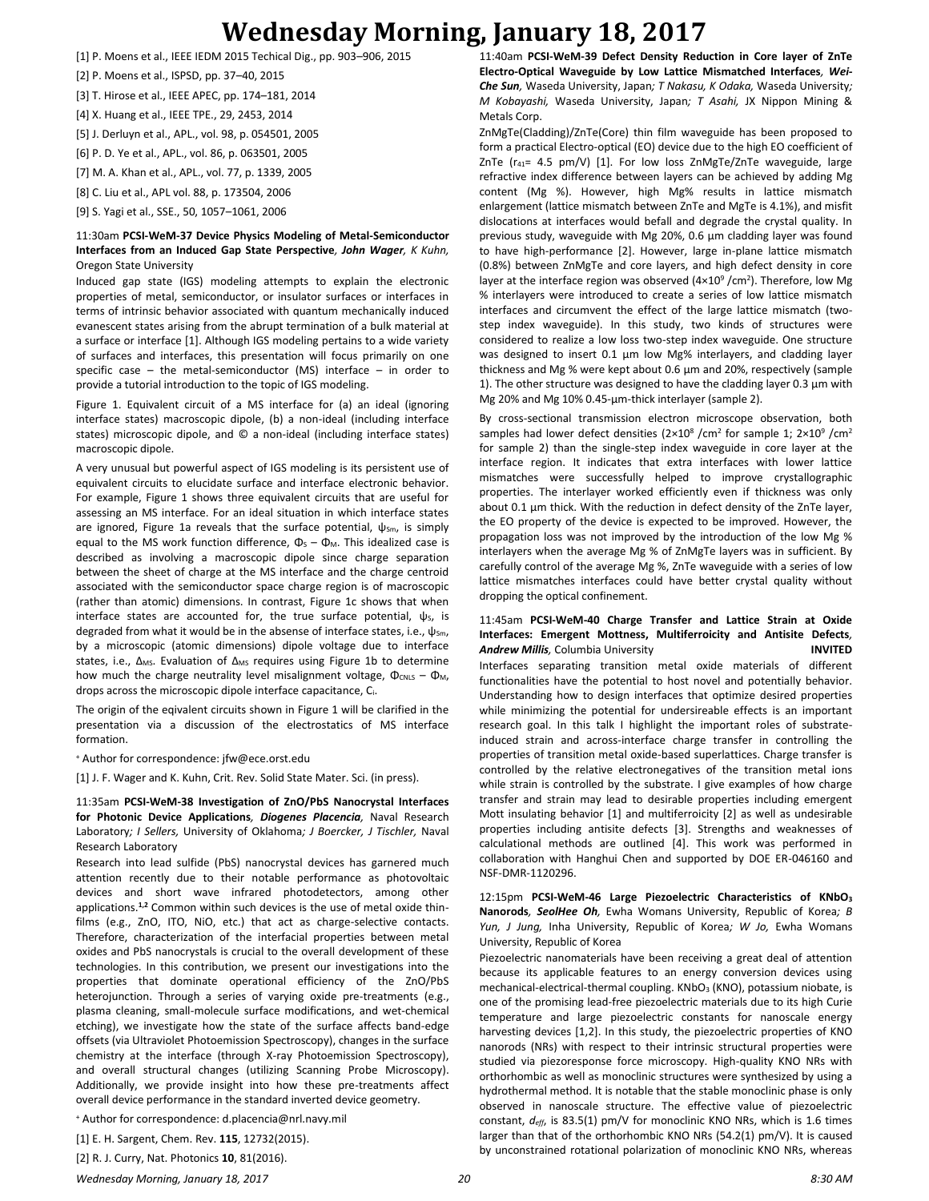[1] P. Moens et al., IEEE IEDM 2015 Techical Dig., pp. 903–906, 2015

[2] P. Moens et al., ISPSD, pp. 37–40, 2015

[3] T. Hirose et al., IEEE APEC, pp. 174–181, 2014

[4] X. Huang et al., IEEE TPE., 29, 2453, 2014

[5] J. Derluyn et al., APL., vol. 98, p. 054501, 2005

[6] P. D. Ye et al., APL., vol. 86, p. 063501, 2005

[7] M. A. Khan et al., APL., vol. 77, p. 1339, 2005

[8] C. Liu et al., APL vol. 88, p. 173504, 2006

[9] S. Yagi et al., SSE., 50, 1057–1061, 2006

11:30am **PCSI-WeM-37 Device Physics Modeling of Metal-Semiconductor Interfaces from an Induced Gap State Perspective**, ***John Wager**, K Kuhn,* Oregon State University

Induced gap state (IGS) modeling attempts to explain the electronic properties of metal, semiconductor, or insulator surfaces or interfaces in terms of intrinsic behavior associated with quantum mechanically induced evanescent states arising from the abrupt termination of a bulk material at a surface or interface [1]. Although IGS modeling pertains to a wide variety of surfaces and interfaces, this presentation will focus primarily on one specific case – the metal-semiconductor (MS) interface – in order to provide a tutorial introduction to the topic of IGS modeling.

Figure 1. Equivalent circuit of a MS interface for (a) an ideal (ignoring interface states) macroscopic dipole, (b) a non-ideal (including interface states) microscopic dipole, and © a non-ideal (including interface states) macroscopic dipole.

A very unusual but powerful aspect of IGS modeling is its persistent use of equivalent circuits to elucidate surface and interface electronic behavior. For example, Figure 1 shows three equivalent circuits that are useful for assessing an MS interface. For an ideal situation in which interface states are ignored, Figure 1a reveals that the surface potential, $\psi_{Sm}$, is simply equal to the MS work function difference, $\Phi_S - \Phi_M$. This idealized case is described as involving a macroscopic dipole since charge separation between the sheet of charge at the MS interface and the charge centroid associated with the semiconductor space charge region is of macroscopic (rather than atomic) dimensions. In contrast, Figure 1c shows that when interface states are accounted for, the true surface potential, $\psi_S$, is degraded from what it would be in the absense of interface states, i.e., $\psi_{Sm}$, by a microscopic (atomic dimensions) dipole voltage due to interface states, i.e., $\Delta_{MS}$. Evaluation of $\Delta_{MS}$ requires using Figure 1b to determine how much the charge neutrality level misalignment voltage, $\Phi_{CNLS} - \Phi_M$, drops across the microscopic dipole interface capacitance, $C_i$.

The origin of the eqivalent circuits shown in Figure 1 will be clarified in the presentation via a discussion of the electrostatics of MS interface formation.

+ Author for correspondence: jfw@ece.orst.edu

[1] J. F. Wager and K. Kuhn, Crit. Rev. Solid State Mater. Sci. (in press).

11:35am **PCSI-WeM-38 Investigation of ZnO/PbS Nanocrystal Interfaces for Photonic Device Applications**, ***Diogenes Placencia**,* Naval Research Laboratory*; I Sellers,* University of Oklahoma*; J Boercker, J Tischler,* Naval Research Laboratory

Research into lead sulfide (PbS) nanocrystal devices has garnered much attention recently due to their notable performance as photovoltaic devices and short wave infrared photodetectors, among other applications.[1,2] Common within such devices is the use of metal oxide thin-films (e.g., ZnO, ITO, NiO, etc.) that act as charge-selective contacts. Therefore, characterization of the interfacial properties between metal oxides and PbS nanocrystals is crucial to the overall development of these technologies. In this contribution, we present our investigations into the properties that dominate operational efficiency of the ZnO/PbS heterojunction. Through a series of varying oxide pre-treatments (e.g., plasma cleaning, small-molecule surface modifications, and wet-chemical etching), we investigate how the state of the surface affects band-edge offsets (via Ultraviolet Photoemission Spectroscopy), changes in the surface chemistry at the interface (through X-ray Photoemission Spectroscopy), and overall structural changes (utilizing Scanning Probe Microscopy). Additionally, we provide insight into how these pre-treatments affect overall device performance in the standard inverted device geometry.

+ Author for correspondence: d.placencia@nrl.navy.mil

[1] E. H. Sargent, Chem. Rev. **115**, 12732(2015).

[2] R. J. Curry, Nat. Photonics **10**, 81(2016).

11:40am **PCSI-WeM-39 Defect Density Reduction in Core layer of ZnTe Electro-Optical Waveguide by Low Lattice Mismatched Interfaces**, ***Wei-Che Sun**,* Waseda University, Japan*; T Nakasu, K Odaka,* Waseda University*; M Kobayashi,* Waseda University, Japan*; T Asahi,* JX Nippon Mining & Metals Corp.

ZnMgTe(Cladding)/ZnTe(Core) thin film waveguide has been proposed to form a practical Electro-optical (EO) device due to the high EO coefficient of ZnTe ($r_{41}$= 4.5 pm/V) [1]. For low loss ZnMgTe/ZnTe waveguide, large refractive index difference between layers can be achieved by adding Mg content (Mg %). However, high Mg% results in lattice mismatch enlargement (lattice mismatch between ZnTe and MgTe is 4.1%), and misfit dislocations at interfaces would befall and degrade the crystal quality. In previous study, waveguide with Mg 20%, 0.6 µm cladding layer was found to have high-performance [2]. However, large in-plane lattice mismatch (0.8%) between ZnMgTe and core layers, and high defect density in core layer at the interface region was observed ($4\times10^9$ /cm$^2$). Therefore, low Mg % interlayers were introduced to create a series of low lattice mismatch interfaces and circumvent the effect of the large lattice mismatch (two-step index waveguide). In this study, two kinds of structures were considered to realize a low loss two-step index waveguide. One structure was designed to insert 0.1 µm low Mg% interlayers, and cladding layer thickness and Mg % were kept about 0.6 µm and 20%, respectively (sample 1). The other structure was designed to have the cladding layer 0.3 µm with Mg 20% and Mg 10% 0.45-µm-thick interlayer (sample 2).

By cross-sectional transmission electron microscope observation, both samples had lower defect densities ($2\times10^8$ /cm$^2$ for sample 1; $2\times10^9$ /cm$^2$ for sample 2) than the single-step index waveguide in core layer at the interface region. It indicates that extra interfaces with lower lattice mismatches were successfully helped to improve crystallographic properties. The interlayer worked efficiently even if thickness was only about 0.1 µm thick. With the reduction in defect density of the ZnTe layer, the EO property of the device is expected to be improved. However, the propagation loss was not improved by the introduction of the low Mg % interlayers when the average Mg % of ZnMgTe layers was in sufficient. By carefully control of the average Mg %, ZnTe waveguide with a series of low lattice mismatches interfaces could have better crystal quality without dropping the optical confinement.

11:45am **PCSI-WeM-40 Charge Transfer and Lattice Strain at Oxide Interfaces: Emergent Mottness, Multiferroicity and Antisite Defects**, ***Andrew Millis**,* Columbia University **INVITED**

Interfaces separating transition metal oxide materials of different functionalities have the potential to host novel and potentially behavior. Understanding how to design interfaces that optimize desired properties while minimizing the potential for undersireable effects is an important research goal. In this talk I highlight the important roles of substrate-induced strain and across-interface charge transfer in controlling the properties of transition metal oxide-based superlattices. Charge transfer is controlled by the relative electronegatives of the transition metal ions while strain is controlled by the substrate. I give examples of how charge transfer and strain may lead to desirable properties including emergent Mott insulating behavior [1] and multiferroicity [2] as well as undesirable properties including antisite defects [3]. Strengths and weaknesses of calculational methods are outlined [4]. This work was performed in collaboration with Hanghui Chen and supported by DOE ER-046160 and NSF-DMR-1120296.

12:15pm **PCSI-WeM-46 Large Piezoelectric Characteristics of $KNbO_3$ Nanorods**, ***SeolHee Oh**,* Ewha Womans University, Republic of Korea*; B Yun, J Jung,* Inha University, Republic of Korea*; W Jo,* Ewha Womans University, Republic of Korea

Piezoelectric nanomaterials have been receiving a great deal of attention because its applicable features to an energy conversion devices using mechanical-electrical-thermal coupling. $KNbO_3$ (KNO), potassium niobate, is one of the promising lead-free piezoelectric materials due to its high Curie temperature and large piezoelectric constants for nanoscale energy harvesting devices [1,2]. In this study, the piezoelectric properties of KNO nanorods (NRs) with respect to their intrinsic structural properties were studied via piezoresponse force microscopy. High-quality KNO NRs with orthorhombic as well as monoclinic structures were synthesized by using a hydrothermal method. It is notable that the stable monoclinic phase is only observed in nanoscale structure. The effective value of piezoelectric constant, $d_{eff}$, is 83.5(1) pm/V for monoclinic KNO NRs, which is 1.6 times larger than that of the orthorhombic KNO NRs (54.2(1) pm/V). It is caused by unconstrained rotational polarization of monoclinic KNO NRs, whereas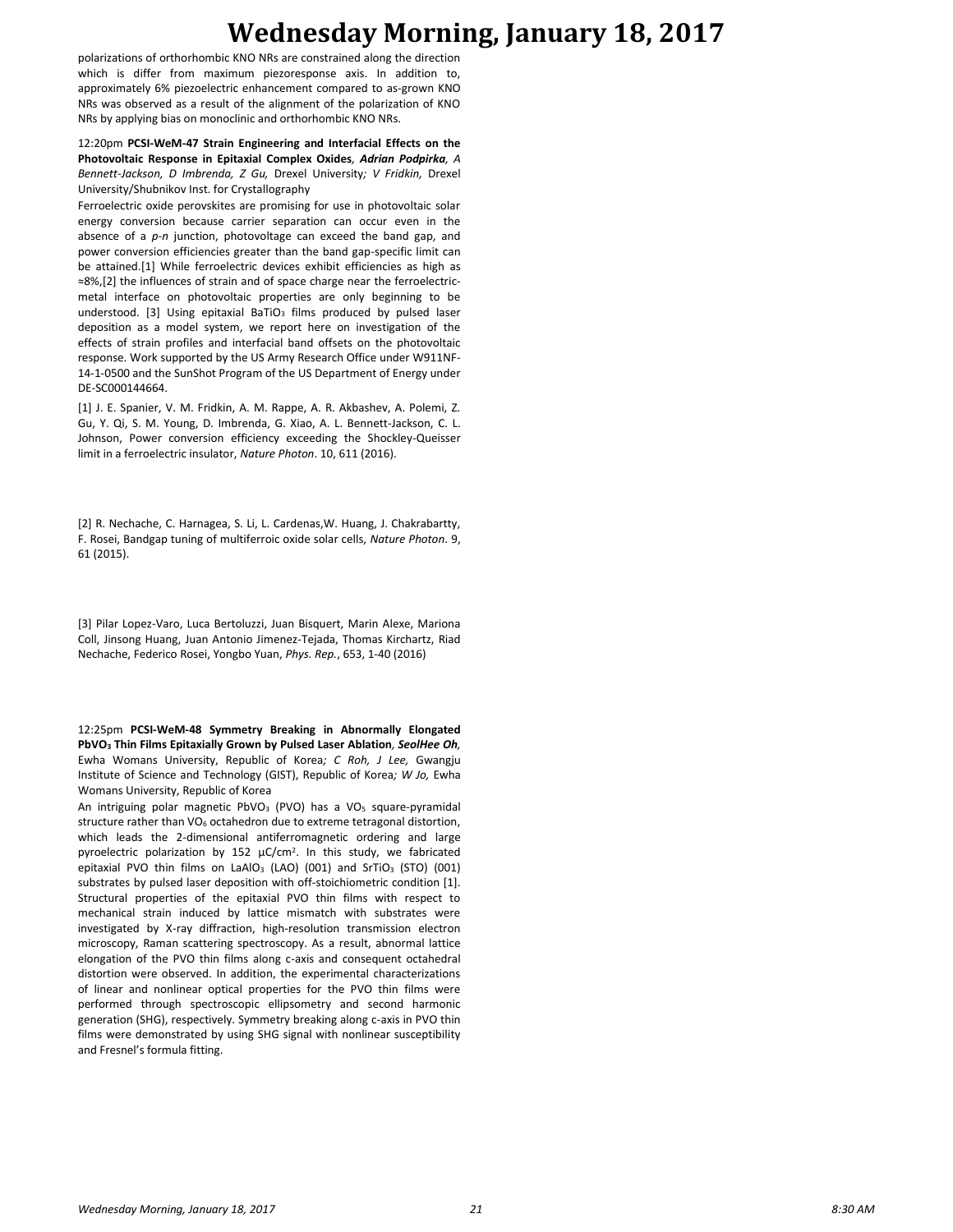polarizations of orthorhombic KNO NRs are constrained along the direction which is differ from maximum piezoresponse axis. In addition to, approximately 6% piezoelectric enhancement compared to as-grown KNO NRs was observed as a result of the alignment of the polarization of KNO NRs by applying bias on monoclinic and orthorhombic KNO NRs.

12:20pm **PCSI-WeM-47 Strain Engineering and Interfacial Effects on the Photovoltaic Response in Epitaxial Complex Oxides**, ***Adrian Podpirka***, *A Bennett-Jackson, D Imbrenda, Z Gu,* Drexel University*; V Fridkin,* Drexel University/Shubnikov Inst. for Crystallography

Ferroelectric oxide perovskites are promising for use in photovoltaic solar energy conversion because carrier separation can occur even in the absence of a *p-n* junction, photovoltage can exceed the band gap, and power conversion efficiencies greater than the band gap-specific limit can be attained.[1] While ferroelectric devices exhibit efficiencies as high as ≈8%,[2] the influences of strain and of space charge near the ferroelectric-metal interface on photovoltaic properties are only beginning to be understood. [3] Using epitaxial $BaTiO_3$ films produced by pulsed laser deposition as a model system, we report here on investigation of the effects of strain profiles and interfacial band offsets on the photovoltaic response. Work supported by the US Army Research Office under W911NF-14-1-0500 and the SunShot Program of the US Department of Energy under DE-SC000144664.

[1] J. E. Spanier, V. M. Fridkin, A. M. Rappe, A. R. Akbashev, A. Polemi, Z. Gu, Y. Qi, S. M. Young, D. Imbrenda, G. Xiao, A. L. Bennett-Jackson, C. L. Johnson, Power conversion efficiency exceeding the Shockley-Queisser limit in a ferroelectric insulator, *Nature Photon*. 10, 611 (2016).

[2] R. Nechache, C. Harnagea, S. Li, L. Cardenas,W. Huang, J. Chakrabartty, F. Rosei, Bandgap tuning of multiferroic oxide solar cells, *Nature Photon*. 9, 61 (2015).

[3] Pilar Lopez-Varo, Luca Bertoluzzi, Juan Bisquert, Marin Alexe, Mariona Coll, Jinsong Huang, Juan Antonio Jimenez-Tejada, Thomas Kirchartz, Riad Nechache, Federico Rosei, Yongbo Yuan, *Phys. Rep.*, 653, 1-40 (2016)

12:25pm **PCSI-WeM-48 Symmetry Breaking in Abnormally Elongated $PbVO_3$ Thin Films Epitaxially Grown by Pulsed Laser Ablation**, ***SeolHee Oh***, Ewha Womans University, Republic of Korea*; C Roh, J Lee,* Gwangju Institute of Science and Technology (GIST), Republic of Korea*; W Jo,* Ewha Womans University, Republic of Korea

An intriguing polar magnetic $PbVO_3$ (PVO) has a $VO_5$ square-pyramidal structure rather than $VO_6$ octahedron due to extreme tetragonal distortion, which leads the 2-dimensional antiferromagnetic ordering and large pyroelectric polarization by 152 μC/cm². In this study, we fabricated epitaxial PVO thin films on $LaAlO_3$ (LAO) (001) and $SrTiO_3$ (STO) (001) substrates by pulsed laser deposition with off-stoichiometric condition [1]. Structural properties of the epitaxial PVO thin films with respect to mechanical strain induced by lattice mismatch with substrates were investigated by X-ray diffraction, high-resolution transmission electron microscopy, Raman scattering spectroscopy. As a result, abnormal lattice elongation of the PVO thin films along c-axis and consequent octahedral distortion were observed. In addition, the experimental characterizations of linear and nonlinear optical properties for the PVO thin films were performed through spectroscopic ellipsometry and second harmonic generation (SHG), respectively. Symmetry breaking along c-axis in PVO thin films were demonstrated by using SHG signal with nonlinear susceptibility and Fresnel's formula fitting.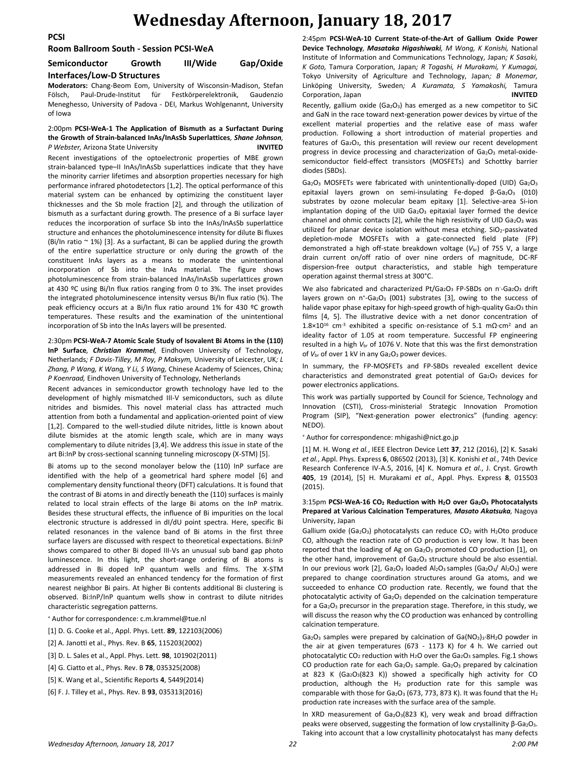# Wednesday Afternoon, January 18, 2017

## PCSI

### Room Ballroom South - Session PCSI-WeA

### Semiconductor Growth III/Wide Gap/Oxide Interfaces/Low-D Structures

**Moderators:** Chang-Beom Eom, University of Wisconsin-Madison, Stefan Fölsch, Paul-Drude-Institut für Festkörperelektronik, Gaudenzio Meneghesso, University of Padova - DEI, Markus Wohlgenannt, University of Iowa

2:00pm **PCSI-WeA-1 The Application of Bismuth as a Surfactant During the Growth of Strain-balanced InAs/InAsSb Superlattices**, ***Shane Johnson***, *P Webster,* Arizona State University **INVITED**

Recent investigations of the optoelectronic properties of MBE grown strain-balanced type–II InAs/InAsSb superlattices indicate that they have the minority carrier lifetimes and absorption properties necessary for high performance infrared photodetectors [1,2]. The optical performance of this material system can be enhanced by optimizing the constituent layer thicknesses and the Sb mole fraction [2], and through the utilization of bismuth as a surfactant during growth. The presence of a Bi surface layer reduces the incorporation of surface Sb into the InAs/InAsSb superlattice structure and enhances the photoluminescence intensity for dilute Bi fluxes (Bi/In ratio ~ 1%) [3]. As a surfactant, Bi can be applied during the growth of the entire superlattice structure or only during the growth of the constituent InAs layers as a means to moderate the unintentional incorporation of Sb into the InAs material. The figure shows photoluminescence from strain-balanced InAs/InAsSb superlattices grown at 430 ºC using Bi/In flux ratios ranging from 0 to 3%. The inset provides the integrated photoluminescence intensity versus Bi/In flux ratio (%). The peak efficiency occurs at a Bi/In flux ratio around 1% for 430 ºC growth temperatures. These results and the examination of the unintentional incorporation of Sb into the InAs layers will be presented.

2:30pm **PCSI-WeA-7 Atomic Scale Study of Isovalent Bi Atoms in the (110) InP Surface**, ***Christian Krammel***, Eindhoven University of Technology, Netherlands*; F Davis-Tilley, M Roy, P Maksym,* University of Leicester, UK*; L Zhang, P Wang, K Wang, Y Li, S Wang,* Chinese Academy of Sciences, China*; P Koenraad,* Eindhoven University of Technology, Netherlands

Recent advances in semiconductor growth technology have led to the development of highly mismatched III-V semiconductors, such as dilute nitrides and bismides. This novel material class has attracted much attention from both a fundamental and application-oriented point of view [1,2]. Compared to the well-studied dilute nitrides, little is known about dilute bismides at the atomic length scale, which are in many ways complementary to dilute nitrides [3,4]. We address this issue in state of the art Bi:InP by cross-sectional scanning tunneling microscopy (X-STM) [5].

Bi atoms up to the second monolayer below the (110) InP surface are identified with the help of a geometrical hard sphere model [6] and complementary density functional theory (DFT) calculations. It is found that the contrast of Bi atoms in and directly beneath the (110) surfaces is mainly related to local strain effects of the large Bi atoms on the InP matrix. Besides these structural effects, the influence of Bi impurities on the local electronic structure is addressed in dI/dU point spectra. Here, specific Bi related resonances in the valence band of Bi atoms in the first three surface layers are discussed with respect to theoretical expectations. Bi:InP shows compared to other Bi doped III-Vs an unusual sub band gap photo luminescence. In this light, the short-range ordering of Bi atoms is addressed in Bi doped InP quantum wells and films. The X-STM measurements revealed an enhanced tendency for the formation of first nearest neighbor Bi pairs. At higher Bi contents additional Bi clustering is observed. Bi:InP/InP quantum wells show in contrast to dilute nitrides characteristic segregation patterns.

[+] Author for correspondence: c.m.krammel@tue.nl

[1] D. G. Cooke et al., Appl. Phys. Lett. **89**, 122103(2006)

[2] A. Janotti et al., Phys. Rev. B **65**, 115203(2002)

[3] D. L. Sales et al., Appl. Phys. Lett. **98**, 101902(2011)

[4] G. Ciatto et al., Phys. Rev. B **78**, 035325(2008)

[5] K. Wang et al., Scientific Reports **4**, 5449(2014)

[6] F. J. Tilley et al., Phys. Rev. B **93**, 035313(2016)

2:45pm **PCSI-WeA-10 Current State-of-the-Art of Gallium Oxide Power Device Technology**, ***Masataka Higashiwaki***, *M Wong, K Konishi,* National Institute of Information and Communications Technology, Japan*; K Sasaki, K Goto,* Tamura Corporation, Japan*; R Togashi, H Murakami, Y Kumagai,* Tokyo University of Agriculture and Technology, Japan*; B Monemar,* Linköping University, Sweden*; A Kuramata, S Yamakoshi,* Tamura Corporation, Japan **INVITED**

Recently, gallium oxide ($Ga_2O_3$) has emerged as a new competitor to SiC and GaN in the race toward next-generation power devices by virtue of the excellent material properties and the relative ease of mass wafer production. Following a short introduction of material properties and features of $Ga_2O_3$, this presentation will review our recent development progress in device processing and characterization of $Ga_2O_3$ metal-oxide-semiconductor field-effect transistors (MOSFETs) and Schottky barrier diodes (SBDs).

$Ga_2O_3$ MOSFETs were fabricated with unintentionally-doped (UID) $Ga_2O_3$ epitaxial layers grown on semi-insulating Fe-doped β-$Ga_2O_3$ (010) substrates by ozone molecular beam epitaxy [1]. Selective-area Si-ion implantation doping of the UID $Ga_2O_3$ epitaxial layer formed the device channel and ohmic contacts [2], while the high resistivity of UID $Ga_2O_3$ was utilized for planar device isolation without mesa etching. $SiO_2$-passivated depletion-mode MOSFETs with a gate-connected field plate (FP) demonstrated a high off-state breakdown voltage ($V_{br}$) of 755 V, a large drain current on/off ratio of over nine orders of magnitude, DC-RF dispersion-free output characteristics, and stable high temperature operation against thermal stress at 300°C.

We also fabricated and characterized Pt/$Ga_2O_3$ FP-SBDs on $n^-$-$Ga_2O_3$ drift layers grown on $n^+$-$Ga_2O_3$ (001) substrates [3], owing to the success of halide vapor phase epitaxy for high-speed growth of high-quality $Ga_2O_3$ thin films [4, 5]. The illustrative device with a net donor concentration of $1.8\times10^{16}$ cm$^{-3}$ exhibited a specific on-resistance of 5.1 mΩ·cm$^2$ and an ideality factor of 1.05 at room temperature. Successful FP engineering resulted in a high $V_{br}$ of 1076 V. Note that this was the first demonstration of $V_{br}$ of over 1 kV in any $Ga_2O_3$ power devices.

In summary, the FP-MOSFETs and FP-SBDs revealed excellent device characteristics and demonstrated great potential of $Ga_2O_3$ devices for power electronics applications.

This work was partially supported by Council for Science, Technology and Innovation (CSTI), Cross-ministerial Strategic Innovation Promotion Program (SIP), "Next-generation power electronics" (funding agency: NEDO).

[+] Author for correspondence: mhigashi@nict.go.jp

[1] M. H. Wong *et al.*, IEEE Electron Device Lett **37**, 212 (2016), [2] K. Sasaki *et al.*, Appl. Phys. Express **6**, 086502 (2013), [3] K. Konishi *et al.*, 74th Device Research Conference IV-A.5, 2016, [4] K. Nomura *et al.*, J. Cryst. Growth **405**, 19 (2014), [5] H. Murakami *et al.*, Appl. Phys. Express **8**, 015503 (2015).

3:15pm **PCSI-WeA-16 $CO_2$ Reduction with $H_2O$ over $Ga_2O_3$ Photocatalysts Prepared at Various Calcination Temperatures**, ***Masato Akatsuka***, Nagoya University, Japan

Gallium oxide ($Ga_2O_3$) photocatalysts can reduce $CO_2$ with $H_2O$to produce CO, although the reaction rate of CO production is very low. It has been reported that the loading of Ag on $Ga_2O_3$ promoted CO production [1], on the other hand, improvement of $Ga_2O_3$ structure should be also essential. In our previous work [2], $Ga_2O_3$ loaded $Al_2O_3$ samples ($Ga_2O_3$/ $Al_2O_3$) were prepared to change coordination structures around Ga atoms, and we succeeded to enhance CO production rate. Recently, we found that the photocatalytic activity of $Ga_2O_3$ depended on the calcination temperature for a $Ga_2O_3$ precursor in the preparation stage. Therefore, in this study, we will discuss the reason why the CO production was enhanced by controlling calcination temperature.

$Ga_2O_3$ samples were prepared by calcination of $Ga(NO_3)_3{\cdot}8H_2O$ powder in the air at given temperatures (673 - 1173 K) for 4 h. We carried out photocatalytic $CO_2$ reduction with $H_2O$ over the $Ga_2O_3$ samples. Fig.1 shows CO production rate for each $Ga_2O_3$ sample. $Ga_2O_3$ prepared by calcination at 823 K ($Ga_2O_3$(823 K)) showed a specifically high activity for CO production, although the $H_2$ production rate for this sample was comparable with those for $Ga_2O_3$ (673, 773, 873 K). It was found that the $H_2$ production rate increases with the surface area of the sample.

In XRD measurement of $Ga_2O_3$(823 K), very weak and broad diffraction peaks were observed, suggesting the formation of low crystallinity β-$Ga_2O_3$. Taking into account that a low crystallinity photocatalyst has many defects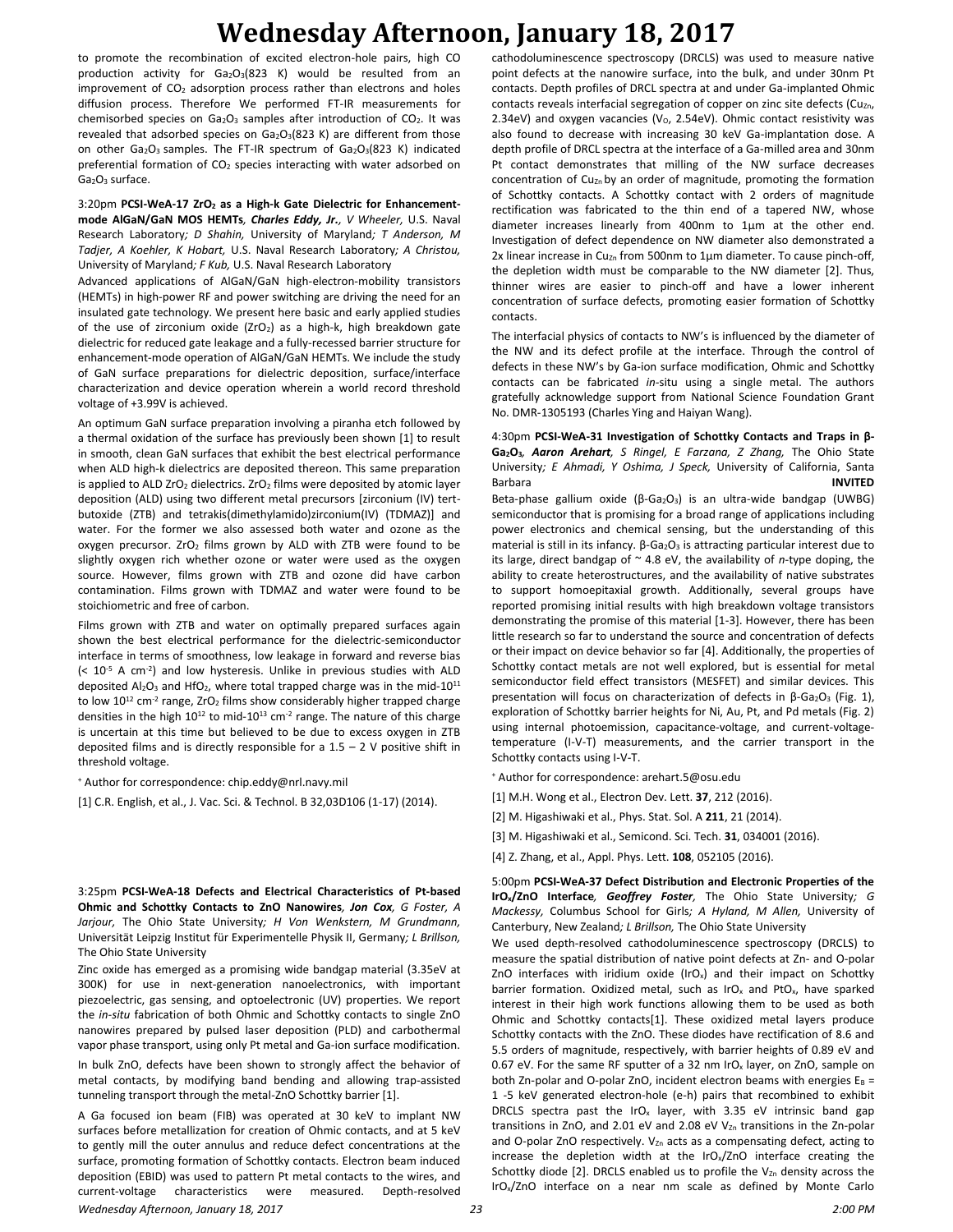to promote the recombination of excited electron-hole pairs, high CO production activity for $Ga_2O_3$(823 K) would be resulted from an improvement of $CO_2$ adsorption process rather than electrons and holes diffusion process. Therefore We performed FT-IR measurements for chemisorbed species on $Ga_2O_3$ samples after introduction of $CO_2$. It was revealed that adsorbed species on $Ga_2O_3$(823 K) are different from those on other $Ga_2O_3$ samples. The FT-IR spectrum of $Ga_2O_3$(823 K) indicated preferential formation of $CO_2$ species interacting with water adsorbed on $Ga_2O_3$ surface.

3:20pm **PCSI-WeA-17 $ZrO_2$ as a High-k Gate Dielectric for Enhancement-mode AlGaN/GaN MOS HEMTs**, ***Charles Eddy, Jr.***, *V Wheeler,* U.S. Naval Research Laboratory*; D Shahin,* University of Maryland*; T Anderson, M Tadjer, A Koehler, K Hobart,* U.S. Naval Research Laboratory*; A Christou,* University of Maryland*; F Kub,* U.S. Naval Research Laboratory

Advanced applications of AlGaN/GaN high-electron-mobility transistors (HEMTs) in high-power RF and power switching are driving the need for an insulated gate technology. We present here basic and early applied studies of the use of zirconium oxide ($ZrO_2$) as a high-k, high breakdown gate dielectric for reduced gate leakage and a fully-recessed barrier structure for enhancement-mode operation of AlGaN/GaN HEMTs. We include the study of GaN surface preparations for dielectric deposition, surface/interface characterization and device operation wherein a world record threshold voltage of +3.99V is achieved.

An optimum GaN surface preparation involving a piranha etch followed by a thermal oxidation of the surface has previously been shown [1] to result in smooth, clean GaN surfaces that exhibit the best electrical performance when ALD high-k dielectrics are deposited thereon. This same preparation is applied to ALD $ZrO_2$ dielectrics. $ZrO_2$ films were deposited by atomic layer deposition (ALD) using two different metal precursors [zirconium (IV) tert-butoxide (ZTB) and tetrakis(dimethylamido)zirconium(IV) (TDMAZ)] and water. For the former we also assessed both water and ozone as the oxygen precursor. $ZrO_2$ films grown by ALD with ZTB were found to be slightly oxygen rich whether ozone or water were used as the oxygen source. However, films grown with ZTB and ozone did have carbon contamination. Films grown with TDMAZ and water were found to be stoichiometric and free of carbon.

Films grown with ZTB and water on optimally prepared surfaces again shown the best electrical performance for the dielectric-semiconductor interface in terms of smoothness, low leakage in forward and reverse bias ($< 10^{-5}$ A $cm^{-2}$) and low hysteresis. Unlike in previous studies with ALD deposited $Al_2O_3$ and $HfO_2$, where total trapped charge was in the mid-$10^{11}$ to low $10^{12}$ $cm^{-2}$ range, $ZrO_2$ films show considerably higher trapped charge densities in the high $10^{12}$ to mid-$10^{13}$ $cm^{-2}$ range. The nature of this charge is uncertain at this time but believed to be due to excess oxygen in ZTB deposited films and is directly responsible for a 1.5 – 2 V positive shift in threshold voltage.

[+] Author for correspondence: chip.eddy@nrl.navy.mil

[1] C.R. English, et al., J. Vac. Sci. & Technol. B 32,03D106 (1-17) (2014).

3:25pm **PCSI-WeA-18 Defects and Electrical Characteristics of Pt-based Ohmic and Schottky Contacts to ZnO Nanowires**, ***Jon Cox***, *G Foster, A Jarjour,* The Ohio State University*; H Von Wenkstern, M Grundmann,* Universität Leipzig Institut für Experimentelle Physik II, Germany*; L Brillson,* The Ohio State University

Zinc oxide has emerged as a promising wide bandgap material (3.35eV at 300K) for use in next-generation nanoelectronics, with important piezoelectric, gas sensing, and optoelectronic (UV) properties. We report the *in-situ* fabrication of both Ohmic and Schottky contacts to single ZnO nanowires prepared by pulsed laser deposition (PLD) and carbothermal vapor phase transport, using only Pt metal and Ga-ion surface modification.

In bulk ZnO, defects have been shown to strongly affect the behavior of metal contacts, by modifying band bending and allowing trap-assisted tunneling transport through the metal-ZnO Schottky barrier [1].

A Ga focused ion beam (FIB) was operated at 30 keV to implant NW surfaces before metallization for creation of Ohmic contacts, and at 5 keV to gently mill the outer annulus and reduce defect concentrations at the surface, promoting formation of Schottky contacts. Electron beam induced deposition (EBID) was used to pattern Pt metal contacts to the wires, and current-voltage characteristics were measured. Depth-resolved cathodoluminescence spectroscopy (DRCLS) was used to measure native point defects at the nanowire surface, into the bulk, and under 30nm Pt contacts. Depth profiles of DRCL spectra at and under Ga-implanted Ohmic contacts reveals interfacial segregation of copper on zinc site defects ($Cu_{Zn}$, 2.34eV) and oxygen vacancies ($V_O$, 2.54eV). Ohmic contact resistivity was also found to decrease with increasing 30 keV Ga-implantation dose. A depth profile of DRCL spectra at the interface of a Ga-milled area and 30nm Pt contact demonstrates that milling of the NW surface decreases concentration of $Cu_{Zn}$ by an order of magnitude, promoting the formation of Schottky contacts. A Schottky contact with 2 orders of magnitude rectification was fabricated to the thin end of a tapered NW, whose diameter increases linearly from 400nm to 1µm at the other end. Investigation of defect dependence on NW diameter also demonstrated a 2x linear increase in $Cu_{Zn}$ from 500nm to 1µm diameter. To cause pinch-off, the depletion width must be comparable to the NW diameter [2]. Thus, thinner wires are easier to pinch-off and have a lower inherent concentration of surface defects, promoting easier formation of Schottky contacts.

The interfacial physics of contacts to NW's is influenced by the diameter of the NW and its defect profile at the interface. Through the control of defects in these NW's by Ga-ion surface modification, Ohmic and Schottky contacts can be fabricated *in*-situ using a single metal. The authors gratefully acknowledge support from National Science Foundation Grant No. DMR-1305193 (Charles Ying and Haiyan Wang).

4:30pm **PCSI-WeA-31 Investigation of Schottky Contacts and Traps in β-$Ga_2O_3$**, ***Aaron Arehart***, *S Ringel, E Farzana, Z Zhang,* The Ohio State University*; E Ahmadi, Y Oshima, J Speck,* University of California, Santa Barbara **INVITED**

Beta-phase gallium oxide (β-$Ga_2O_3$) is an ultra-wide bandgap (UWBG) semiconductor that is promising for a broad range of applications including power electronics and chemical sensing, but the understanding of this material is still in its infancy. β-$Ga_2O_3$ is attracting particular interest due to its large, direct bandgap of ~ 4.8 eV, the availability of *n*-type doping, the ability to create heterostructures, and the availability of native substrates to support homoepitaxial growth. Additionally, several groups have reported promising initial results with high breakdown voltage transistors demonstrating the promise of this material [1-3]. However, there has been little research so far to understand the source and concentration of defects or their impact on device behavior so far [4]. Additionally, the properties of Schottky contact metals are not well explored, but is essential for metal semiconductor field effect transistors (MESFET) and similar devices. This presentation will focus on characterization of defects in β-$Ga_2O_3$ (Fig. 1), exploration of Schottky barrier heights for Ni, Au, Pt, and Pd metals (Fig. 2) using internal photoemission, capacitance-voltage, and current-voltage-temperature (I-V-T) measurements, and the carrier transport in the Schottky contacts using I-V-T.

[+] Author for correspondence: arehart.5@osu.edu

[1] M.H. Wong et al., Electron Dev. Lett. **37**, 212 (2016).

[2] M. Higashiwaki et al., Phys. Stat. Sol. A **211**, 21 (2014).

[3] M. Higashiwaki et al., Semicond. Sci. Tech. **31**, 034001 (2016).

[4] Z. Zhang, et al., Appl. Phys. Lett. **108**, 052105 (2016).

5:00pm **PCSI-WeA-37 Defect Distribution and Electronic Properties of the $IrO_x$/ZnO Interface**, ***Geoffrey Foster***, The Ohio State University*; G Mackessy,* Columbus School for Girls*; A Hyland, M Allen,* University of Canterbury, New Zealand*; L Brillson,* The Ohio State University

We used depth-resolved cathodoluminescence spectroscopy (DRCLS) to measure the spatial distribution of native point defects at Zn- and O-polar ZnO interfaces with iridium oxide ($IrO_x$) and their impact on Schottky barrier formation. Oxidized metal, such as $IrO_x$ and $PtO_x$, have sparked interest in their high work functions allowing them to be used as both Ohmic and Schottky contacts[1]. These oxidized metal layers produce Schottky contacts with the ZnO. These diodes have rectification of 8.6 and 5.5 orders of magnitude, respectively, with barrier heights of 0.89 eV and 0.67 eV. For the same RF sputter of a 32 nm $IrO_x$ layer, on ZnO, sample on both Zn-polar and O-polar ZnO, incident electron beams with energies $E_B$ = 1 -5 keV generated electron-hole (e-h) pairs that recombined to exhibit DRCLS spectra past the $IrO_x$ layer, with 3.35 eV intrinsic band gap transitions in ZnO, and 2.01 eV and 2.08 eV $V_{Zn}$ transitions in the Zn-polar and O-polar ZnO respectively. $V_{Zn}$ acts as a compensating defect, acting to increase the depletion width at the $IrO_x$/ZnO interface creating the Schottky diode [2]. DRCLS enabled us to profile the $V_{Zn}$ density across the $IrO_x$/ZnO interface on a near nm scale as defined by Monte Carlo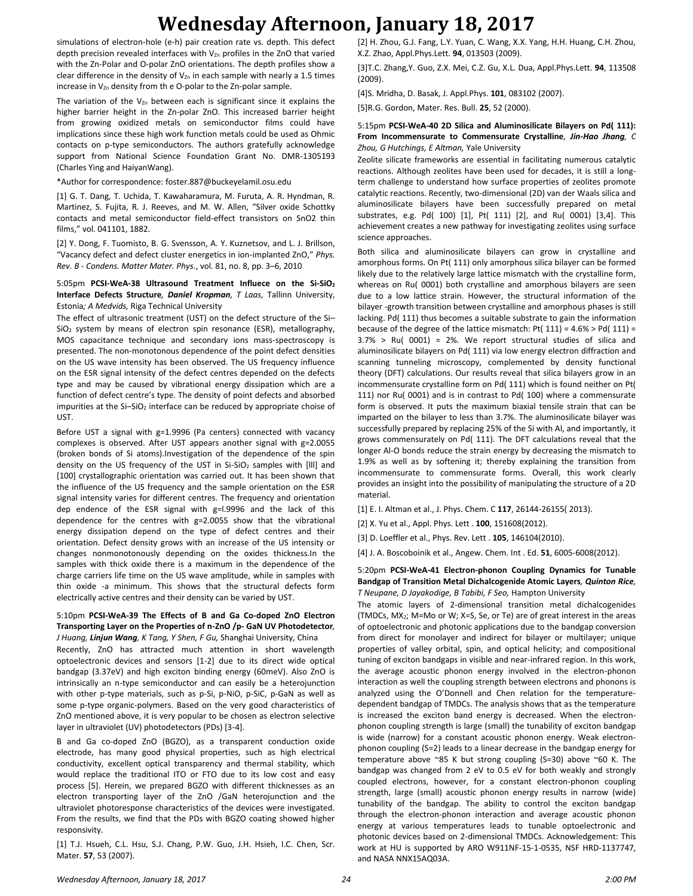simulations of electron-hole (e-h) pair creation rate vs. depth. This defect depth precision revealed interfaces with $V_{Zn}$ profiles in the ZnO that varied with the Zn-Polar and O-polar ZnO orientations. The depth profiles show a clear difference in the density of $V_{Zn}$ in each sample with nearly a 1.5 times increase in $V_{Zn}$ density from th e O-polar to the Zn-polar sample.

The variation of the $V_{Zn}$ between each is significant since it explains the higher barrier height in the Zn-polar ZnO. This increased barrier height from growing oxidized metals on semiconductor films could have implications since these high work function metals could be used as Ohmic contacts on p-type semiconductors. The authors gratefully acknowledge support from National Science Foundation Grant No. DMR-1305193 (Charles Ying and HaiyanWang).

*Author for correspondence: foster.887@buckeyelamil.osu.edu

[1] G. T. Dang, T. Uchida, T. Kawaharamura, M. Furuta, A. R. Hyndman, R. Martinez, S. Fujita, R. J. Reeves, and M. W. Allen, "Silver oxide Schottky contacts and metal semiconductor field-effect transistors on SnO2 thin films," vol. 041101, 1882.

[2] Y. Dong, F. Tuomisto, B. G. Svensson, A. Y. Kuznetsov, and L. J. Brillson, "Vacancy defect and defect cluster energetics in ion-implanted ZnO," *Phys. Rev. B - Condens. Matter Mater. Phys.*, vol. 81, no. 8, pp. 3–6, 2010

### 5:05pm **PCSI-WeA-38 Ultrasound Treatment Influece on the Si-SiO$_2$ Interface Defects Structure**, ***Daniel Kropman**, T Laas,* Tallinn University, Estonia*; A Medvids,* Riga Technical University

The effect of ultrasonic treatment (UST) on the defect structure of the Si–SiO$_2$ system by means of electron spin resonance (ESR), metallography, MOS capacitance technique and secondary ions mass-spectroscopy is presented. The non-monotonous dependence of the point defect densities on the US wave intensity has been observed. The US frequency influence on the ESR signal intensity of the defect centres depended on the defects type and may be caused by vibrational energy dissipation which are a function of defect centre's type. The density of point defects and absorbed impurities at the Si–SiO$_2$ interface can be reduced by appropriate choise of UST.

Before UST a signal with g=1.9996 (Pa centers) connected with vacancy complexes is observed. After UST appears another signal with g=2.0055 (broken bonds of Si atoms).Investigation of the dependence of the spin density on the US frequency of the UST in Si-SiO$_2$ samples with [lll] and [100] crystallographic orientation was carried out. It has been shown that the influence of the US frequency and the sample orientation on the ESR signal intensity varies for different centres. The frequency and orientation dep endence of the ESR signal with g=l.9996 and the lack of this dependence for the centres with g=2.0055 show that the vibrational energy dissipation depend on the type of defect centres and their orientation. Defect density grows with an increase of the US intensity or changes nonmonotonously depending on the oxides thickness.In the samples with thick oxide there is a maximum in the dependence of the charge carriers life time on the US wave amplitude, while in samples with thin oxide -a minimum. This shows that the structural defects form electrically active centres and their density can be varied by UST.

### 5:10pm **PCSI-WeA-39 The Effects of B and Ga Co-doped ZnO Electron Transporting Layer on the Properties of n-ZnO /p- GaN UV Photodetector**, *J Huang, **Linjun Wang**, K Tang, Y Shen, F Gu,* Shanghai University, China

Recently, ZnO has attracted much attention in short wavelength optoelectronic devices and sensors [1-2] due to its direct wide optical bandgap (3.37eV) and high exciton binding energy (60meV). Also ZnO is intrinsically an n-type semiconductor and can easily be a heterojunction with other p-type materials, such as p-Si, p-NiO, p-SiC, p-GaN as well as some p-type organic-polymers. Based on the very good characteristics of ZnO mentioned above, it is very popular to be chosen as electron selective layer in ultraviolet (UV) photodetectors (PDs) [3-4].

B and Ga co-doped ZnO (BGZO), as a transparent conduction oxide electrode, has many good physical properties, such as high electrical conductivity, excellent optical transparency and thermal stability, which would replace the traditional ITO or FTO due to its low cost and easy process [5]. Herein, we prepared BGZO with different thicknesses as an electron transporting layer of the ZnO /GaN heterojunction and the ultraviolet photoresponse characteristics of the devices were investigated. From the results, we find that the PDs with BGZO coating showed higher responsivity.

[1] T.J. Hsueh, C.L. Hsu, S.J. Chang, P.W. Guo, J.H. Hsieh, I.C. Chen, Scr. Mater. **57**, 53 (2007).

[2] H. Zhou, G.J. Fang, L.Y. Yuan, C. Wang, X.X. Yang, H.H. Huang, C.H. Zhou, X.Z. Zhao, Appl.Phys.Lett. **94**, 013503 (2009).

[3]T.C. Zhang,Y. Guo, Z.X. Mei, C.Z. Gu, X.L. Dua, Appl.Phys.Lett. **94**, 113508 (2009).

[4]S. Mridha, D. Basak, J. Appl.Phys. **101**, 083102 (2007).

[5]R.G. Gordon, Mater. Res. Bull. **25**, 52 (2000).

### 5:15pm **PCSI-WeA-40 2D Silica and Aluminosilicate Bilayers on Pd( 111): From Incommensurate to Commensurate Crystalline**, ***Jin-Hao Jhang**, C Zhou, G Hutchings, E Altman,* Yale University

Zeolite silicate frameworks are essential in facilitating numerous catalytic reactions. Although zeolites have been used for decades, it is still a long-term challenge to understand how surface properties of zeolites promote catalytic reactions. Recently, two-dimensional (2D) van der Waals silica and aluminosilicate bilayers have been successfully prepared on metal substrates, e.g. Pd( 100) [1], Pt( 111) [2], and Ru( 0001) [3,4]. This achievement creates a new pathway for investigating zeolites using surface science approaches.

Both silica and aluminosilicate bilayers can grow in crystalline and amorphous forms. On Pt( 111) only amorphous silica bilayer can be formed likely due to the relatively large lattice mismatch with the crystalline form, whereas on Ru( 0001) both crystalline and amorphous bilayers are seen due to a low lattice strain. However, the structural information of the bilayer -growth transition between crystalline and amorphous phases is still lacking. Pd( 111) thus becomes a suitable substrate to gain the information because of the degree of the lattice mismatch: Pt( 111) = 4.6% > Pd( 111) = 3.7% > Ru( 0001) = 2%. We report structural studies of silica and aluminosilicate bilayers on Pd( 111) via low energy electron diffraction and scanning tunneling microscopy, complemented by density functional theory (DFT) calculations. Our results reveal that silica bilayers grow in an incommensurate crystalline form on Pd( 111) which is found neither on Pt( 111) nor Ru( 0001) and is in contrast to Pd( 100) where a commensurate form is observed. It puts the maximum biaxial tensile strain that can be imparted on the bilayer to less than 3.7%. The aluminosilicate bilayer was successfully prepared by replacing 25% of the Si with Al, and importantly, it grows commensurately on Pd( 111). The DFT calculations reveal that the longer Al-O bonds reduce the strain energy by decreasing the mismatch to 1.9% as well as by softening it; thereby explaining the transition from incommensurate to commensurate forms. Overall, this work clearly provides an insight into the possibility of manipulating the structure of a 2D material.

[1] E. I. Altman et al., J. Phys. Chem. C **117**, 26144-26155( 2013).

[2] X. Yu et al., Appl. Phys. Lett . **100**, 151608(2012).

[3] D. Loeffler et al., Phys. Rev. Lett . **105**, 146104(2010).

[4] J. A. Boscoboinik et al., Angew. Chem. Int . Ed. **51**, 6005-6008(2012).

### 5:20pm **PCSI-WeA-41 Electron-phonon Coupling Dynamics for Tunable Bandgap of Transition Metal Dichalcogenide Atomic Layers**, ***Quinton Rice**, T Neupane, D Jayakodige, B Tabibi, F Seo,* Hampton University

The atomic layers of 2-dimensional transition metal dichalcogenides (TMDCs, MX$_2$; M=Mo or W; X=S, Se, or Te) are of great interest in the areas of optoelectronic and photonic applications due to the bandgap conversion from direct for monolayer and indirect for bilayer or multilayer; unique properties of valley orbital, spin, and optical helicity; and compositional tuning of exciton bandgaps in visible and near-infrared region. In this work, the average acoustic phonon energy involved in the electron-phonon interaction as well the coupling strength between electrons and phonons is analyzed using the O'Donnell and Chen relation for the temperature-dependent bandgap of TMDCs. The analysis shows that as the temperature is increased the exciton band energy is decreased. When the electron-phonon coupling strength is large (small) the tunability of exciton bandgap is wide (narrow) for a constant acoustic phonon energy. Weak electron-phonon coupling (S=2) leads to a linear decrease in the bandgap energy for temperature above ~85 K but strong coupling (S=30) above ~60 K. The bandgap was changed from 2 eV to 0.5 eV for both weakly and strongly coupled electrons, however, for a constant electron-phonon coupling strength, large (small) acoustic phonon energy results in narrow (wide) tunability of the bandgap. The ability to control the exciton bandgap through the electron-phonon interaction and average acoustic phonon energy at various temperatures leads to tunable optoelectronic and photonic devices based on 2-dimensional TMDCs. Acknowledgement: This work at HU is supported by ARO W911NF-15-1-0535, NSF HRD-1137747, and NASA NNX15AQ03A.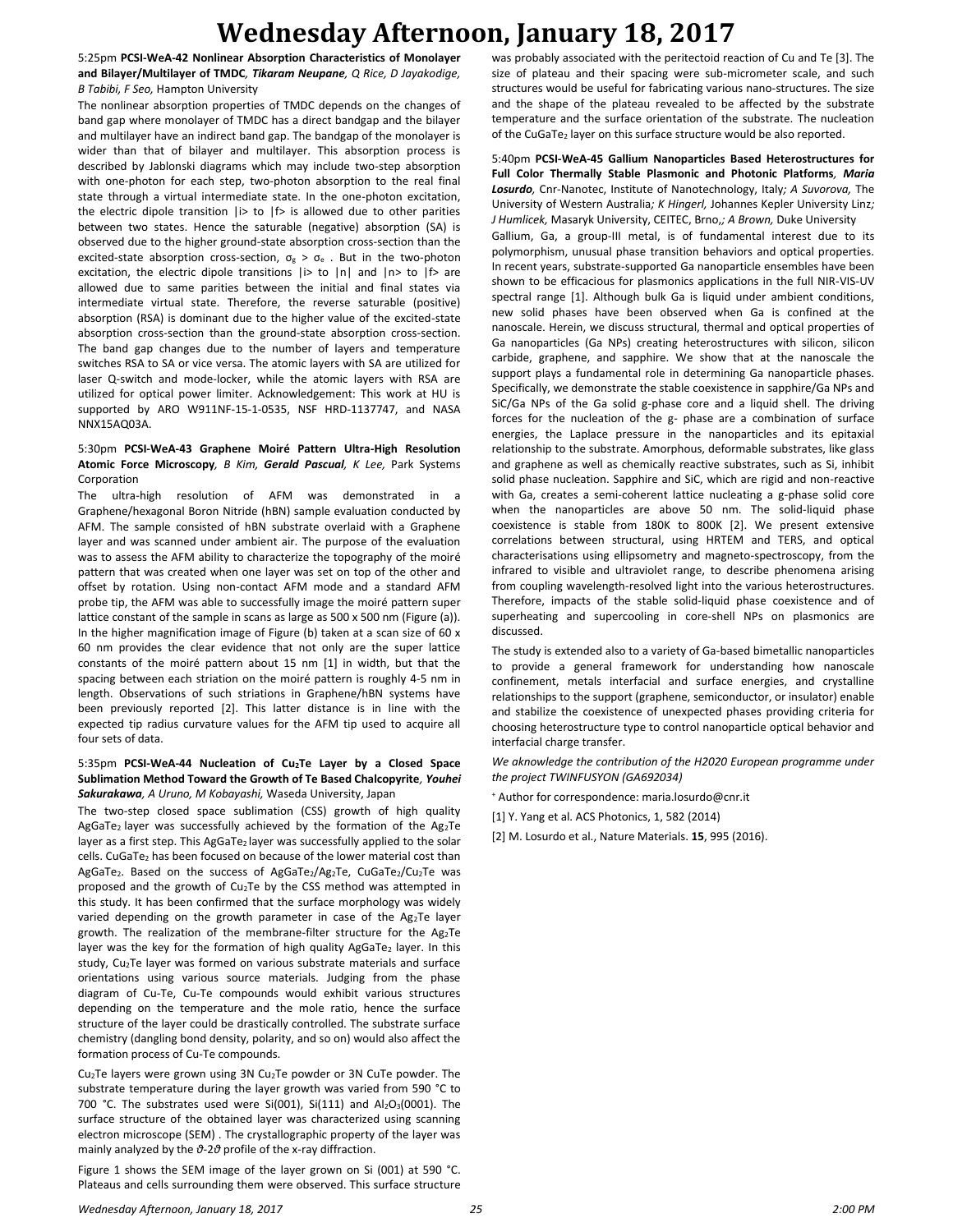5:25pm **PCSI-WeA-42 Nonlinear Absorption Characteristics of Monolayer and Bilayer/Multilayer of TMDC**, ***Tikaram Neupane**, Q Rice, D Jayakodige, B Tabibi, F Seo,* Hampton University

The nonlinear absorption properties of TMDC depends on the changes of band gap where monolayer of TMDC has a direct bandgap and the bilayer and multilayer have an indirect band gap. The bandgap of the monolayer is wider than that of bilayer and multilayer. This absorption process is described by Jablonski diagrams which may include two-step absorption with one-photon for each step, two-photon absorption to the real final state through a virtual intermediate state. In the one-photon excitation, the electric dipole transition |i> to |f> is allowed due to other parities between two states. Hence the saturable (negative) absorption (SA) is observed due to the higher ground-state absorption cross-section than the excited-state absorption cross-section, $\sigma_g > \sigma_e$ . But in the two-photon excitation, the electric dipole transitions |i> to |n| and |n> to |f> are allowed due to same parities between the initial and final states via intermediate virtual state. Therefore, the reverse saturable (positive) absorption (RSA) is dominant due to the higher value of the excited-state absorption cross-section than the ground-state absorption cross-section. The band gap changes due to the number of layers and temperature switches RSA to SA or vice versa. The atomic layers with SA are utilized for laser Q-switch and mode-locker, while the atomic layers with RSA are utilized for optical power limiter. Acknowledgement: This work at HU is supported by ARO W911NF-15-1-0535, NSF HRD-1137747, and NASA NNX15AQ03A.

5:30pm **PCSI-WeA-43 Graphene Moiré Pattern Ultra-High Resolution Atomic Force Microscopy**, *B Kim,* ***Gerald Pascual**, K Lee,* Park Systems Corporation

The ultra-high resolution of AFM was demonstrated in a Graphene/hexagonal Boron Nitride (hBN) sample evaluation conducted by AFM. The sample consisted of hBN substrate overlaid with a Graphene layer and was scanned under ambient air. The purpose of the evaluation was to assess the AFM ability to characterize the topography of the moiré pattern that was created when one layer was set on top of the other and offset by rotation. Using non-contact AFM mode and a standard AFM probe tip, the AFM was able to successfully image the moiré pattern super lattice constant of the sample in scans as large as 500 x 500 nm (Figure (a)). In the higher magnification image of Figure (b) taken at a scan size of 60 x 60 nm provides the clear evidence that not only are the super lattice constants of the moiré pattern about 15 nm [1] in width, but that the spacing between each striation on the moiré pattern is roughly 4-5 nm in length. Observations of such striations in Graphene/hBN systems have been previously reported [2]. This latter distance is in line with the expected tip radius curvature values for the AFM tip used to acquire all four sets of data.

5:35pm **PCSI-WeA-44 Nucleation of $Cu_2Te$ Layer by a Closed Space Sublimation Method Toward the Growth of Te Based Chalcopyrite**, ***Youhei Sakurakawa**, A Uruno, M Kobayashi,* Waseda University, Japan

The two-step closed space sublimation (CSS) growth of high quality $AgGaTe_2$ layer was successfully achieved by the formation of the $Ag_2Te$ layer as a first step. This $AgGaTe_2$ layer was successfully applied to the solar cells. $CuGaTe_2$ has been focused on because of the lower material cost than $AgGaTe_2$. Based on the success of $AgGaTe_2/Ag_2Te$, $CuGaTe_2/Cu_2Te$ was proposed and the growth of $Cu_2Te$ by the CSS method was attempted in this study. It has been confirmed that the surface morphology was widely varied depending on the growth parameter in case of the $Ag_2Te$ layer growth. The realization of the membrane-filter structure for the $Ag_2Te$ layer was the key for the formation of high quality $AgGaTe_2$ layer. In this study, $Cu_2Te$ layer was formed on various substrate materials and surface orientations using various source materials. Judging from the phase diagram of Cu-Te, Cu-Te compounds would exhibit various structures depending on the temperature and the mole ratio, hence the surface structure of the layer could be drastically controlled. The substrate surface chemistry (dangling bond density, polarity, and so on) would also affect the formation process of Cu-Te compounds.

$Cu_2Te$ layers were grown using 3N $Cu_2Te$ powder or 3N CuTe powder. The substrate temperature during the layer growth was varied from 590 °C to 700 °C. The substrates used were Si(001), Si(111) and $Al_2O_3$(0001). The surface structure of the obtained layer was characterized using scanning electron microscope (SEM). The crystallographic property of the layer was mainly analyzed by the $\vartheta$-$2\vartheta$ profile of the x-ray diffraction.

Figure 1 shows the SEM image of the layer grown on Si (001) at 590 °C. Plateaus and cells surrounding them were observed. This surface structure was probably associated with the peritectoid reaction of Cu and Te [3]. The size of plateau and their spacing were sub-micrometer scale, and such structures would be useful for fabricating various nano-structures. The size and the shape of the plateau revealed to be affected by the substrate temperature and the surface orientation of the substrate. The nucleation of the $CuGaTe_2$ layer on this surface structure would be also reported.

5:40pm **PCSI-WeA-45 Gallium Nanoparticles Based Heterostructures for Full Color Thermally Stable Plasmonic and Photonic Platforms**, ***Maria Losurdo**,* Cnr-Nanotec, Institute of Nanotechnology, Italy*; A Suvorova,* The University of Western Australia*; K Hingerl,* Johannes Kepler University Linz*; J Humlicek,* Masaryk University, CEITEC, Brno,*; A Brown,* Duke University

Gallium, Ga, a group-III metal, is of fundamental interest due to its polymorphism, unusual phase transition behaviors and optical properties. In recent years, substrate-supported Ga nanoparticle ensembles have been shown to be efficacious for plasmonics applications in the full NIR-VIS-UV spectral range [1]. Although bulk Ga is liquid under ambient conditions, new solid phases have been observed when Ga is confined at the nanoscale. Herein, we discuss structural, thermal and optical properties of Ga nanoparticles (Ga NPs) creating heterostructures with silicon, silicon carbide, graphene, and sapphire. We show that at the nanoscale the support plays a fundamental role in determining Ga nanoparticle phases. Specifically, we demonstrate the stable coexistence in sapphire/Ga NPs and SiC/Ga NPs of the Ga solid g-phase core and a liquid shell. The driving forces for the nucleation of the g- phase are a combination of surface energies, the Laplace pressure in the nanoparticles and its epitaxial relationship to the substrate. Amorphous, deformable substrates, like glass and graphene as well as chemically reactive substrates, such as Si, inhibit solid phase nucleation. Sapphire and SiC, which are rigid and non-reactive with Ga, creates a semi-coherent lattice nucleating a g-phase solid core when the nanoparticles are above 50 nm. The solid-liquid phase coexistence is stable from 180K to 800K [2]. We present extensive correlations between structural, using HRTEM and TERS, and optical characterisations using ellipsometry and magneto-spectroscopy, from the infrared to visible and ultraviolet range, to describe phenomena arising from coupling wavelength-resolved light into the various heterostructures. Therefore, impacts of the stable solid-liquid phase coexistence and of superheating and supercooling in core-shell NPs on plasmonics are discussed.

The study is extended also to a variety of Ga-based bimetallic nanoparticles to provide a general framework for understanding how nanoscale confinement, metals interfacial and surface energies, and crystalline relationships to the support (graphene, semiconductor, or insulator) enable and stabilize the coexistence of unexpected phases providing criteria for choosing heterostructure type to control nanoparticle optical behavior and interfacial charge transfer.

*We aknowledge the contribution of the H2020 European programme under the project TWINFUSYON (GA692034)*

+ Author for correspondence: maria.losurdo@cnr.it

[1] Y. Yang et al. ACS Photonics, 1, 582 (2014)

[2] M. Losurdo et al., Nature Materials. **15**, 995 (2016).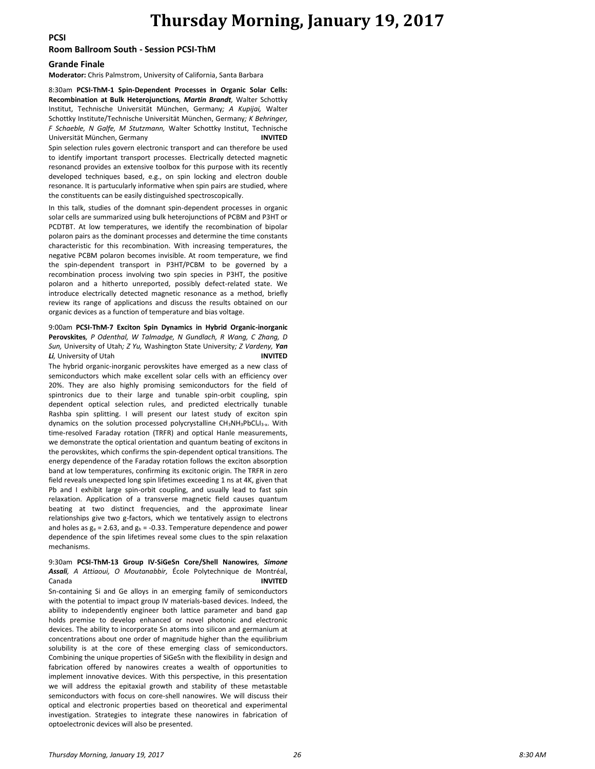# Thursday Morning, January 19, 2017

## PCSI

### Room Ballroom South - Session PCSI-ThM

### Grande Finale

**Moderator:** Chris Palmstrom, University of California, Santa Barbara

8:30am **PCSI-ThM-1 Spin-Dependent Processes in Organic Solar Cells: Recombination at Bulk Heterojunctions**, ***Martin Brandt***, Walter Schottky Institut, Technische Universität München, Germany; *A Kupijai,* Walter Schottky Institute/Technische Universität München, Germany; *K Behringer, F Schaeble, N Galfe, M Stutzmann,* Walter Schottky Institut, Technische Universität München, Germany **INVITED**

Spin selection rules govern electronic transport and can therefore be used to identify important transport processes. Electrically detected magnetic resonancd provides an extensive toolbox for this purpose with its recently developed techniques based, e.g., on spin locking and electron double resonance. It is partucularly informative when spin pairs are studied, where the constituents can be easily distinguished spectroscopically.

In this talk, studies of the domnant spin-dependent processes in organic solar cells are summarized using bulk heterojunctions of PCBM and P3HT or PCDTBT. At low temperatures, we identify the recombination of bipolar polaron pairs as the dominant processes and determine the time constants characteristic for this recombination. With increasing temperatures, the negative PCBM polaron becomes invisible. At room temperature, we find the spin-dependent transport in P3HT/PCBM to be governed by a recombination process involving two spin species in P3HT, the positive polaron and a hitherto unreported, possibly defect-related state. We introduce electrically detected magnetic resonance as a method, briefly review its range of applications and discuss the results obtained on our organic devices as a function of temperature and bias voltage.

9:00am **PCSI-ThM-7 Exciton Spin Dynamics in Hybrid Organic-inorganic Perovskites**, *P Odenthal, W Talmadge, N Gundlach, R Wang, C Zhang, D Sun,* University of Utah; *Z Yu,* Washington State University; *Z Vardeny,* ***Yan Li***, University of Utah **INVITED**

The hybrid organic-inorganic perovskites have emerged as a new class of semiconductors which make excellent solar cells with an efficiency over 20%. They are also highly promising semiconductors for the field of spintronics due to their large and tunable spin-orbit coupling, spin dependent optical selection rules, and predicted electrically tunable Rashba spin splitting. I will present our latest study of exciton spin dynamics on the solution processed polycrystalline $CH_3NH_3PbCl_xI_{3-x}$. With time-resolved Faraday rotation (TRFR) and optical Hanle measurements, we demonstrate the optical orientation and quantum beating of excitons in the perovskites, which confirms the spin-dependent optical transitions. The energy dependence of the Faraday rotation follows the exciton absorption band at low temperatures, confirming its excitonic origin. The TRFR in zero field reveals unexpected long spin lifetimes exceeding 1 ns at 4K, given that Pb and I exhibit large spin-orbit coupling, and usually lead to fast spin relaxation. Application of a transverse magnetic field causes quantum beating at two distinct frequencies, and the approximate linear relationships give two g-factors, which we tentatively assign to electrons and holes as $g_e = 2.63$, and $g_h = -0.33$. Temperature dependence and power dependence of the spin lifetimes reveal some clues to the spin relaxation mechanisms.

9:30am **PCSI-ThM-13 Group IV-SiGeSn Core/Shell Nanowires**, ***Simone Assali***, *A Attiaoui, O Moutanabbir,* École Polytechnique de Montréal, Canada **INVITED**

Sn-containing Si and Ge alloys in an emerging family of semiconductors with the potential to impact group IV materials-based devices. Indeed, the ability to independently engineer both lattice parameter and band gap holds premise to develop enhanced or novel photonic and electronic devices. The ability to incorporate Sn atoms into silicon and germanium at concentrations about one order of magnitude higher than the equilibrium solubility is at the core of these emerging class of semiconductors. Combining the unique properties of SiGeSn with the flexibility in design and fabrication offered by nanowires creates a wealth of opportunities to implement innovative devices. With this perspective, in this presentation we will address the epitaxial growth and stability of these metastable semiconductors with focus on core-shell nanowires. We will discuss their optical and electronic properties based on theoretical and experimental investigation. Strategies to integrate these nanowires in fabrication of optoelectronic devices will also be presented.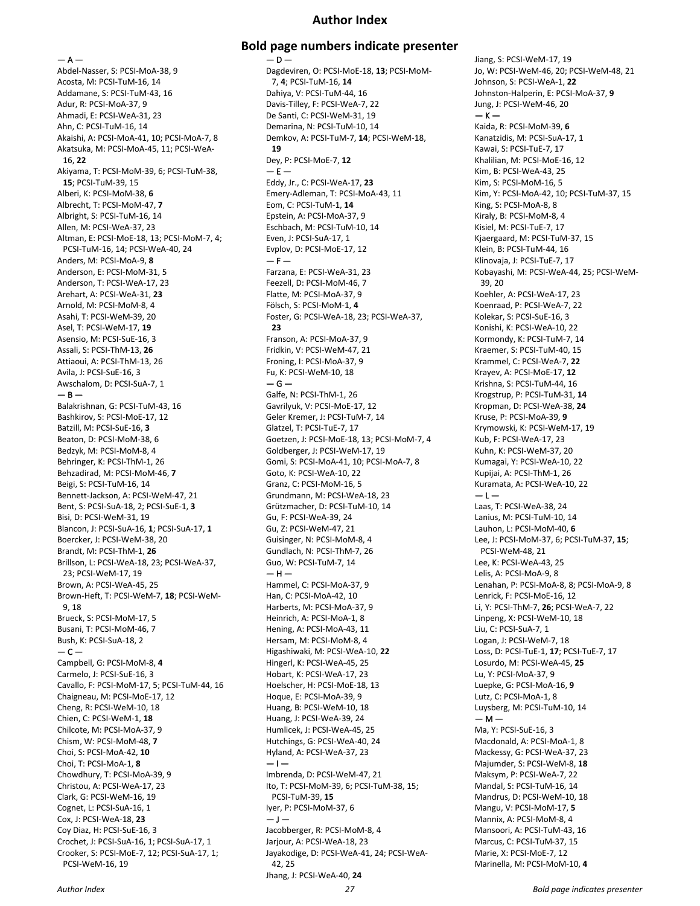# Author Index

## Bold page numbers indicate presenter

— A —

Abdel-Nasser, S: PCSI-MoA-38, 9
Acosta, M: PCSI-TuM-16, 14
Addamane, S: PCSI-TuM-43, 16
Adur, R: PCSI-MoA-37, 9
Ahmadi, E: PCSI-WeA-31, 23
Ahn, C: PCSI-TuM-16, 14
Akaishi, A: PCSI-MoA-41, 10; PCSI-MoA-7, 8
Akatsuka, M: PCSI-MoA-45, 11; PCSI-WeA-16, **22**
Akiyama, T: PCSI-MoM-39, 6; PCSI-TuM-38, **15**; PCSI-TuM-39, 15
Alberi, K: PCSI-MoM-38, **6**
Albrecht, T: PCSI-MoM-47, **7**
Albright, S: PCSI-TuM-16, 14
Allen, M: PCSI-WeA-37, 23
Altman, E: PCSI-MoE-18, 13; PCSI-MoM-7, 4; PCSI-TuM-16, 14; PCSI-WeA-40, 24
Anders, M: PCSI-MoA-9, **8**
Anderson, E: PCSI-MoM-31, 5
Anderson, T: PCSI-WeA-17, 23
Arehart, A: PCSI-WeA-31, **23**
Arnold, M: PCSI-MoM-8, 4
Asahi, T: PCSI-WeM-39, 20
Asel, T: PCSI-WeM-17, **19**
Asensio, M: PCSI-SuE-16, 3
Assali, S: PCSI-ThM-13, **26**
Attiaoui, A: PCSI-ThM-13, 26
Avila, J: PCSI-SuE-16, 3
Awschalom, D: PCSI-SuA-7, 1

— B —

Balakrishnan, G: PCSI-TuM-43, 16
Bashkirov, S: PCSI-MoE-17, 12
Batzill, M: PCSI-SuE-16, **3**
Beaton, D: PCSI-MoM-38, 6
Bedzyk, M: PCSI-MoM-8, 4
Behringer, K: PCSI-ThM-1, 26
Behzadirad, M: PCSI-MoM-46, **7**
Beigi, S: PCSI-TuM-16, 14
Bennett-Jackson, A: PCSI-WeM-47, 21
Bent, S: PCSI-SuA-18, 2; PCSI-SuE-1, **3**
Bisi, D: PCSI-WeM-31, 19
Blancon, J: PCSI-SuA-16, **1**; PCSI-SuA-17, **1**
Boercker, J: PCSI-WeM-38, 20
Brandt, M: PCSI-ThM-1, **26**
Brillson, L: PCSI-WeA-18, 23; PCSI-WeA-37, 23; PCSI-WeM-17, 19
Brown, A: PCSI-WeA-45, 25
Brown-Heft, T: PCSI-WeM-7, **18**; PCSI-WeM-9, 18
Brueck, S: PCSI-MoM-17, 5
Busani, T: PCSI-MoM-46, 7
Bush, K: PCSI-SuA-18, 2

— C —

Campbell, G: PCSI-MoM-8, **4**
Carmelo, J: PCSI-SuE-16, 3
Cavallo, F: PCSI-MoM-17, 5; PCSI-TuM-44, 16
Chaigneau, M: PCSI-MoE-17, 12
Cheng, R: PCSI-WeM-10, 18
Chien, C: PCSI-WeM-1, **18**
Chilcote, M: PCSI-MoA-37, 9
Chism, W: PCSI-MoM-48, **7**
Choi, S: PCSI-MoA-42, **10**
Choi, T: PCSI-MoA-1, **8**
Chowdhury, T: PCSI-MoA-39, 9
Christou, A: PCSI-WeA-17, 23
Clark, G: PCSI-WeM-16, 19
Cognet, L: PCSI-SuA-16, 1
Cox, J: PCSI-WeA-18, **23**
Coy Diaz, H: PCSI-SuE-16, 3
Crochet, J: PCSI-SuA-16, 1; PCSI-SuA-17, 1
Crooker, S: PCSI-MoE-7, 12; PCSI-SuA-17, 1; PCSI-WeM-16, 19

— D —

Dagdeviren, O: PCSI-MoE-18, **13**; PCSI-MoM-7, **4**; PCSI-TuM-16, **14**
Dahiya, V: PCSI-TuM-44, 16
Davis-Tilley, F: PCSI-WeA-7, 22
De Santi, C: PCSI-WeM-31, 19
Demarina, N: PCSI-TuM-10, 14
Demkov, A: PCSI-TuM-7, **14**; PCSI-WeM-18, **19**
Dey, P: PCSI-MoE-7, **12**

— E —

Eddy, Jr., C: PCSI-WeA-17, **23**
Emery-Adleman, T: PCSI-MoA-43, 11
Eom, C: PCSI-TuM-1, **14**
Epstein, A: PCSI-MoA-37, 9
Eschbach, M: PCSI-TuM-10, 14
Even, J: PCSI-SuA-17, 1
Evplov, D: PCSI-MoE-17, 12

— F —

Farzana, E: PCSI-WeA-31, 23
Feezell, D: PCSI-MoM-46, 7
Flatte, M: PCSI-MoA-37, 9
Fölsch, S: PCSI-MoM-1, **4**
Foster, G: PCSI-WeA-18, 23; PCSI-WeA-37, **23**
Franson, A: PCSI-MoA-37, 9
Fridkin, V: PCSI-WeM-47, 21
Froning, I: PCSI-MoA-37, 9
Fu, K: PCSI-WeM-10, 18

— G —

Galfe, N: PCSI-ThM-1, 26
Gavrilyuk, V: PCSI-MoE-17, 12
Geler Kremer, J: PCSI-TuM-7, 14
Glatzel, T: PCSI-TuE-7, 17
Goetzen, J: PCSI-MoE-18, 13; PCSI-MoM-7, 4
Goldberger, J: PCSI-WeM-17, 19
Gomi, S: PCSI-MoA-41, 10; PCSI-MoA-7, 8
Goto, K: PCSI-WeA-10, 22
Granz, C: PCSI-MoM-16, 5
Grundmann, M: PCSI-WeA-18, 23
Grützmacher, D: PCSI-TuM-10, 14
Gu, F: PCSI-WeA-39, 24
Gu, Z: PCSI-WeM-47, 21
Guisinger, N: PCSI-MoM-8, 4
Gundlach, N: PCSI-ThM-7, 26
Guo, W: PCSI-TuM-7, 14

— H —

Hammel, C: PCSI-MoA-37, 9
Han, C: PCSI-MoA-42, 10
Harberts, M: PCSI-MoA-37, 9
Heinrich, A: PCSI-MoA-1, 8
Hening, A: PCSI-MoA-43, 11
Hersam, M: PCSI-MoM-8, 4
Higashiwaki, M: PCSI-WeA-10, **22**
Hingerl, K: PCSI-WeA-45, 25
Hobart, K: PCSI-WeA-17, 23
Hoelscher, H: PCSI-MoE-18, 13
Hoque, E: PCSI-MoA-39, 9
Huang, B: PCSI-WeM-10, 18
Huang, J: PCSI-WeA-39, 24
Humlicek, J: PCSI-WeA-45, 25
Hutchings, G: PCSI-WeA-40, 24
Hyland, A: PCSI-WeA-37, 23

— I —

Imbrenda, D: PCSI-WeM-47, 21
Ito, T: PCSI-MoM-39, 6; PCSI-TuM-38, 15; PCSI-TuM-39, **15**
Iyer, P: PCSI-MoM-37, 6

— J —

Jacobberger, R: PCSI-MoM-8, 4
Jarjour, A: PCSI-WeA-18, 23
Jayakodige, D: PCSI-WeA-41, 24; PCSI-WeA-42, 25
Jhang, J: PCSI-WeA-40, **24**
Jiang, S: PCSI-WeM-17, 19
Jo, W: PCSI-WeM-46, 20; PCSI-WeM-48, 21
Johnson, S: PCSI-WeA-1, **22**
Johnston-Halperin, E: PCSI-MoA-37, **9**
Jung, J: PCSI-WeM-46, 20

— K —

Kaida, R: PCSI-MoM-39, **6**
Kanatzidis, M: PCSI-SuA-17, 1
Kawai, S: PCSI-TuE-7, 17
Khalilian, M: PCSI-MoE-16, 12
Kim, B: PCSI-WeA-43, 25
Kim, S: PCSI-MoM-16, 5
Kim, Y: PCSI-MoA-42, 10; PCSI-TuM-37, 15
King, S: PCSI-MoA-8, 8
Kiraly, B: PCSI-MoM-8, 4
Kisiel, M: PCSI-TuE-7, 17
Kjaergaard, M: PCSI-TuM-37, 15
Klein, B: PCSI-TuM-44, 16
Klinovaja, J: PCSI-TuE-7, 17
Kobayashi, M: PCSI-WeA-44, 25; PCSI-WeM-39, 20
Koehler, A: PCSI-WeA-17, 23
Koenraad, P: PCSI-WeA-7, 22
Kolekar, S: PCSI-SuE-16, 3
Konishi, K: PCSI-WeA-10, 22
Kormondy, K: PCSI-TuM-7, 14
Kraemer, S: PCSI-TuM-40, 15
Krammel, C: PCSI-WeA-7, **22**
Krayev, A: PCSI-MoE-17, **12**
Krishna, S: PCSI-TuM-44, 16
Krogstrup, P: PCSI-TuM-31, **14**
Kropman, D: PCSI-WeA-38, **24**
Kruse, P: PCSI-MoA-39, **9**
Krymowski, K: PCSI-WeM-17, 19
Kub, F: PCSI-WeA-17, 23
Kuhn, K: PCSI-WeM-37, 20
Kumagai, Y: PCSI-WeA-10, 22
Kupijai, A: PCSI-ThM-1, 26
Kuramata, A: PCSI-WeA-10, 22

— L —

Laas, T: PCSI-WeA-38, 24
Lanius, M: PCSI-TuM-10, 14
Lauhon, L: PCSI-MoM-40, **6**
Lee, J: PCSI-MoM-37, 6; PCSI-TuM-37, **15**; PCSI-WeM-48, 21
Lee, K: PCSI-WeA-43, 25
Lelis, A: PCSI-MoA-9, 8
Lenahan, P: PCSI-MoA-8, 8; PCSI-MoA-9, 8
Lenrick, F: PCSI-MoE-16, 12
Li, Y: PCSI-ThM-7, **26**; PCSI-WeA-7, 22
Linpeng, X: PCSI-WeM-10, 18
Liu, C: PCSI-SuA-7, 1
Logan, J: PCSI-WeM-7, 18
Loss, D: PCSI-TuE-1, **17**; PCSI-TuE-7, 17
Losurdo, M: PCSI-WeA-45, **25**
Lu, Y: PCSI-MoA-37, 9
Luepke, G: PCSI-MoA-16, **9**
Lutz, C: PCSI-MoA-1, 8
Luysberg, M: PCSI-TuM-10, 14

— M —

Ma, Y: PCSI-SuE-16, 3
Macdonald, A: PCSI-MoA-1, 8
Mackessy, G: PCSI-WeA-37, 23
Majumder, S: PCSI-WeM-8, **18**
Maksym, P: PCSI-WeA-7, 22
Mandal, S: PCSI-TuM-16, 14
Mandrus, D: PCSI-WeM-10, 18
Mangu, V: PCSI-MoM-17, **5**
Mannix, A: PCSI-MoM-8, 4
Mansoori, A: PCSI-TuM-43, 16
Marcus, C: PCSI-TuM-37, 15
Marie, X: PCSI-MoE-7, 12
Marinella, M: PCSI-MoM-10, **4**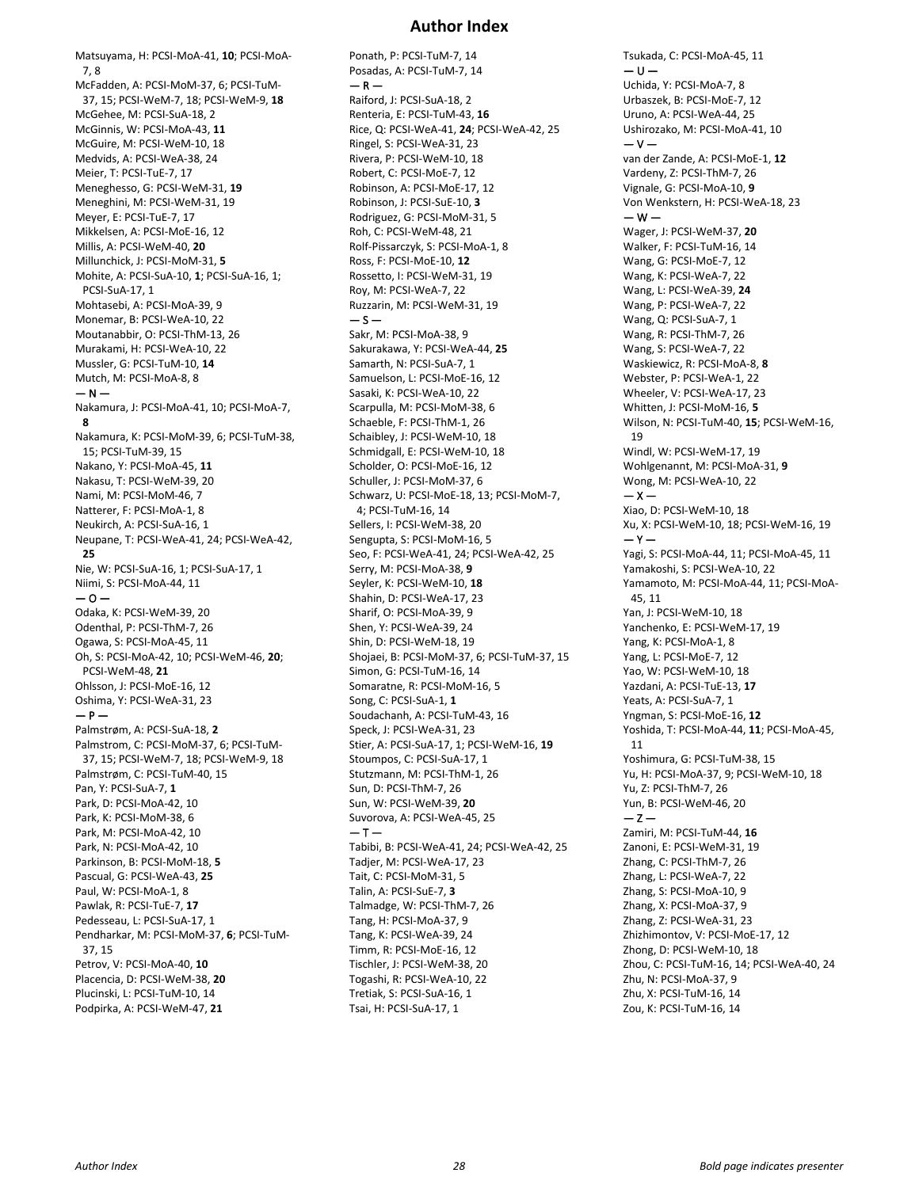# Author Index

Matsuyama, H: PCSI-MoA-41, **10**; PCSI-MoA-7, 8
McFadden, A: PCSI-MoM-37, 6; PCSI-TuM-37, 15; PCSI-WeM-7, 18; PCSI-WeM-9, **18**
McGehee, M: PCSI-SuA-18, 2
McGinnis, W: PCSI-MoA-43, **11**
McGuire, M: PCSI-WeM-10, 18
Medvids, A: PCSI-WeA-38, 24
Meier, T: PCSI-TuE-7, 17
Meneghesso, G: PCSI-WeM-31, **19**
Meneghini, M: PCSI-WeM-31, 19
Meyer, E: PCSI-TuE-7, 17
Mikkelsen, A: PCSI-MoE-16, 12
Millis, A: PCSI-WeM-40, **20**
Millunchick, J: PCSI-MoM-31, **5**
Mohite, A: PCSI-SuA-10, **1**; PCSI-SuA-16, 1; PCSI-SuA-17, 1
Mohtasebi, A: PCSI-MoA-39, 9
Monemar, B: PCSI-WeA-10, 22
Moutanabbir, O: PCSI-ThM-13, 26
Murakami, H: PCSI-WeA-10, 22
Mussler, G: PCSI-TuM-10, **14**
Mutch, M: PCSI-MoA-8, 8

— N —

Nakamura, J: PCSI-MoA-41, 10; PCSI-MoA-7, **8**
Nakamura, K: PCSI-MoM-39, 6; PCSI-TuM-38, 15; PCSI-TuM-39, 15
Nakano, Y: PCSI-MoA-45, **11**
Nakasu, T: PCSI-WeM-39, 20
Nami, M: PCSI-MoM-46, 7
Natterer, F: PCSI-MoA-1, 8
Neukirch, A: PCSI-SuA-16, 1
Neupane, T: PCSI-WeA-41, 24; PCSI-WeA-42, **25**
Nie, W: PCSI-SuA-16, 1; PCSI-SuA-17, 1
Niimi, S: PCSI-MoA-44, 11

— O —

Odaka, K: PCSI-WeM-39, 20
Odenthal, P: PCSI-ThM-7, 26
Ogawa, S: PCSI-MoA-45, 11
Oh, S: PCSI-MoA-42, 10; PCSI-WeM-46, **20**; PCSI-WeM-48, **21**
Ohlsson, J: PCSI-MoE-16, 12
Oshima, Y: PCSI-WeA-31, 23

— P —

Palmstrøm, A: PCSI-SuA-18, **2**
Palmstrom, C: PCSI-MoM-37, 6; PCSI-TuM-37, 15; PCSI-WeM-7, 18; PCSI-WeM-9, 18
Palmstrøm, C: PCSI-TuM-40, 15
Pan, Y: PCSI-SuA-7, **1**
Park, D: PCSI-MoA-42, 10
Park, K: PCSI-MoM-38, 6
Park, M: PCSI-MoA-42, 10
Park, N: PCSI-MoA-42, 10
Parkinson, B: PCSI-MoM-18, **5**
Pascual, G: PCSI-WeA-43, **25**
Paul, W: PCSI-MoA-1, 8
Pawlak, R: PCSI-TuE-7, **17**
Pedesseau, L: PCSI-SuA-17, 1
Pendharkar, M: PCSI-MoM-37, **6**; PCSI-TuM-37, 15
Petrov, V: PCSI-MoA-40, **10**
Placencia, D: PCSI-WeM-38, **20**
Plucinski, L: PCSI-TuM-10, 14
Podpirka, A: PCSI-WeM-47, **21**
Ponath, P: PCSI-TuM-7, 14
Posadas, A: PCSI-TuM-7, 14

— R —

Raiford, J: PCSI-SuA-18, 2
Renteria, E: PCSI-TuM-43, **16**
Rice, Q: PCSI-WeA-41, **24**; PCSI-WeA-42, 25
Ringel, S: PCSI-WeA-31, 23
Rivera, P: PCSI-WeM-10, 18
Robert, C: PCSI-MoE-7, 12
Robinson, A: PCSI-MoE-17, 12
Robinson, J: PCSI-SuE-10, **3**
Rodriguez, G: PCSI-MoM-31, 5
Roh, C: PCSI-WeM-48, 21
Rolf-Pissarczyk, S: PCSI-MoA-1, 8
Ross, F: PCSI-MoE-10, **12**
Rossetto, I: PCSI-WeM-31, 19
Roy, M: PCSI-WeA-7, 22
Ruzzarin, M: PCSI-WeM-31, 19

— S —

Sakr, M: PCSI-MoA-38, 9
Sakurakawa, Y: PCSI-WeA-44, **25**
Samarth, N: PCSI-SuA-7, 1
Samuelson, L: PCSI-MoE-16, 12
Sasaki, K: PCSI-WeA-10, 22
Scarpulla, M: PCSI-MoM-38, 6
Schaeble, F: PCSI-ThM-1, 26
Schaibley, J: PCSI-WeM-10, 18
Schmidgall, E: PCSI-WeM-10, 18
Scholder, O: PCSI-MoE-16, 12
Schuller, J: PCSI-MoM-37, 6
Schwarz, U: PCSI-MoE-18, 13; PCSI-MoM-7, 4; PCSI-TuM-16, 14
Sellers, I: PCSI-WeM-38, 20
Sengupta, S: PCSI-MoM-16, 5
Seo, F: PCSI-WeA-41, 24; PCSI-WeA-42, 25
Serry, M: PCSI-MoA-38, **9**
Seyler, K: PCSI-WeM-10, **18**
Shahin, D: PCSI-WeA-17, 23
Sharif, O: PCSI-MoA-39, 9
Shen, Y: PCSI-WeA-39, 24
Shin, D: PCSI-WeM-18, 19
Shojaei, B: PCSI-MoM-37, 6; PCSI-TuM-37, 15
Simon, G: PCSI-TuM-16, 14
Somaratne, R: PCSI-MoM-16, 5
Song, C: PCSI-SuA-1, **1**
Soudachanh, A: PCSI-TuM-43, 16
Speck, J: PCSI-WeA-31, 23
Stier, A: PCSI-SuA-17, 1; PCSI-WeM-16, **19**
Stoumpos, C: PCSI-SuA-17, 1
Stutzmann, M: PCSI-ThM-1, 26
Sun, D: PCSI-ThM-7, 26
Sun, W: PCSI-WeM-39, **20**
Suvorova, A: PCSI-WeA-45, 25

— T —

Tabibi, B: PCSI-WeA-41, 24; PCSI-WeA-42, 25
Tadjer, M: PCSI-WeA-17, 23
Tait, C: PCSI-MoM-31, 5
Talin, A: PCSI-SuE-7, **3**
Talmadge, W: PCSI-ThM-7, 26
Tang, H: PCSI-MoA-37, 9
Tang, K: PCSI-WeA-39, 24
Timm, R: PCSI-MoE-16, 12
Tischler, J: PCSI-WeM-38, 20
Togashi, R: PCSI-WeA-10, 22
Tretiak, S: PCSI-SuA-16, 1
Tsai, H: PCSI-SuA-17, 1
Tsukada, C: PCSI-MoA-45, 11

— U —

Uchida, Y: PCSI-MoA-7, 8
Urbaszek, B: PCSI-MoE-7, 12
Uruno, A: PCSI-WeA-44, 25
Ushirozako, M: PCSI-MoA-41, 10

— V —

van der Zande, A: PCSI-MoE-1, **12**
Vardeny, Z: PCSI-ThM-7, 26
Vignale, G: PCSI-MoA-10, **9**
Von Wenkstern, H: PCSI-WeA-18, 23

— W —

Wager, J: PCSI-WeM-37, **20**
Walker, F: PCSI-TuM-16, 14
Wang, G: PCSI-MoE-7, 12
Wang, K: PCSI-WeA-7, 22
Wang, L: PCSI-WeA-39, **24**
Wang, P: PCSI-WeA-7, 22
Wang, Q: PCSI-SuA-7, 1
Wang, R: PCSI-ThM-7, 26
Wang, S: PCSI-WeA-7, 22
Waskiewicz, R: PCSI-MoA-8, **8**
Webster, P: PCSI-WeA-1, 22
Wheeler, V: PCSI-WeA-17, 23
Whitten, J: PCSI-MoM-16, **5**
Wilson, N: PCSI-TuM-40, **15**; PCSI-WeM-16, 19
Windl, W: PCSI-WeM-17, 19
Wohlgenannt, M: PCSI-MoA-31, **9**
Wong, M: PCSI-WeA-10, 22

— X —

Xiao, D: PCSI-WeM-10, 18
Xu, X: PCSI-WeM-10, 18; PCSI-WeM-16, 19

— Y —

Yagi, S: PCSI-MoA-44, 11; PCSI-MoA-45, 11
Yamakoshi, S: PCSI-WeA-10, 22
Yamamoto, M: PCSI-MoA-44, 11; PCSI-MoA-45, 11
Yan, J: PCSI-WeM-10, 18
Yanchenko, E: PCSI-WeM-17, 19
Yang, K: PCSI-MoA-1, 8
Yang, L: PCSI-MoE-7, 12
Yao, W: PCSI-WeM-10, 18
Yazdani, A: PCSI-TuE-13, **17**
Yeats, A: PCSI-SuA-7, 1
Yngman, S: PCSI-MoE-16, **12**
Yoshida, T: PCSI-MoA-44, **11**; PCSI-MoA-45, 11
Yoshimura, G: PCSI-TuM-38, 15
Yu, H: PCSI-MoA-37, 9; PCSI-WeM-10, 18
Yu, Z: PCSI-ThM-7, 26
Yun, B: PCSI-WeM-46, 20

— Z —

Zamiri, M: PCSI-TuM-44, **16**
Zanoni, E: PCSI-WeM-31, 19
Zhang, C: PCSI-ThM-7, 26
Zhang, L: PCSI-WeA-7, 22
Zhang, S: PCSI-MoA-10, 9
Zhang, X: PCSI-MoA-37, 9
Zhang, Z: PCSI-WeA-31, 23
Zhizhimontov, V: PCSI-MoE-17, 12
Zhong, D: PCSI-WeM-10, 18
Zhou, C: PCSI-TuM-16, 14; PCSI-WeA-40, 24
Zhu, N: PCSI-MoA-37, 9
Zhu, X: PCSI-TuM-16, 14
Zou, K: PCSI-TuM-16, 14